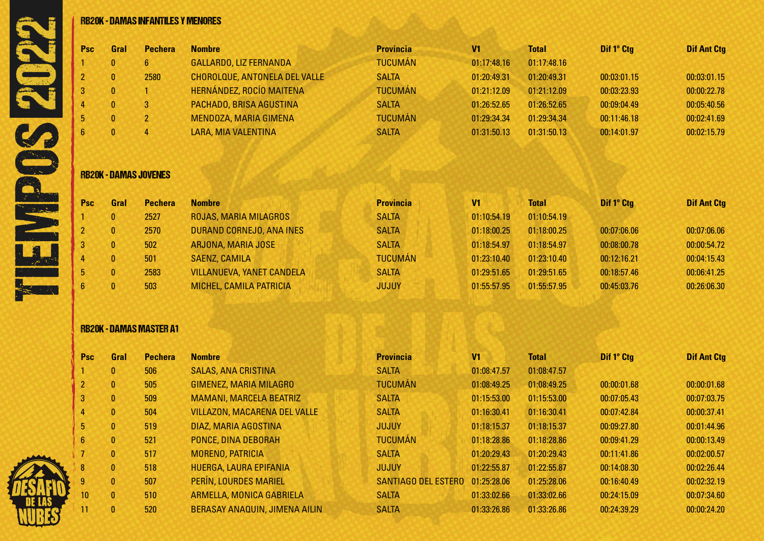## RB20K - DAMAS INFANTILES Y MENORES

| Psc | Gral | Pechera | Nombre | Provincia | V1 | Total | Dif 1º Ctg | Dif Ant Ctg |
|---|---|---|---|---|---|---|---|---|
| 1 | 0 | 6 | GALLARDO, LIZ FERNANDA | TUCUMÁN | 01:17:48.16 | 01:17:48.16 | | |
| 2 | 0 | 2580 | CHOROLQUE, ANTONELA DEL VALLE | SALTA | 01:20:49.31 | 01:20:49.31 | 00:03:01.15 | 00:03:01.15 |
| 3 | 0 | 1 | HERNÁNDEZ, ROCÍO MAITENA | TUCUMÁN | 01:21:12.09 | 01:21:12.09 | 00:03:23.93 | 00:00:22.78 |
| 4 | 0 | 3 | PACHADO, BRISA AGUSTINA | SALTA | 01:26:52.65 | 01:26:52.65 | 00:09:04.49 | 00:05:40.56 |
| 5 | 0 | 2 | MENDOZA, MARIA GIMENA | TUCUMÁN | 01:29:34.34 | 01:29:34.34 | 00:11:46.18 | 00:02:41.69 |
| 6 | 0 | 4 | LARA, MIA VALENTINA | SALTA | 01:31:50.13 | 01:31:50.13 | 00:14:01.97 | 00:02:15.79 |

## RB20K - DAMAS JOVENES

| Psc | Gral | Pechera | Nombre | Provincia | V1 | Total | Dif 1º Ctg | Dif Ant Ctg |
|---|---|---|---|---|---|---|---|---|
| 1 | 0 | 2527 | ROJAS, MARIA MILAGROS | SALTA | 01:10:54.19 | 01:10:54.19 | | |
| 2 | 0 | 2570 | DURAND CORNEJO, ANA INES | SALTA | 01:18:00.25 | 01:18:00.25 | 00:07:06.06 | 00:07:06.06 |
| 3 | 0 | 502 | ARJONA, MARIA JOSE | SALTA | 01:18:54.97 | 01:18:54.97 | 00:08:00.78 | 00:00:54.72 |
| 4 | 0 | 501 | SAENZ, CAMILA | TUCUMÁN | 01:23:10.40 | 01:23:10.40 | 00:12:16.21 | 00:04:15.43 |
| 5 | 0 | 2583 | VILLANUEVA, YANET CANDELA | SALTA | 01:29:51.65 | 01:29:51.65 | 00:18:57.46 | 00:06:41.25 |
| 6 | 0 | 503 | MICHEL, CAMILA PATRICIA | JUJUY | 01:55:57.95 | 01:55:57.95 | 00:45:03.76 | 00:26:06.30 |

## RB20K - DAMAS MASTER A1

| Psc | Gral | Pechera | Nombre | Provincia | V1 | Total | Dif 1º Ctg | Dif Ant Ctg |
|---|---|---|---|---|---|---|---|---|
| 1 | 0 | 506 | SALAS, ANA CRISTINA | SALTA | 01:08:47.57 | 01:08:47.57 | | |
| 2 | 0 | 505 | GIMENEZ, MARIA MILAGRO | TUCUMÁN | 01:08:49.25 | 01:08:49.25 | 00:00:01.68 | 00:00:01.68 |
| 3 | 0 | 509 | MAMANI, MARCELA BEATRIZ | SALTA | 01:15:53.00 | 01:15:53.00 | 00:07:05.43 | 00:07:03.75 |
| 4 | 0 | 504 | VILLAZON, MACARENA DEL VALLE | SALTA | 01:16:30.41 | 01:16:30.41 | 00:07:42.84 | 00:00:37.41 |
| 5 | 0 | 519 | DIAZ, MARIA AGOSTINA | JUJUY | 01:18:15.37 | 01:18:15.37 | 00:09:27.80 | 00:01:44.96 |
| 6 | 0 | 521 | PONCE, DINA DEBORAH | TUCUMÁN | 01:18:28.86 | 01:18:28.86 | 00:09:41.29 | 00:00:13.49 |
| 7 | 0 | 517 | MORENO, PATRICIA | SALTA | 01:20:29.43 | 01:20:29.43 | 00:11:41.86 | 00:02:00.57 |
| 8 | 0 | 518 | HUERGA, LAURA EPIFANIA | JUJUY | 01:22:55.87 | 01:22:55.87 | 00:14:08.30 | 00:02:26.44 |
| 9 | 0 | 507 | PERÍN, LOURDES MARIEL | SANTIAGO DEL ESTERO | 01:25:28.06 | 01:25:28.06 | 00:16:40.49 | 00:02:32.19 |
| 10 | 0 | 510 | ARMELLA, MONICA GABRIELA | SALTA | 01:33:02.66 | 01:33:02.66 | 00:24:15.09 | 00:07:34.60 |
| 11 | 0 | 520 | BERASAY ANAQUIN, JIMENA AILIN | SALTA | 01:33:26.86 | 01:33:26.86 | 00:24:39.29 | 00:00:24.20 |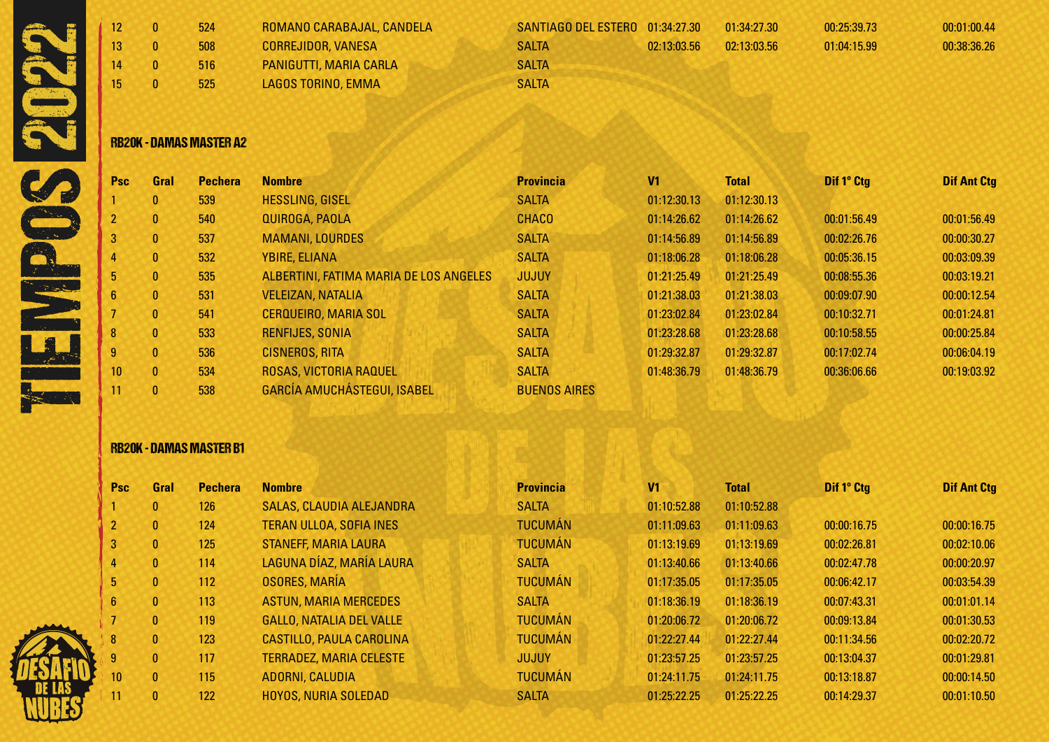| | | | | | | | | |
|---|---|---|---|---|---|---|---|---|
| 12 | 0 | 524 | ROMANO CARABAJAL, CANDELA | SANTIAGO DEL ESTERO | 01:34:27.30 | 01:34:27.30 | 00:25:39.73 | 00:01:00.44 |
| 13 | 0 | 508 | CORREJIDOR, VANESA | SALTA | 02:13:03.56 | 02:13:03.56 | 01:04:15.99 | 00:38:36.26 |
| 14 | 0 | 516 | PANIGUTTI, MARIA CARLA | SALTA | | | | |
| 15 | 0 | 525 | LAGOS TORINO, EMMA | SALTA | | | | |

## RB20K - DAMAS MASTER A2

| Psc | Gral | Pechera | Nombre | Provincia | V1 | Total | Dif 1° Ctg | Dif Ant Ctg |
|---|---|---|---|---|---|---|---|---|
| 1 | 0 | 539 | HESSLING, GISEL | SALTA | 01:12:30.13 | 01:12:30.13 | | |
| 2 | 0 | 540 | QUIROGA, PAOLA | CHACO | 01:14:26.62 | 01:14:26.62 | 00:01:56.49 | 00:01:56.49 |
| 3 | 0 | 537 | MAMANI, LOURDES | SALTA | 01:14:56.89 | 01:14:56.89 | 00:02:26.76 | 00:00:30.27 |
| 4 | 0 | 532 | YBIRE, ELIANA | SALTA | 01:18:06.28 | 01:18:06.28 | 00:05:36.15 | 00:03:09.39 |
| 5 | 0 | 535 | ALBERTINI, FATIMA MARIA DE LOS ANGELES | JUJUY | 01:21:25.49 | 01:21:25.49 | 00:08:55.36 | 00:03:19.21 |
| 6 | 0 | 531 | VELEIZAN, NATALIA | SALTA | 01:21:38.03 | 01:21:38.03 | 00:09:07.90 | 00:00:12.54 |
| 7 | 0 | 541 | CERQUEIRO, MARIA SOL | SALTA | 01:23:02.84 | 01:23:02.84 | 00:10:32.71 | 00:01:24.81 |
| 8 | 0 | 533 | RENFIJES, SONIA | SALTA | 01:23:28.68 | 01:23:28.68 | 00:10:58.55 | 00:00:25.84 |
| 9 | 0 | 536 | CISNEROS, RITA | SALTA | 01:29:32.87 | 01:29:32.87 | 00:17:02.74 | 00:06:04.19 |
| 10 | 0 | 534 | ROSAS, VICTORIA RAQUEL | SALTA | 01:48:36.79 | 01:48:36.79 | 00:36:06.66 | 00:19:03.92 |
| 11 | 0 | 538 | GARCÍA AMUCHÁSTEGUI, ISABEL | BUENOS AIRES | | | | |

## RB20K - DAMAS MASTER B1

| Psc | Gral | Pechera | Nombre | Provincia | V1 | Total | Dif 1° Ctg | Dif Ant Ctg |
|---|---|---|---|---|---|---|---|---|
| 1 | 0 | 126 | SALAS, CLAUDIA ALEJANDRA | SALTA | 01:10:52.88 | 01:10:52.88 | | |
| 2 | 0 | 124 | TERAN ULLOA, SOFIA INES | TUCUMÁN | 01:11:09.63 | 01:11:09.63 | 00:00:16.75 | 00:00:16.75 |
| 3 | 0 | 125 | STANEFF, MARIA LAURA | TUCUMÁN | 01:13:19.69 | 01:13:19.69 | 00:02:26.81 | 00:02:10.06 |
| 4 | 0 | 114 | LAGUNA DÍAZ, MARÍA LAURA | SALTA | 01:13:40.66 | 01:13:40.66 | 00:02:47.78 | 00:00:20.97 |
| 5 | 0 | 112 | OSORES, MARÍA | TUCUMÁN | 01:17:35.05 | 01:17:35.05 | 00:06:42.17 | 00:03:54.39 |
| 6 | 0 | 113 | ASTUN, MARIA MERCEDES | SALTA | 01:18:36.19 | 01:18:36.19 | 00:07:43.31 | 00:01:01.14 |
| 7 | 0 | 119 | GALLO, NATALIA DEL VALLE | TUCUMÁN | 01:20:06.72 | 01:20:06.72 | 00:09:13.84 | 00:01:30.53 |
| 8 | 0 | 123 | CASTILLO, PAULA CAROLINA | TUCUMÁN | 01:22:27.44 | 01:22:27.44 | 00:11:34.56 | 00:02:20.72 |
| 9 | 0 | 117 | TERRADEZ, MARIA CELESTE | JUJUY | 01:23:57.25 | 01:23:57.25 | 00:13:04.37 | 00:01:29.81 |
| 10 | 0 | 115 | ADORNI, CALUDIA | TUCUMÁN | 01:24:11.75 | 01:24:11.75 | 00:13:18.87 | 00:00:14.50 |
| 11 | 0 | 122 | HOYOS, NURIA SOLEDAD | SALTA | 01:25:22.25 | 01:25:22.25 | 00:14:29.37 | 00:01:10.50 |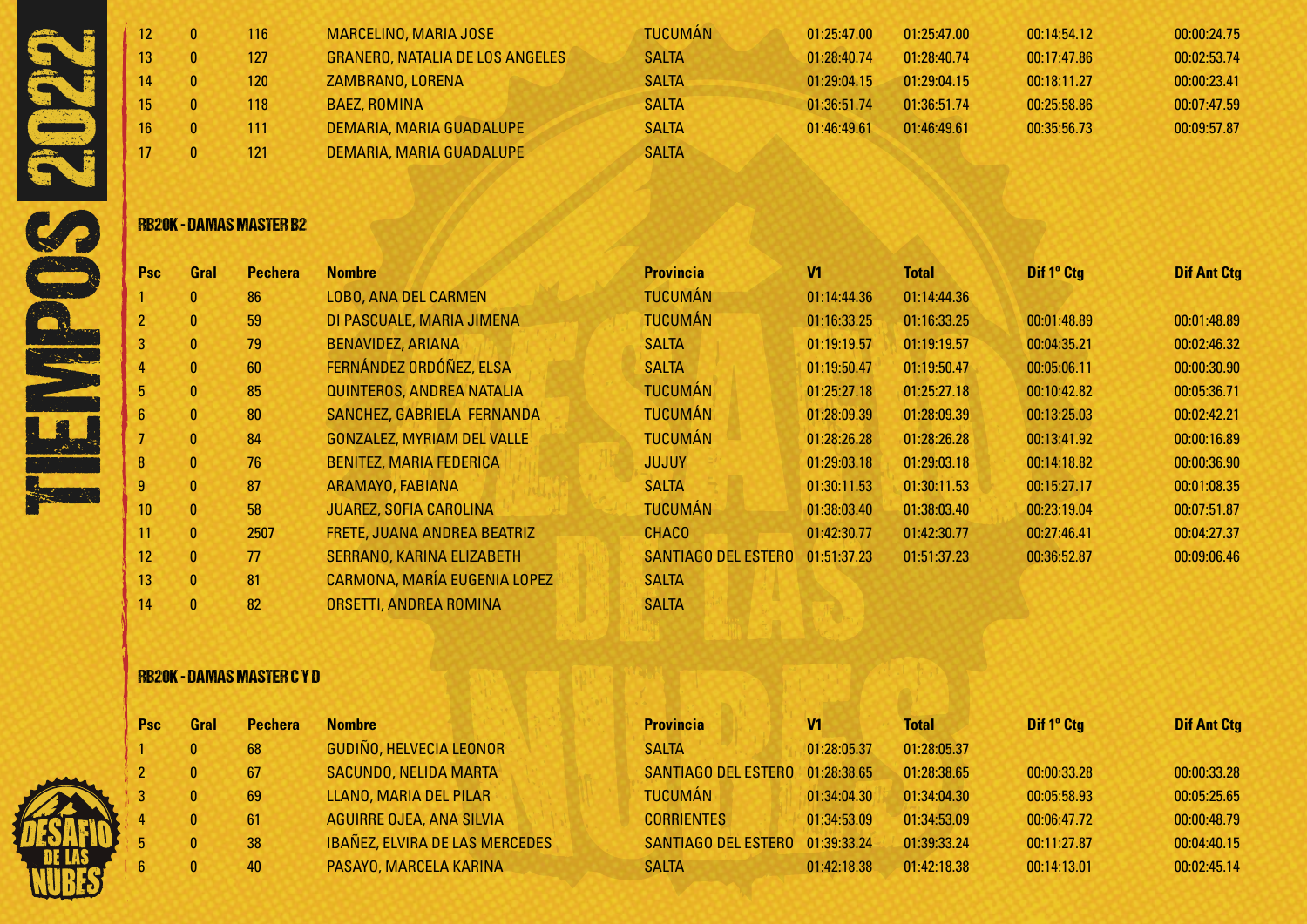| 12 | 0 | 116 | MARCELINO, MARIA JOSE | TUCUMÁN | 01:25:47.00 | 01:25:47.00 | 00:14:54.12 | 00:00:24.75 |
|---|---|---|---|---|---|---|---|---|
| 13 | 0 | 127 | GRANERO, NATALIA DE LOS ANGELES | SALTA | 01:28:40.74 | 01:28:40.74 | 00:17:47.86 | 00:02:53.74 |
| 14 | 0 | 120 | ZAMBRANO, LORENA | SALTA | 01:29:04.15 | 01:29:04.15 | 00:18:11.27 | 00:00:23.41 |
| 15 | 0 | 118 | BAEZ, ROMINA | SALTA | 01:36:51.74 | 01:36:51.74 | 00:25:58.86 | 00:07:47.59 |
| 16 | 0 | 111 | DEMARIA, MARIA GUADALUPE | SALTA | 01:46:49.61 | 01:46:49.61 | 00:35:56.73 | 00:09:57.87 |
| 17 | 0 | 121 | DEMARIA, MARIA GUADALUPE | SALTA | | | | |

## RB20K - DAMAS MASTER B2

| Psc | Gral | Pechera | Nombre | Provincia | V1 | Total | Dif 1° Ctg | Dif Ant Ctg |
|---|---|---|---|---|---|---|---|---|
| 1 | 0 | 86 | LOBO, ANA DEL CARMEN | TUCUMÁN | 01:14:44.36 | 01:14:44.36 | | |
| 2 | 0 | 59 | DI PASCUALE, MARIA JIMENA | TUCUMÁN | 01:16:33.25 | 01:16:33.25 | 00:01:48.89 | 00:01:48.89 |
| 3 | 0 | 79 | BENAVIDEZ, ARIANA | SALTA | 01:19:19.57 | 01:19:19.57 | 00:04:35.21 | 00:02:46.32 |
| 4 | 0 | 60 | FERNÁNDEZ ORDÓÑEZ, ELSA | SALTA | 01:19:50.47 | 01:19:50.47 | 00:05:06.11 | 00:00:30.90 |
| 5 | 0 | 85 | QUINTEROS, ANDREA NATALIA | TUCUMÁN | 01:25:27.18 | 01:25:27.18 | 00:10:42.82 | 00:05:36.71 |
| 6 | 0 | 80 | SANCHEZ, GABRIELA FERNANDA | TUCUMÁN | 01:28:09.39 | 01:28:09.39 | 00:13:25.03 | 00:02:42.21 |
| 7 | 0 | 84 | GONZALEZ, MYRIAM DEL VALLE | TUCUMÁN | 01:28:26.28 | 01:28:26.28 | 00:13:41.92 | 00:00:16.89 |
| 8 | 0 | 76 | BENITEZ, MARIA FEDERICA | JUJUY | 01:29:03.18 | 01:29:03.18 | 00:14:18.82 | 00:00:36.90 |
| 9 | 0 | 87 | ARAMAYO, FABIANA | SALTA | 01:30:11.53 | 01:30:11.53 | 00:15:27.17 | 00:01:08.35 |
| 10 | 0 | 58 | JUAREZ, SOFIA CAROLINA | TUCUMÁN | 01:38:03.40 | 01:38:03.40 | 00:23:19.04 | 00:07:51.87 |
| 11 | 0 | 2507 | FRETE, JUANA ANDREA BEATRIZ | CHACO | 01:42:30.77 | 01:42:30.77 | 00:27:46.41 | 00:04:27.37 |
| 12 | 0 | 77 | SERRANO, KARINA ELIZABETH | SANTIAGO DEL ESTERO | 01:51:37.23 | 01:51:37.23 | 00:36:52.87 | 00:09:06.46 |
| 13 | 0 | 81 | CARMONA, MARÍA EUGENIA LOPEZ | SALTA | | | | |
| 14 | 0 | 82 | ORSETTI, ANDREA ROMINA | SALTA | | | | |

## RB20K - DAMAS MASTER C Y D

| Psc | Gral | Pechera | Nombre | Provincia | V1 | Total | Dif 1° Ctg | Dif Ant Ctg |
|---|---|---|---|---|---|---|---|---|
| 1 | 0 | 68 | GUDIÑO, HELVECIA LEONOR | SALTA | 01:28:05.37 | 01:28:05.37 | | |
| 2 | 0 | 67 | SACUNDO, NELIDA MARTA | SANTIAGO DEL ESTERO | 01:28:38.65 | 01:28:38.65 | 00:00:33.28 | 00:00:33.28 |
| 3 | 0 | 69 | LLANO, MARIA DEL PILAR | TUCUMÁN | 01:34:04.30 | 01:34:04.30 | 00:05:58.93 | 00:05:25.65 |
| 4 | 0 | 61 | AGUIRRE OJEA, ANA SILVIA | CORRIENTES | 01:34:53.09 | 01:34:53.09 | 00:06:47.72 | 00:00:48.79 |
| 5 | 0 | 38 | IBAÑEZ, ELVIRA DE LAS MERCEDES | SANTIAGO DEL ESTERO | 01:39:33.24 | 01:39:33.24 | 00:11:27.87 | 00:04:40.15 |
| 6 | 0 | 40 | PASAYO, MARCELA KARINA | SALTA | 01:42:18.38 | 01:42:18.38 | 00:14:13.01 | 00:02:45.14 |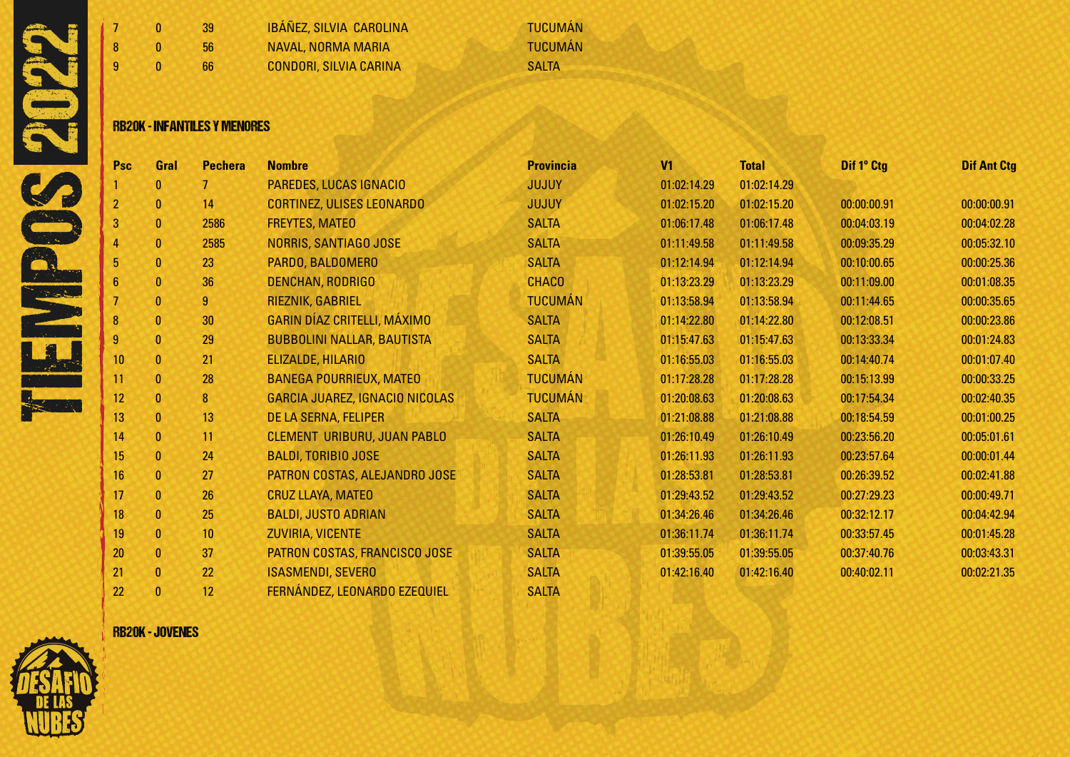| | | | | |
|---|---|---|---|---|
| 7 | 0 | 39 | IBÁÑEZ, SILVIA CAROLINA | TUCUMÁN |
| 8 | 0 | 56 | NAVAL, NORMA MARIA | TUCUMÁN |
| 9 | 0 | 66 | CONDORI, SILVIA CARINA | SALTA |

## RB20K - INFANTILES Y MENORES

| Psc | Gral | Pechera | Nombre | Provincia | V1 | Total | Dif 1º Ctg | Dif Ant Ctg |
|---|---|---|---|---|---|---|---|---|
| 1 | 0 | 7 | PAREDES, LUCAS IGNACIO | JUJUY | 01:02:14.29 | 01:02:14.29 | | |
| 2 | 0 | 14 | CORTINEZ, ULISES LEONARDO | JUJUY | 01:02:15.20 | 01:02:15.20 | 00:00:00.91 | 00:00:00.91 |
| 3 | 0 | 2586 | FREYTES, MATEO | SALTA | 01:06:17.48 | 01:06:17.48 | 00:04:03.19 | 00:04:02.28 |
| 4 | 0 | 2585 | NORRIS, SANTIAGO JOSE | SALTA | 01:11:49.58 | 01:11:49.58 | 00:09:35.29 | 00:05:32.10 |
| 5 | 0 | 23 | PARDO, BALDOMERO | SALTA | 01:12:14.94 | 01:12:14.94 | 00:10:00.65 | 00:00:25.36 |
| 6 | 0 | 36 | DENCHAN, RODRIGO | CHACO | 01:13:23.29 | 01:13:23.29 | 00:11:09.00 | 00:01:08.35 |
| 7 | 0 | 9 | RIEZNIK, GABRIEL | TUCUMÁN | 01:13:58.94 | 01:13:58.94 | 00:11:44.65 | 00:00:35.65 |
| 8 | 0 | 30 | GARIN DÍAZ CRITELLI, MÁXIMO | SALTA | 01:14:22.80 | 01:14:22.80 | 00:12:08.51 | 00:00:23.86 |
| 9 | 0 | 29 | BUBBOLINI NALLAR, BAUTISTA | SALTA | 01:15:47.63 | 01:15:47.63 | 00:13:33.34 | 00:01:24.83 |
| 10 | 0 | 21 | ELIZALDE, HILARIO | SALTA | 01:16:55.03 | 01:16:55.03 | 00:14:40.74 | 00:01:07.40 |
| 11 | 0 | 28 | BANEGA POURRIEUX, MATEO | TUCUMÁN | 01:17:28.28 | 01:17:28.28 | 00:15:13.99 | 00:00:33.25 |
| 12 | 0 | 8 | GARCIA JUAREZ, IGNACIO NICOLAS | TUCUMÁN | 01:20:08.63 | 01:20:08.63 | 00:17:54.34 | 00:02:40.35 |
| 13 | 0 | 13 | DE LA SERNA, FELIPER | SALTA | 01:21:08.88 | 01:21:08.88 | 00:18:54.59 | 00:01:00.25 |
| 14 | 0 | 11 | CLEMENT URIBURU, JUAN PABLO | SALTA | 01:26:10.49 | 01:26:10.49 | 00:23:56.20 | 00:05:01.61 |
| 15 | 0 | 24 | BALDI, TORIBIO JOSE | SALTA | 01:26:11.93 | 01:26:11.93 | 00:23:57.64 | 00:00:01.44 |
| 16 | 0 | 27 | PATRON COSTAS, ALEJANDRO JOSE | SALTA | 01:28:53.81 | 01:28:53.81 | 00:26:39.52 | 00:02:41.88 |
| 17 | 0 | 26 | CRUZ LLAYA, MATEO | SALTA | 01:29:43.52 | 01:29:43.52 | 00:27:29.23 | 00:00:49.71 |
| 18 | 0 | 25 | BALDI, JUSTO ADRIAN | SALTA | 01:34:26.46 | 01:34:26.46 | 00:32:12.17 | 00:04:42.94 |
| 19 | 0 | 10 | ZUVIRIA, VICENTE | SALTA | 01:36:11.74 | 01:36:11.74 | 00:33:57.45 | 00:01:45.28 |
| 20 | 0 | 37 | PATRON COSTAS, FRANCISCO JOSE | SALTA | 01:39:55.05 | 01:39:55.05 | 00:37:40.76 | 00:03:43.31 |
| 21 | 0 | 22 | ISASMENDI, SEVERO | SALTA | 01:42:16.40 | 01:42:16.40 | 00:40:02.11 | 00:02:21.35 |
| 22 | 0 | 12 | FERNÁNDEZ, LEONARDO EZEQUIEL | SALTA | | | | |

## RB20K - JOVENES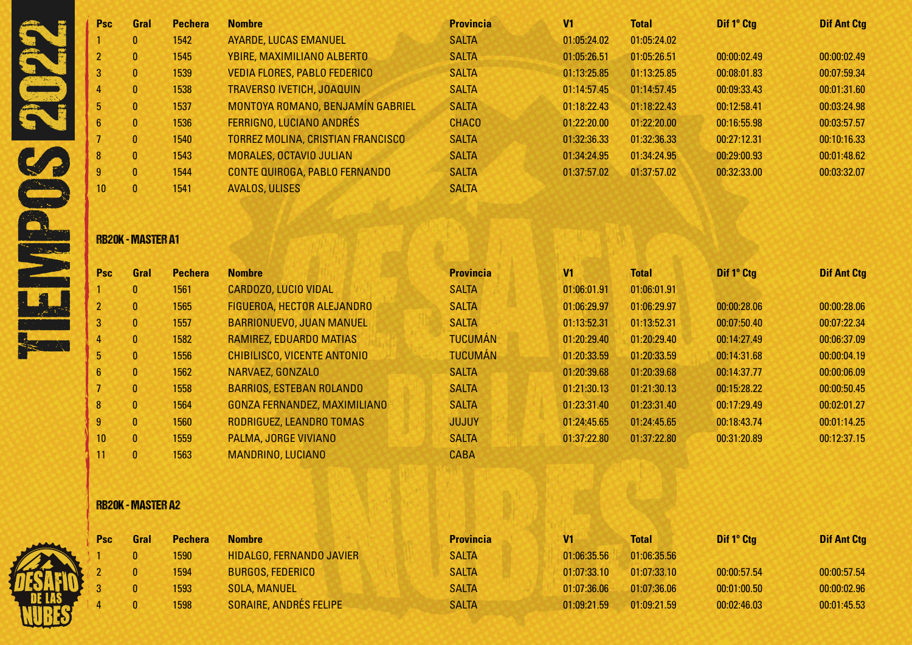| Psc | Gral | Pechera | Nombre | Provincia | V1 | Total | Dif 1° Ctg | Dif Ant Ctg |
|---|---|---|---|---|---|---|---|---|
| 1 | 0 | 1542 | AYARDE, LUCAS EMANUEL | SALTA | 01:05:24.02 | 01:05:24.02 | | |
| 2 | 0 | 1545 | YBIRE, MAXIMILIANO ALBERTO | SALTA | 01:05:26.51 | 01:05:26.51 | 00:00:02.49 | 00:00:02.49 |
| 3 | 0 | 1539 | VEDIA FLORES, PABLO FEDERICO | SALTA | 01:13:25.85 | 01:13:25.85 | 00:08:01.83 | 00:07:59.34 |
| 4 | 0 | 1538 | TRAVERSO IVETICH, JOAQUIN | SALTA | 01:14:57.45 | 01:14:57.45 | 00:09:33.43 | 00:01:31.60 |
| 5 | 0 | 1537 | MONTOYA ROMANO, BENJAMÍN GABRIEL | SALTA | 01:18:22.43 | 01:18:22.43 | 00:12:58.41 | 00:03:24.98 |
| 6 | 0 | 1536 | FERRIGNO, LUCIANO ANDRÉS | CHACO | 01:22:20.00 | 01:22:20.00 | 00:16:55.98 | 00:03:57.57 |
| 7 | 0 | 1540 | TORREZ MOLINA, CRISTIAN FRANCISCO | SALTA | 01:32:36.33 | 01:32:36.33 | 00:27:12.31 | 00:10:16.33 |
| 8 | 0 | 1543 | MORALES, OCTAVIO JULIAN | SALTA | 01:34:24.95 | 01:34:24.95 | 00:29:00.93 | 00:01:48.62 |
| 9 | 0 | 1544 | CONTE QUIROGA, PABLO FERNANDO | SALTA | 01:37:57.02 | 01:37:57.02 | 00:32:33.00 | 00:03:32.07 |
| 10 | 0 | 1541 | AVALOS, ULISES | SALTA | | | | |

## RB20K - MASTER A1

| Psc | Gral | Pechera | Nombre | Provincia | V1 | Total | Dif 1° Ctg | Dif Ant Ctg |
|---|---|---|---|---|---|---|---|---|
| 1 | 0 | 1561 | CARDOZO, LUCIO VIDAL | SALTA | 01:06:01.91 | 01:06:01.91 | | |
| 2 | 0 | 1565 | FIGUEROA, HECTOR ALEJANDRO | SALTA | 01:06:29.97 | 01:06:29.97 | 00:00:28.06 | 00:00:28.06 |
| 3 | 0 | 1557 | BARRIONUEVO, JUAN MANUEL | SALTA | 01:13:52.31 | 01:13:52.31 | 00:07:50.40 | 00:07:22.34 |
| 4 | 0 | 1582 | RAMIREZ, EDUARDO MATIAS | TUCUMÁN | 01:20:29.40 | 01:20:29.40 | 00:14:27.49 | 00:06:37.09 |
| 5 | 0 | 1556 | CHIBILISCO, VICENTE ANTONIO | TUCUMÁN | 01:20:33.59 | 01:20:33.59 | 00:14:31.68 | 00:00:04.19 |
| 6 | 0 | 1562 | NARVAEZ, GONZALO | SALTA | 01:20:39.68 | 01:20:39.68 | 00:14:37.77 | 00:00:06.09 |
| 7 | 0 | 1558 | BARRIOS, ESTEBAN ROLANDO | SALTA | 01:21:30.13 | 01:21:30.13 | 00:15:28.22 | 00:00:50.45 |
| 8 | 0 | 1564 | GONZA FERNANDEZ, MAXIMILIANO | SALTA | 01:23:31.40 | 01:23:31.40 | 00:17:29.49 | 00:02:01.27 |
| 9 | 0 | 1560 | RODRIGUEZ, LEANDRO TOMAS | JUJUY | 01:24:45.65 | 01:24:45.65 | 00:18:43.74 | 00:01:14.25 |
| 10 | 0 | 1559 | PALMA, JORGE VIVIANO | SALTA | 01:37:22.80 | 01:37:22.80 | 00:31:20.89 | 00:12:37.15 |
| 11 | 0 | 1563 | MANDRINO, LUCIANO | CABA | | | | |

## RB20K - MASTER A2

| Psc | Gral | Pechera | Nombre | Provincia | V1 | Total | Dif 1° Ctg | Dif Ant Ctg |
|---|---|---|---|---|---|---|---|---|
| 1 | 0 | 1590 | HIDALGO, FERNANDO JAVIER | SALTA | 01:06:35.56 | 01:06:35.56 | | |
| 2 | 0 | 1594 | BURGOS, FEDERICO | SALTA | 01:07:33.10 | 01:07:33.10 | 00:00:57.54 | 00:00:57.54 |
| 3 | 0 | 1593 | SOLA, MANUEL | SALTA | 01:07:36.06 | 01:07:36.06 | 00:01:00.50 | 00:00:02.96 |
| 4 | 0 | 1598 | SORAIRE, ANDRÉS FELIPE | SALTA | 01:09:21.59 | 01:09:21.59 | 00:02:46.03 | 00:01:45.53 |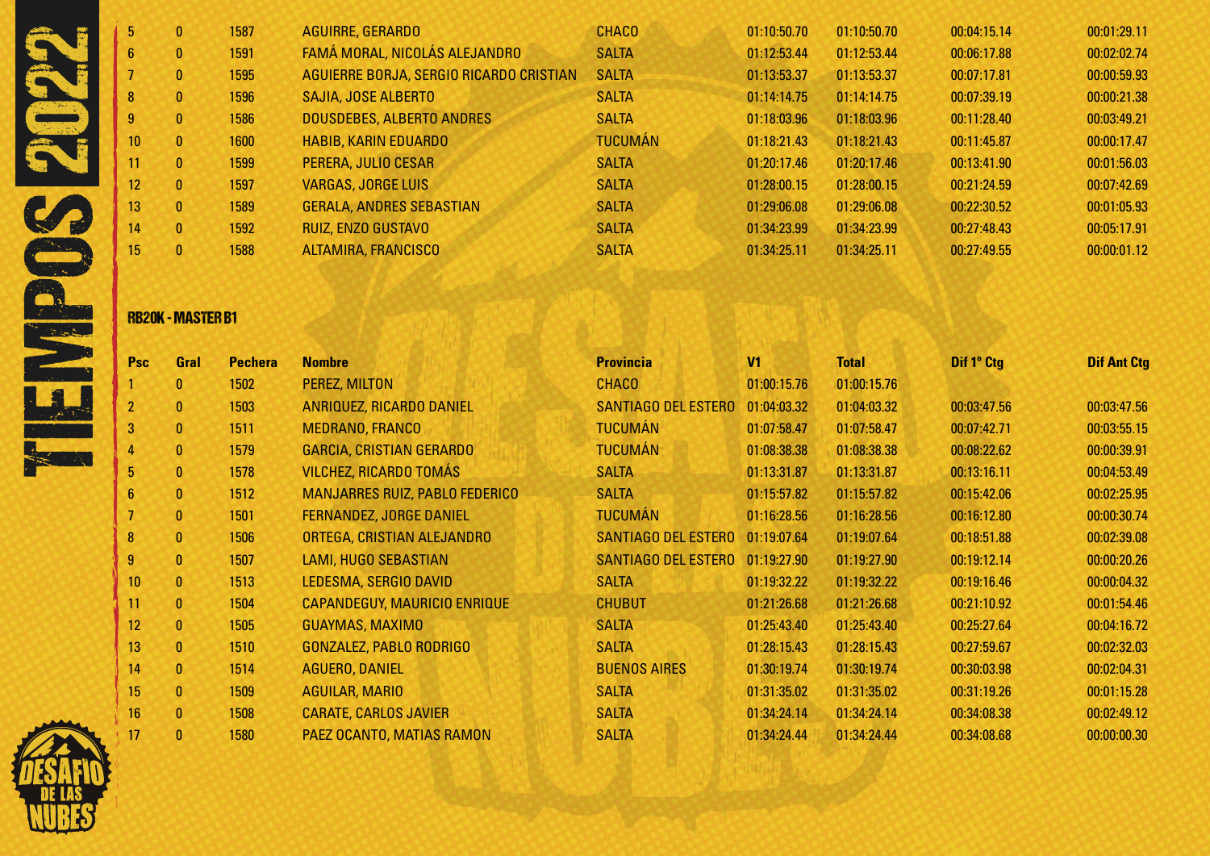| Psc | Gral | Pechera | Nombre | Provincia | V1 | Total | Dif 1º Ctg | Dif Ant Ctg |
|---|---|---|---|---|---|---|---|---|
| 5 | 0 | 1587 | AGUIRRE, GERARDO | CHACO | 01:10:50.70 | 01:10:50.70 | 00:04:15.14 | 00:01:29.11 |
| 6 | 0 | 1591 | FAMÁ MORAL, NICOLÁS ALEJANDRO | SALTA | 01:12:53.44 | 01:12:53.44 | 00:06:17.88 | 00:02:02.74 |
| 7 | 0 | 1595 | AGUIERRE BORJA, SERGIO RICARDO CRISTIAN | SALTA | 01:13:53.37 | 01:13:53.37 | 00:07:17.81 | 00:00:59.93 |
| 8 | 0 | 1596 | SAJIA, JOSE ALBERTO | SALTA | 01:14:14.75 | 01:14:14.75 | 00:07:39.19 | 00:00:21.38 |
| 9 | 0 | 1586 | DOUSDEBES, ALBERTO ANDRES | SALTA | 01:18:03.96 | 01:18:03.96 | 00:11:28.40 | 00:03:49.21 |
| 10 | 0 | 1600 | HABIB, KARIN EDUARDO | TUCUMÁN | 01:18:21.43 | 01:18:21.43 | 00:11:45.87 | 00:00:17.47 |
| 11 | 0 | 1599 | PERERA, JULIO CESAR | SALTA | 01:20:17.46 | 01:20:17.46 | 00:13:41.90 | 00:01:56.03 |
| 12 | 0 | 1597 | VARGAS, JORGE LUIS | SALTA | 01:28:00.15 | 01:28:00.15 | 00:21:24.59 | 00:07:42.69 |
| 13 | 0 | 1589 | GERALA, ANDRES SEBASTIAN | SALTA | 01:29:06.08 | 01:29:06.08 | 00:22:30.52 | 00:01:05.93 |
| 14 | 0 | 1592 | RUIZ, ENZO GUSTAVO | SALTA | 01:34:23.99 | 01:34:23.99 | 00:27:48.43 | 00:05:17.91 |
| 15 | 0 | 1588 | ALTAMIRA, FRANCISCO | SALTA | 01:34:25.11 | 01:34:25.11 | 00:27:49.55 | 00:00:01.12 |

## RB20K - MASTER B1

| Psc | Gral | Pechera | Nombre | Provincia | V1 | Total | Dif 1º Ctg | Dif Ant Ctg |
|---|---|---|---|---|---|---|---|---|
| 1 | 0 | 1502 | PEREZ, MILTON | CHACO | 01:00:15.76 | 01:00:15.76 | | |
| 2 | 0 | 1503 | ANRIQUEZ, RICARDO DANIEL | SANTIAGO DEL ESTERO | 01:04:03.32 | 01:04:03.32 | 00:03:47.56 | 00:03:47.56 |
| 3 | 0 | 1511 | MEDRANO, FRANCO | TUCUMÁN | 01:07:58.47 | 01:07:58.47 | 00:07:42.71 | 00:03:55.15 |
| 4 | 0 | 1579 | GARCIA, CRISTIAN GERARDO | TUCUMÁN | 01:08:38.38 | 01:08:38.38 | 00:08:22.62 | 00:00:39.91 |
| 5 | 0 | 1578 | VILCHEZ, RICARDO TOMÁS | SALTA | 01:13:31.87 | 01:13:31.87 | 00:13:16.11 | 00:04:53.49 |
| 6 | 0 | 1512 | MANJARRES RUIZ, PABLO FEDERICO | SALTA | 01:15:57.82 | 01:15:57.82 | 00:15:42.06 | 00:02:25.95 |
| 7 | 0 | 1501 | FERNANDEZ, JORGE DANIEL | TUCUMÁN | 01:16:28.56 | 01:16:28.56 | 00:16:12.80 | 00:00:30.74 |
| 8 | 0 | 1506 | ORTEGA, CRISTIAN ALEJANDRO | SANTIAGO DEL ESTERO | 01:19:07.64 | 01:19:07.64 | 00:18:51.88 | 00:02:39.08 |
| 9 | 0 | 1507 | LAMI, HUGO SEBASTIAN | SANTIAGO DEL ESTERO | 01:19:27.90 | 01:19:27.90 | 00:19:12.14 | 00:00:20.26 |
| 10 | 0 | 1513 | LEDESMA, SERGIO DAVID | SALTA | 01:19:32.22 | 01:19:32.22 | 00:19:16.46 | 00:00:04.32 |
| 11 | 0 | 1504 | CAPANDEGUY, MAURICIO ENRIQUE | CHUBUT | 01:21:26.68 | 01:21:26.68 | 00:21:10.92 | 00:01:54.46 |
| 12 | 0 | 1505 | GUAYMAS, MAXIMO | SALTA | 01:25:43.40 | 01:25:43.40 | 00:25:27.64 | 00:04:16.72 |
| 13 | 0 | 1510 | GONZALEZ, PABLO RODRIGO | SALTA | 01:28:15.43 | 01:28:15.43 | 00:27:59.67 | 00:02:32.03 |
| 14 | 0 | 1514 | AGUERO, DANIEL | BUENOS AIRES | 01:30:19.74 | 01:30:19.74 | 00:30:03.98 | 00:02:04.31 |
| 15 | 0 | 1509 | AGUILAR, MARIO | SALTA | 01:31:35.02 | 01:31:35.02 | 00:31:19.26 | 00:01:15.28 |
| 16 | 0 | 1508 | CARATE, CARLOS JAVIER | SALTA | 01:34:24.14 | 01:34:24.14 | 00:34:08.38 | 00:02:49.12 |
| 17 | 0 | 1580 | PAEZ OCANTO, MATIAS RAMON | SALTA | 01:34:24.44 | 01:34:24.44 | 00:34:08.68 | 00:00:00.30 |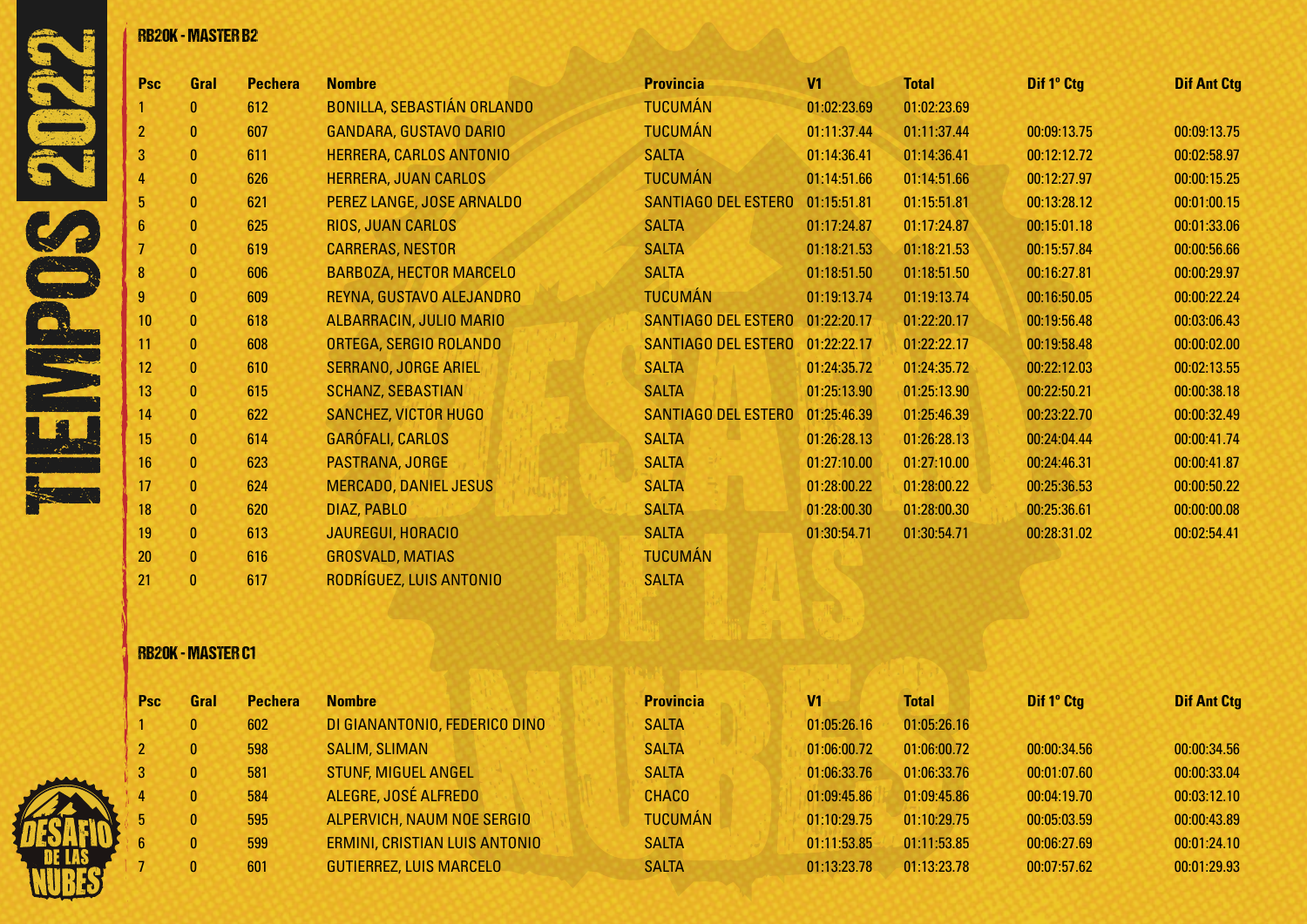## RB20K - MASTER B2

| Psc | Gral | Pechera | Nombre | Provincia | V1 | Total | Dif 1° Ctg | Dif Ant Ctg |
|---|---|---|---|---|---|---|---|---|
| 1 | 0 | 612 | BONILLA, SEBASTIÁN ORLANDO | TUCUMÁN | 01:02:23.69 | 01:02:23.69 | | |
| 2 | 0 | 607 | GANDARA, GUSTAVO DARIO | TUCUMÁN | 01:11:37.44 | 01:11:37.44 | 00:09:13.75 | 00:09:13.75 |
| 3 | 0 | 611 | HERRERA, CARLOS ANTONIO | SALTA | 01:14:36.41 | 01:14:36.41 | 00:12:12.72 | 00:02:58.97 |
| 4 | 0 | 626 | HERRERA, JUAN CARLOS | TUCUMÁN | 01:14:51.66 | 01:14:51.66 | 00:12:27.97 | 00:00:15.25 |
| 5 | 0 | 621 | PEREZ LANGE, JOSE ARNALDO | SANTIAGO DEL ESTERO | 01:15:51.81 | 01:15:51.81 | 00:13:28.12 | 00:01:00.15 |
| 6 | 0 | 625 | RIOS, JUAN CARLOS | SALTA | 01:17:24.87 | 01:17:24.87 | 00:15:01.18 | 00:01:33.06 |
| 7 | 0 | 619 | CARRERAS, NESTOR | SALTA | 01:18:21.53 | 01:18:21.53 | 00:15:57.84 | 00:00:56.66 |
| 8 | 0 | 606 | BARBOZA, HECTOR MARCELO | SALTA | 01:18:51.50 | 01:18:51.50 | 00:16:27.81 | 00:00:29.97 |
| 9 | 0 | 609 | REYNA, GUSTAVO ALEJANDRO | TUCUMÁN | 01:19:13.74 | 01:19:13.74 | 00:16:50.05 | 00:00:22.24 |
| 10 | 0 | 618 | ALBARRACIN, JULIO MARIO | SANTIAGO DEL ESTERO | 01:22:20.17 | 01:22:20.17 | 00:19:56.48 | 00:03:06.43 |
| 11 | 0 | 608 | ORTEGA, SERGIO ROLANDO | SANTIAGO DEL ESTERO | 01:22:22.17 | 01:22:22.17 | 00:19:58.48 | 00:00:02.00 |
| 12 | 0 | 610 | SERRANO, JORGE ARIEL | SALTA | 01:24:35.72 | 01:24:35.72 | 00:22:12.03 | 00:02:13.55 |
| 13 | 0 | 615 | SCHANZ, SEBASTIAN | SALTA | 01:25:13.90 | 01:25:13.90 | 00:22:50.21 | 00:00:38.18 |
| 14 | 0 | 622 | SANCHEZ, VICTOR HUGO | SANTIAGO DEL ESTERO | 01:25:46.39 | 01:25:46.39 | 00:23:22.70 | 00:00:32.49 |
| 15 | 0 | 614 | GARÓFALI, CARLOS | SALTA | 01:26:28.13 | 01:26:28.13 | 00:24:04.44 | 00:00:41.74 |
| 16 | 0 | 623 | PASTRANA, JORGE | SALTA | 01:27:10.00 | 01:27:10.00 | 00:24:46.31 | 00:00:41.87 |
| 17 | 0 | 624 | MERCADO, DANIEL JESUS | SALTA | 01:28:00.22 | 01:28:00.22 | 00:25:36.53 | 00:00:50.22 |
| 18 | 0 | 620 | DIAZ, PABLO | SALTA | 01:28:00.30 | 01:28:00.30 | 00:25:36.61 | 00:00:00.08 |
| 19 | 0 | 613 | JAUREGUI, HORACIO | SALTA | 01:30:54.71 | 01:30:54.71 | 00:28:31.02 | 00:02:54.41 |
| 20 | 0 | 616 | GROSVALD, MATIAS | TUCUMÁN | | | | |
| 21 | 0 | 617 | RODRÍGUEZ, LUIS ANTONIO | SALTA | | | | |

## RB20K - MASTER C1

| Psc | Gral | Pechera | Nombre | Provincia | V1 | Total | Dif 1° Ctg | Dif Ant Ctg |
|---|---|---|---|---|---|---|---|---|
| 1 | 0 | 602 | DI GIANANTONIO, FEDERICO DINO | SALTA | 01:05:26.16 | 01:05:26.16 | | |
| 2 | 0 | 598 | SALIM, SLIMAN | SALTA | 01:06:00.72 | 01:06:00.72 | 00:00:34.56 | 00:00:34.56 |
| 3 | 0 | 581 | STUNF, MIGUEL ANGEL | SALTA | 01:06:33.76 | 01:06:33.76 | 00:01:07.60 | 00:00:33.04 |
| 4 | 0 | 584 | ALEGRE, JOSÉ ALFREDO | CHACO | 01:09:45.86 | 01:09:45.86 | 00:04:19.70 | 00:03:12.10 |
| 5 | 0 | 595 | ALPERVICH, NAUM NOE SERGIO | TUCUMÁN | 01:10:29.75 | 01:10:29.75 | 00:05:03.59 | 00:00:43.89 |
| 6 | 0 | 599 | ERMINI, CRISTIAN LUIS ANTONIO | SALTA | 01:11:53.85 | 01:11:53.85 | 00:06:27.69 | 00:01:24.10 |
| 7 | 0 | 601 | GUTIERREZ, LUIS MARCELO | SALTA | 01:13:23.78 | 01:13:23.78 | 00:07:57.62 | 00:01:29.93 |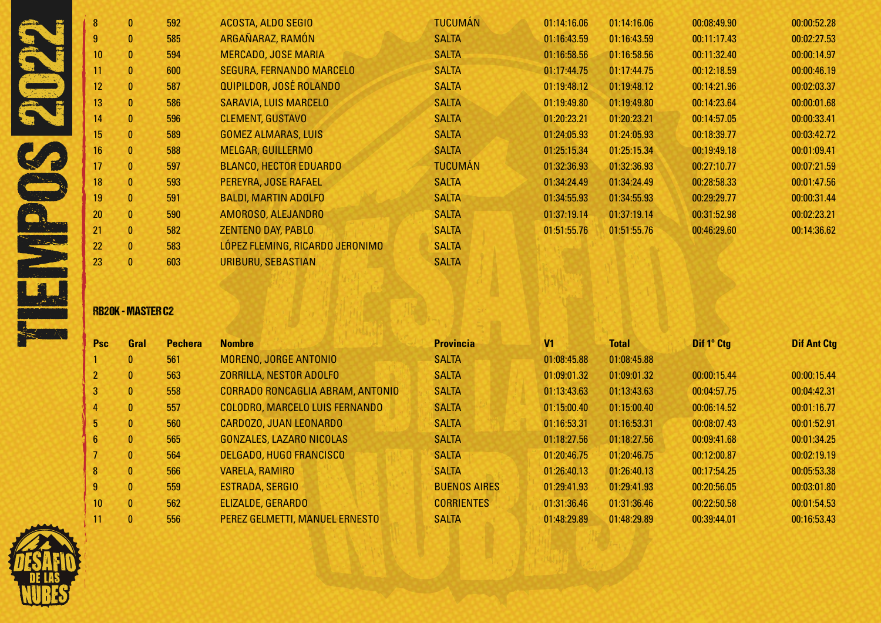| Psc | Gral | Pechera | Nombre | Provincia | V1 | Total | Dif 1° Ctg | Dif Ant Ctg |
|---|---|---|---|---|---|---|---|---|
| 8 | 0 | 592 | ACOSTA, ALDO SEGIO | TUCUMÁN | 01:14:16.06 | 01:14:16.06 | 00:08:49.90 | 00:00:52.28 |
| 9 | 0 | 585 | ARGAÑARAZ, RAMÓN | SALTA | 01:16:43.59 | 01:16:43.59 | 00:11:17.43 | 00:02:27.53 |
| 10 | 0 | 594 | MERCADO, JOSE MARIA | SALTA | 01:16:58.56 | 01:16:58.56 | 00:11:32.40 | 00:00:14.97 |
| 11 | 0 | 600 | SEGURA, FERNANDO MARCELO | SALTA | 01:17:44.75 | 01:17:44.75 | 00:12:18.59 | 00:00:46.19 |
| 12 | 0 | 587 | QUIPILDOR, JOSÉ ROLANDO | SALTA | 01:19:48.12 | 01:19:48.12 | 00:14:21.96 | 00:02:03.37 |
| 13 | 0 | 586 | SARAVIA, LUIS MARCELO | SALTA | 01:19:49.80 | 01:19:49.80 | 00:14:23.64 | 00:00:01.68 |
| 14 | 0 | 596 | CLEMENT, GUSTAVO | SALTA | 01:20:23.21 | 01:20:23.21 | 00:14:57.05 | 00:00:33.41 |
| 15 | 0 | 589 | GOMEZ ALMARAS, LUIS | SALTA | 01:24:05.93 | 01:24:05.93 | 00:18:39.77 | 00:03:42.72 |
| 16 | 0 | 588 | MELGAR, GUILLERMO | SALTA | 01:25:15.34 | 01:25:15.34 | 00:19:49.18 | 00:01:09.41 |
| 17 | 0 | 597 | BLANCO, HECTOR EDUARDO | TUCUMÁN | 01:32:36.93 | 01:32:36.93 | 00:27:10.77 | 00:07:21.59 |
| 18 | 0 | 593 | PEREYRA, JOSE RAFAEL | SALTA | 01:34:24.49 | 01:34:24.49 | 00:28:58.33 | 00:01:47.56 |
| 19 | 0 | 591 | BALDI, MARTIN ADOLFO | SALTA | 01:34:55.93 | 01:34:55.93 | 00:29:29.77 | 00:00:31.44 |
| 20 | 0 | 590 | AMOROSO, ALEJANDRO | SALTA | 01:37:19.14 | 01:37:19.14 | 00:31:52.98 | 00:02:23.21 |
| 21 | 0 | 582 | ZENTENO DAY, PABLO | SALTA | 01:51:55.76 | 01:51:55.76 | 00:46:29.60 | 00:14:36.62 |
| 22 | 0 | 583 | LÓPEZ FLEMING, RICARDO JERONIMO | SALTA | | | | |
| 23 | 0 | 603 | URIBURU, SEBASTIAN | SALTA | | | | |

## RB20K - MASTER C2

| Psc | Gral | Pechera | Nombre | Provincia | V1 | Total | Dif 1° Ctg | Dif Ant Ctg |
|---|---|---|---|---|---|---|---|---|
| 1 | 0 | 561 | MORENO, JORGE ANTONIO | SALTA | 01:08:45.88 | 01:08:45.88 | | |
| 2 | 0 | 563 | ZORRILLA, NESTOR ADOLFO | SALTA | 01:09:01.32 | 01:09:01.32 | 00:00:15.44 | 00:00:15.44 |
| 3 | 0 | 558 | CORRADO RONCAGLIA ABRAM, ANTONIO | SALTA | 01:13:43.63 | 01:13:43.63 | 00:04:57.75 | 00:04:42.31 |
| 4 | 0 | 557 | COLODRO, MARCELO LUIS FERNANDO | SALTA | 01:15:00.40 | 01:15:00.40 | 00:06:14.52 | 00:01:16.77 |
| 5 | 0 | 560 | CARDOZO, JUAN LEONARDO | SALTA | 01:16:53.31 | 01:16:53.31 | 00:08:07.43 | 00:01:52.91 |
| 6 | 0 | 565 | GONZALES, LAZARO NICOLAS | SALTA | 01:18:27.56 | 01:18:27.56 | 00:09:41.68 | 00:01:34.25 |
| 7 | 0 | 564 | DELGADO, HUGO FRANCISCO | SALTA | 01:20:46.75 | 01:20:46.75 | 00:12:00.87 | 00:02:19.19 |
| 8 | 0 | 566 | VARELA, RAMIRO | SALTA | 01:26:40.13 | 01:26:40.13 | 00:17:54.25 | 00:05:53.38 |
| 9 | 0 | 559 | ESTRADA, SERGIO | BUENOS AIRES | 01:29:41.93 | 01:29:41.93 | 00:20:56.05 | 00:03:01.80 |
| 10 | 0 | 562 | ELIZALDE, GERARDO | CORRIENTES | 01:31:36.46 | 01:31:36.46 | 00:22:50.58 | 00:01:54.53 |
| 11 | 0 | 556 | PEREZ GELMETTI, MANUEL ERNESTO | SALTA | 01:48:29.89 | 01:48:29.89 | 00:39:44.01 | 00:16:53.43 |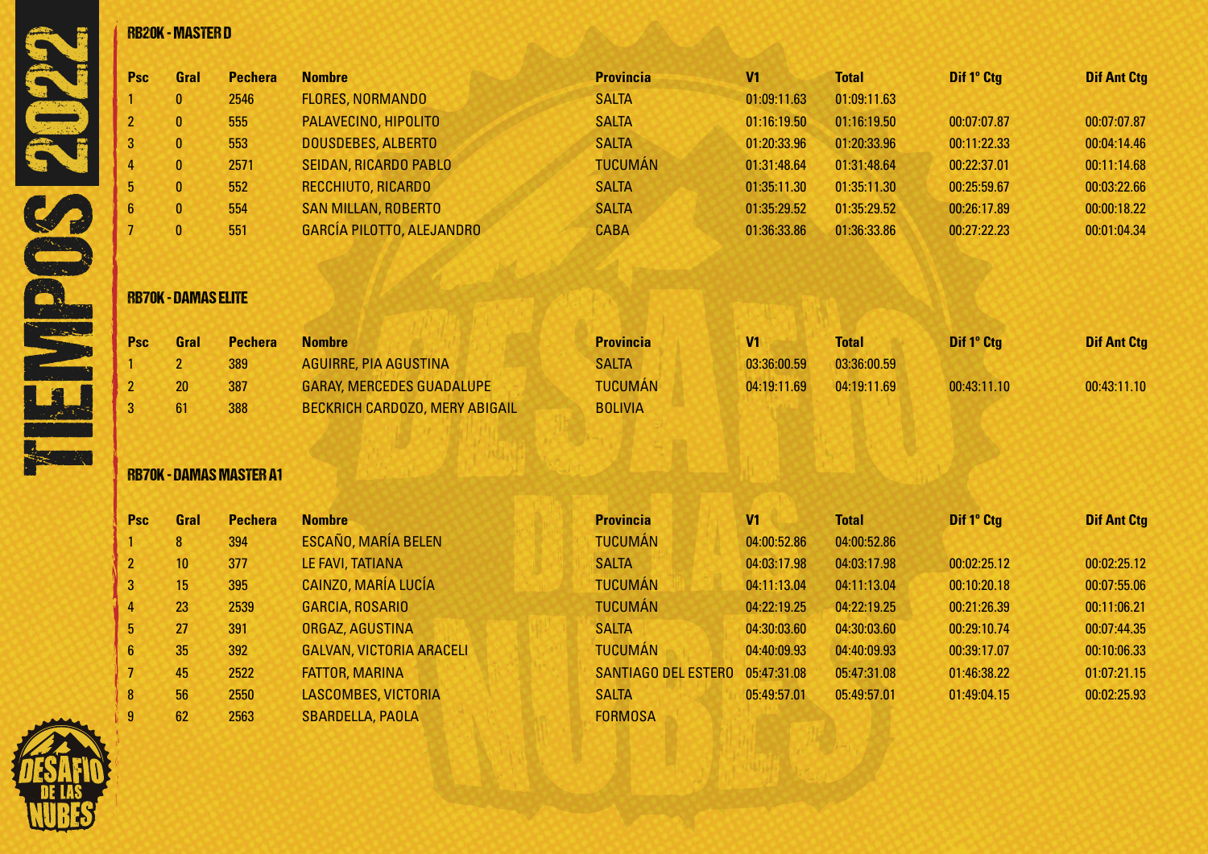## RB20K - MASTER D

| Psc | Gral | Pechera | Nombre | Provincia | V1 | Total | Dif 1° Ctg | Dif Ant Ctg |
|---|---|---|---|---|---|---|---|---|
| 1 | 0 | 2546 | FLORES, NORMANDO | SALTA | 01:09:11.63 | 01:09:11.63 | | |
| 2 | 0 | 555 | PALAVECINO, HIPOLITO | SALTA | 01:16:19.50 | 01:16:19.50 | 00:07:07.87 | 00:07:07.87 |
| 3 | 0 | 553 | DOUSDEBES, ALBERTO | SALTA | 01:20:33.96 | 01:20:33.96 | 00:11:22.33 | 00:04:14.46 |
| 4 | 0 | 2571 | SEIDAN, RICARDO PABLO | TUCUMÁN | 01:31:48.64 | 01:31:48.64 | 00:22:37.01 | 00:11:14.68 |
| 5 | 0 | 552 | RECCHIUTO, RICARDO | SALTA | 01:35:11.30 | 01:35:11.30 | 00:25:59.67 | 00:03:22.66 |
| 6 | 0 | 554 | SAN MILLAN, ROBERTO | SALTA | 01:35:29.52 | 01:35:29.52 | 00:26:17.89 | 00:00:18.22 |
| 7 | 0 | 551 | GARCÍA PILOTTO, ALEJANDRO | CABA | 01:36:33.86 | 01:36:33.86 | 00:27:22.23 | 00:01:04.34 |

## RB70K - DAMAS ELITE

| Psc | Gral | Pechera | Nombre | Provincia | V1 | Total | Dif 1° Ctg | Dif Ant Ctg |
|---|---|---|---|---|---|---|---|---|
| 1 | 2 | 389 | AGUIRRE, PIA AGUSTINA | SALTA | 03:36:00.59 | 03:36:00.59 | | |
| 2 | 20 | 387 | GARAY, MERCEDES GUADALUPE | TUCUMÁN | 04:19:11.69 | 04:19:11.69 | 00:43:11.10 | 00:43:11.10 |
| 3 | 61 | 388 | BECKRICH CARDOZO, MERY ABIGAIL | BOLIVIA | | | | |

## RB70K - DAMAS MASTER A1

| Psc | Gral | Pechera | Nombre | Provincia | V1 | Total | Dif 1° Ctg | Dif Ant Ctg |
|---|---|---|---|---|---|---|---|---|
| 1 | 8 | 394 | ESCAÑO, MARÍA BELEN | TUCUMÁN | 04:00:52.86 | 04:00:52.86 | | |
| 2 | 10 | 377 | LE FAVI, TATIANA | SALTA | 04:03:17.98 | 04:03:17.98 | 00:02:25.12 | 00:02:25.12 |
| 3 | 15 | 395 | CAINZO, MARÍA LUCÍA | TUCUMÁN | 04:11:13.04 | 04:11:13.04 | 00:10:20.18 | 00:07:55.06 |
| 4 | 23 | 2539 | GARCIA, ROSARIO | TUCUMÁN | 04:22:19.25 | 04:22:19.25 | 00:21:26.39 | 00:11:06.21 |
| 5 | 27 | 391 | ORGAZ, AGUSTINA | SALTA | 04:30:03.60 | 04:30:03.60 | 00:29:10.74 | 00:07:44.35 |
| 6 | 35 | 392 | GALVAN, VICTORIA ARACELI | TUCUMÁN | 04:40:09.93 | 04:40:09.93 | 00:39:17.07 | 00:10:06.33 |
| 7 | 45 | 2522 | FATTOR, MARINA | SANTIAGO DEL ESTERO | 05:47:31.08 | 05:47:31.08 | 01:46:38.22 | 01:07:21.15 |
| 8 | 56 | 2550 | LASCOMBES, VICTORIA | SALTA | 05:49:57.01 | 05:49:57.01 | 01:49:04.15 | 00:02:25.93 |
| 9 | 62 | 2563 | SBARDELLA, PAOLA | FORMOSA | | | | |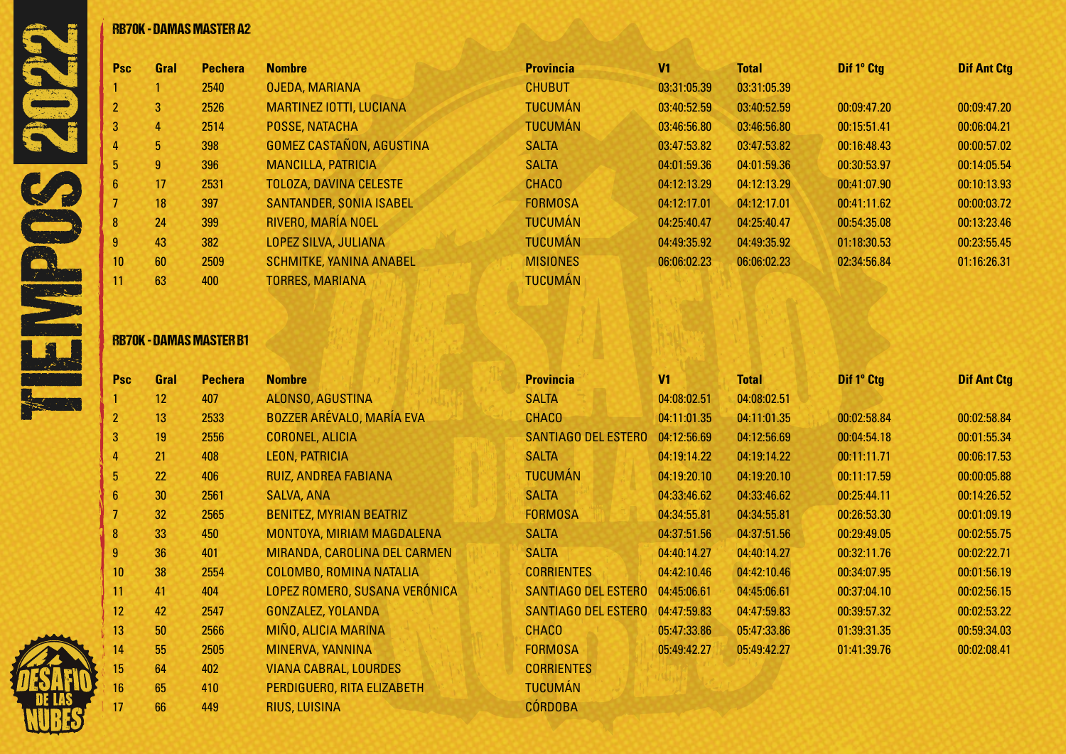## RB70K - DAMAS MASTER A2

| Psc | Gral | Pechera | Nombre | Provincia | V1 | Total | Dif 1° Ctg | Dif Ant Ctg |
|---|---|---|---|---|---|---|---|---|
| 1 | 1 | 2540 | OJEDA, MARIANA | CHUBUT | 03:31:05.39 | 03:31:05.39 | | |
| 2 | 3 | 2526 | MARTINEZ IOTTI, LUCIANA | TUCUMÁN | 03:40:52.59 | 03:40:52.59 | 00:09:47.20 | 00:09:47.20 |
| 3 | 4 | 2514 | POSSE, NATACHA | TUCUMÁN | 03:46:56.80 | 03:46:56.80 | 00:15:51.41 | 00:06:04.21 |
| 4 | 5 | 398 | GOMEZ CASTAÑON, AGUSTINA | SALTA | 03:47:53.82 | 03:47:53.82 | 00:16:48.43 | 00:00:57.02 |
| 5 | 9 | 396 | MANCILLA, PATRICIA | SALTA | 04:01:59.36 | 04:01:59.36 | 00:30:53.97 | 00:14:05.54 |
| 6 | 17 | 2531 | TOLOZA, DAVINA CELESTE | CHACO | 04:12:13.29 | 04:12:13.29 | 00:41:07.90 | 00:10:13.93 |
| 7 | 18 | 397 | SANTANDER, SONIA ISABEL | FORMOSA | 04:12:17.01 | 04:12:17.01 | 00:41:11.62 | 00:00:03.72 |
| 8 | 24 | 399 | RIVERO, MARÍA NOEL | TUCUMÁN | 04:25:40.47 | 04:25:40.47 | 00:54:35.08 | 00:13:23.46 |
| 9 | 43 | 382 | LOPEZ SILVA, JULIANA | TUCUMÁN | 04:49:35.92 | 04:49:35.92 | 01:18:30.53 | 00:23:55.45 |
| 10 | 60 | 2509 | SCHMITKE, YANINA ANABEL | MISIONES | 06:06:02.23 | 06:06:02.23 | 02:34:56.84 | 01:16:26.31 |
| 11 | 63 | 400 | TORRES, MARIANA | TUCUMÁN | | | | |

## RB70K - DAMAS MASTER B1

| Psc | Gral | Pechera | Nombre | Provincia | V1 | Total | Dif 1° Ctg | Dif Ant Ctg |
|---|---|---|---|---|---|---|---|---|
| 1 | 12 | 407 | ALONSO, AGUSTINA | SALTA | 04:08:02.51 | 04:08:02.51 | | |
| 2 | 13 | 2533 | BOZZER ARÉVALO, MARÍA EVA | CHACO | 04:11:01.35 | 04:11:01.35 | 00:02:58.84 | 00:02:58.84 |
| 3 | 19 | 2556 | CORONEL, ALICIA | SANTIAGO DEL ESTERO | 04:12:56.69 | 04:12:56.69 | 00:04:54.18 | 00:01:55.34 |
| 4 | 21 | 408 | LEON, PATRICIA | SALTA | 04:19:14.22 | 04:19:14.22 | 00:11:11.71 | 00:06:17.53 |
| 5 | 22 | 406 | RUIZ, ANDREA FABIANA | TUCUMÁN | 04:19:20.10 | 04:19:20.10 | 00:11:17.59 | 00:00:05.88 |
| 6 | 30 | 2561 | SALVA, ANA | SALTA | 04:33:46.62 | 04:33:46.62 | 00:25:44.11 | 00:14:26.52 |
| 7 | 32 | 2565 | BENITEZ, MYRIAN BEATRIZ | FORMOSA | 04:34:55.81 | 04:34:55.81 | 00:26:53.30 | 00:01:09.19 |
| 8 | 33 | 450 | MONTOYA, MIRIAM MAGDALENA | SALTA | 04:37:51.56 | 04:37:51.56 | 00:29:49.05 | 00:02:55.75 |
| 9 | 36 | 401 | MIRANDA, CAROLINA DEL CARMEN | SALTA | 04:40:14.27 | 04:40:14.27 | 00:32:11.76 | 00:02:22.71 |
| 10 | 38 | 2554 | COLOMBO, ROMINA NATALIA | CORRIENTES | 04:42:10.46 | 04:42:10.46 | 00:34:07.95 | 00:01:56.19 |
| 11 | 41 | 404 | LOPEZ ROMERO, SUSANA VERÓNICA | SANTIAGO DEL ESTERO | 04:45:06.61 | 04:45:06.61 | 00:37:04.10 | 00:02:56.15 |
| 12 | 42 | 2547 | GONZALEZ, YOLANDA | SANTIAGO DEL ESTERO | 04:47:59.83 | 04:47:59.83 | 00:39:57.32 | 00:02:53.22 |
| 13 | 50 | 2566 | MIÑO, ALICIA MARINA | CHACO | 05:47:33.86 | 05:47:33.86 | 01:39:31.35 | 00:59:34.03 |
| 14 | 55 | 2505 | MINERVA, YANNINA | FORMOSA | 05:49:42.27 | 05:49:42.27 | 01:41:39.76 | 00:02:08.41 |
| 15 | 64 | 402 | VIANA CABRAL, LOURDES | CORRIENTES | | | | |
| 16 | 65 | 410 | PERDIGUERO, RITA ELIZABETH | TUCUMÁN | | | | |
| 17 | 66 | 449 | RIUS, LUISINA | CÓRDOBA | | | | |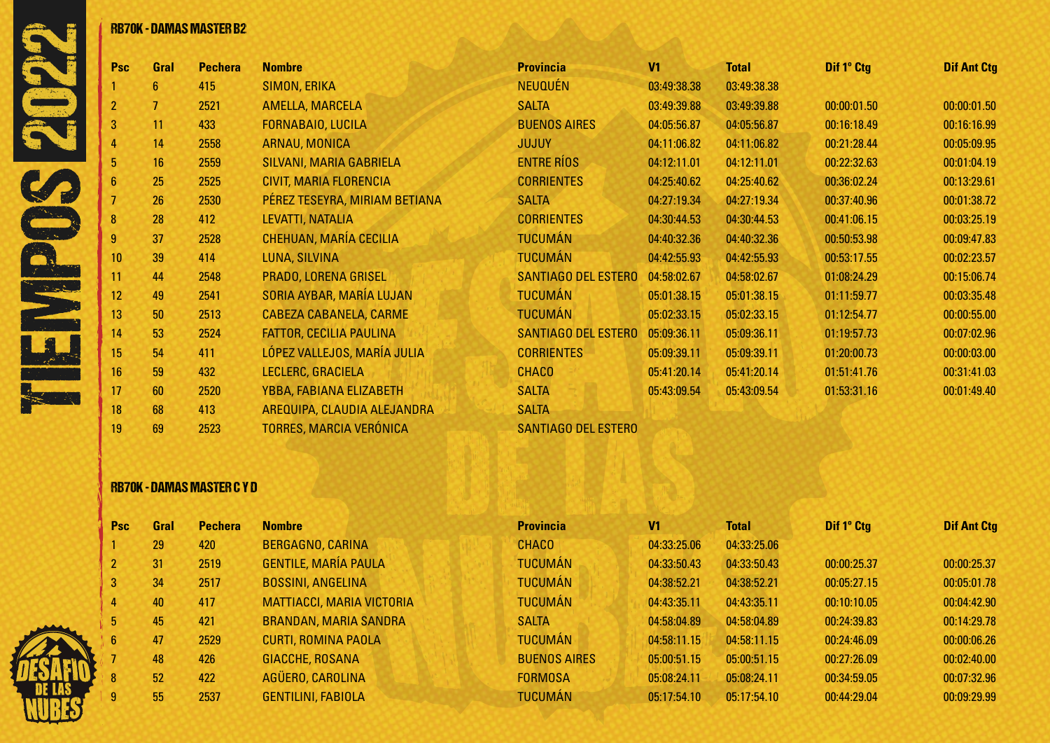## RB70K - DAMAS MASTER B2

| Psc | Gral | Pechera | Nombre | Provincia | V1 | Total | Dif 1° Ctg | Dif Ant Ctg |
|---|---|---|---|---|---|---|---|---|
| 1 | 6 | 415 | SIMON, ERIKA | NEUQUÉN | 03:49:38.38 | 03:49:38.38 | | |
| 2 | 7 | 2521 | AMELLA, MARCELA | SALTA | 03:49:39.88 | 03:49:39.88 | 00:00:01.50 | 00:00:01.50 |
| 3 | 11 | 433 | FORNABAIO, LUCILA | BUENOS AIRES | 04:05:56.87 | 04:05:56.87 | 00:16:18.49 | 00:16:16.99 |
| 4 | 14 | 2558 | ARNAU, MONICA | JUJUY | 04:11:06.82 | 04:11:06.82 | 00:21:28.44 | 00:05:09.95 |
| 5 | 16 | 2559 | SILVANI, MARIA GABRIELA | ENTRE RÍOS | 04:12:11.01 | 04:12:11.01 | 00:22:32.63 | 00:01:04.19 |
| 6 | 25 | 2525 | CIVIT, MARIA FLORENCIA | CORRIENTES | 04:25:40.62 | 04:25:40.62 | 00:36:02.24 | 00:13:29.61 |
| 7 | 26 | 2530 | PÉREZ TESEYRA, MIRIAM BETIANA | SALTA | 04:27:19.34 | 04:27:19.34 | 00:37:40.96 | 00:01:38.72 |
| 8 | 28 | 412 | LEVATTI, NATALIA | CORRIENTES | 04:30:44.53 | 04:30:44.53 | 00:41:06.15 | 00:03:25.19 |
| 9 | 37 | 2528 | CHEHUAN, MARÍA CECILIA | TUCUMÁN | 04:40:32.36 | 04:40:32.36 | 00:50:53.98 | 00:09:47.83 |
| 10 | 39 | 414 | LUNA, SILVINA | TUCUMÁN | 04:42:55.93 | 04:42:55.93 | 00:53:17.55 | 00:02:23.57 |
| 11 | 44 | 2548 | PRADO, LORENA GRISEL | SANTIAGO DEL ESTERO | 04:58:02.67 | 04:58:02.67 | 01:08:24.29 | 00:15:06.74 |
| 12 | 49 | 2541 | SORIA AYBAR, MARÍA LUJAN | TUCUMÁN | 05:01:38.15 | 05:01:38.15 | 01:11:59.77 | 00:03:35.48 |
| 13 | 50 | 2513 | CABEZA CABANELA, CARME | TUCUMÁN | 05:02:33.15 | 05:02:33.15 | 01:12:54.77 | 00:00:55.00 |
| 14 | 53 | 2524 | FATTOR, CECILIA PAULINA | SANTIAGO DEL ESTERO | 05:09:36.11 | 05:09:36.11 | 01:19:57.73 | 00:07:02.96 |
| 15 | 54 | 411 | LÓPEZ VALLEJOS, MARÍA JULIA | CORRIENTES | 05:09:39.11 | 05:09:39.11 | 01:20:00.73 | 00:00:03.00 |
| 16 | 59 | 432 | LECLERC, GRACIELA | CHACO | 05:41:20.14 | 05:41:20.14 | 01:51:41.76 | 00:31:41.03 |
| 17 | 60 | 2520 | YBBA, FABIANA ELIZABETH | SALTA | 05:43:09.54 | 05:43:09.54 | 01:53:31.16 | 00:01:49.40 |
| 18 | 68 | 413 | AREQUIPA, CLAUDIA ALEJANDRA | SALTA | | | | |
| 19 | 69 | 2523 | TORRES, MARCIA VERÓNICA | SANTIAGO DEL ESTERO | | | | |

## RB70K - DAMAS MASTER C Y D

| Psc | Gral | Pechera | Nombre | Provincia | V1 | Total | Dif 1° Ctg | Dif Ant Ctg |
|---|---|---|---|---|---|---|---|---|
| 1 | 29 | 420 | BERGAGNO, CARINA | CHACO | 04:33:25.06 | 04:33:25.06 | | |
| 2 | 31 | 2519 | GENTILE, MARÍA PAULA | TUCUMÁN | 04:33:50.43 | 04:33:50.43 | 00:00:25.37 | 00:00:25.37 |
| 3 | 34 | 2517 | BOSSINI, ANGELINA | TUCUMÁN | 04:38:52.21 | 04:38:52.21 | 00:05:27.15 | 00:05:01.78 |
| 4 | 40 | 417 | MATTIACCI, MARIA VICTORIA | TUCUMÁN | 04:43:35.11 | 04:43:35.11 | 00:10:10.05 | 00:04:42.90 |
| 5 | 45 | 421 | BRANDAN, MARIA SANDRA | SALTA | 04:58:04.89 | 04:58:04.89 | 00:24:39.83 | 00:14:29.78 |
| 6 | 47 | 2529 | CURTI, ROMINA PAOLA | TUCUMÁN | 04:58:11.15 | 04:58:11.15 | 00:24:46.09 | 00:00:06.26 |
| 7 | 48 | 426 | GIACCHE, ROSANA | BUENOS AIRES | 05:00:51.15 | 05:00:51.15 | 00:27:26.09 | 00:02:40.00 |
| 8 | 52 | 422 | AGÜERO, CAROLINA | FORMOSA | 05:08:24.11 | 05:08:24.11 | 00:34:59.05 | 00:07:32.96 |
| 9 | 55 | 2537 | GENTILINI, FABIOLA | TUCUMÁN | 05:17:54.10 | 05:17:54.10 | 00:44:29.04 | 00:09:29.99 |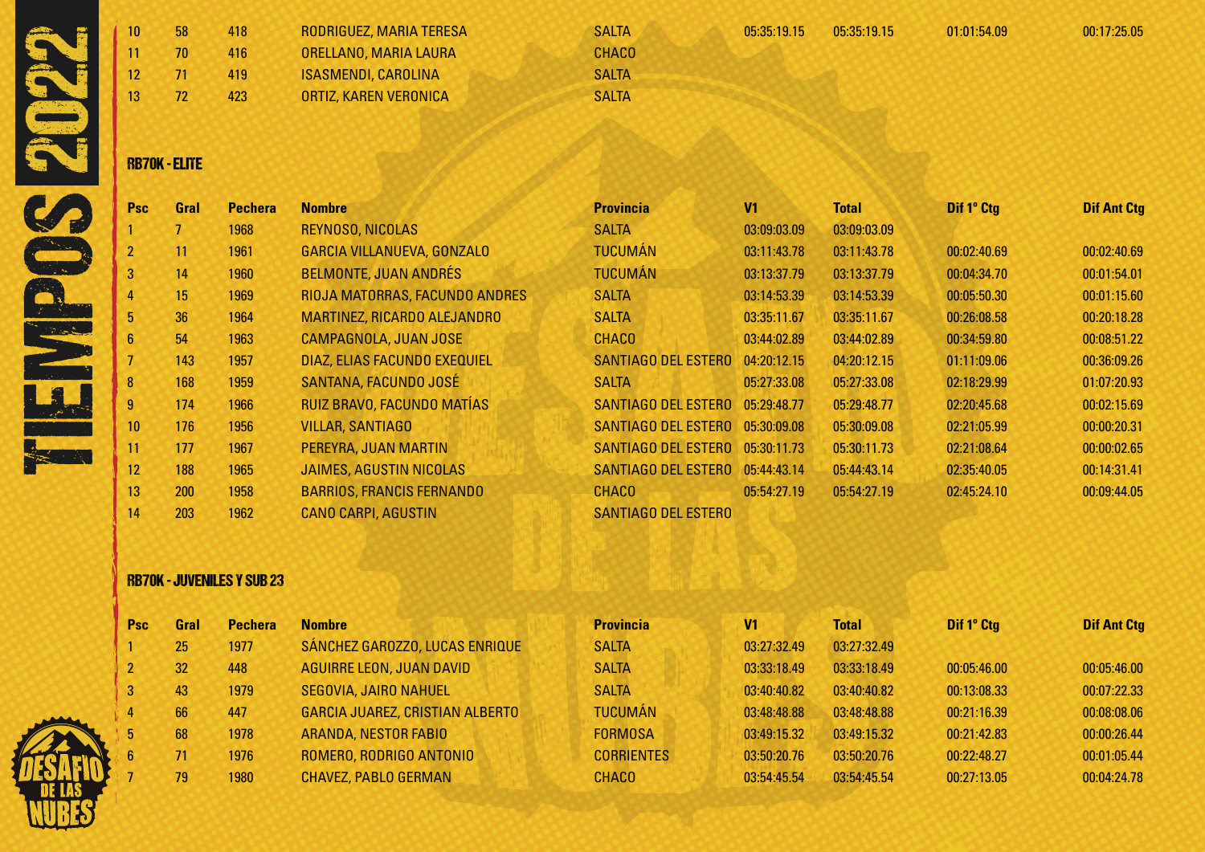| | | | | | | | | |
|---|---|---|---|---|---|---|---|---|
| 10 | 58 | 418 | RODRIGUEZ, MARIA TERESA | SALTA | 05:35:19.15 | 05:35:19.15 | 01:01:54.09 | 00:17:25.05 |
| 11 | 70 | 416 | ORELLANO, MARIA LAURA | CHACO | | | | |
| 12 | 71 | 419 | ISASMENDI, CAROLINA | SALTA | | | | |
| 13 | 72 | 423 | ORTIZ, KAREN VERONICA | SALTA | | | | |

## RB70K - ELITE

| Psc | Gral | Pechera | Nombre | Provincia | V1 | Total | Dif 1º Ctg | Dif Ant Ctg |
|---|---|---|---|---|---|---|---|---|
| 1 | 7 | 1968 | REYNOSO, NICOLAS | SALTA | 03:09:03.09 | 03:09:03.09 | | |
| 2 | 11 | 1961 | GARCIA VILLANUEVA, GONZALO | TUCUMÁN | 03:11:43.78 | 03:11:43.78 | 00:02:40.69 | 00:02:40.69 |
| 3 | 14 | 1960 | BELMONTE, JUAN ANDRÉS | TUCUMÁN | 03:13:37.79 | 03:13:37.79 | 00:04:34.70 | 00:01:54.01 |
| 4 | 15 | 1969 | RIOJA MATORRAS, FACUNDO ANDRES | SALTA | 03:14:53.39 | 03:14:53.39 | 00:05:50.30 | 00:01:15.60 |
| 5 | 36 | 1964 | MARTINEZ, RICARDO ALEJANDRO | SALTA | 03:35:11.67 | 03:35:11.67 | 00:26:08.58 | 00:20:18.28 |
| 6 | 54 | 1963 | CAMPAGNOLA, JUAN JOSE | CHACO | 03:44:02.89 | 03:44:02.89 | 00:34:59.80 | 00:08:51.22 |
| 7 | 143 | 1957 | DIAZ, ELIAS FACUNDO EXEQUIEL | SANTIAGO DEL ESTERO | 04:20:12.15 | 04:20:12.15 | 01:11:09.06 | 00:36:09.26 |
| 8 | 168 | 1959 | SANTANA, FACUNDO JOSÉ | SALTA | 05:27:33.08 | 05:27:33.08 | 02:18:29.99 | 01:07:20.93 |
| 9 | 174 | 1966 | RUIZ BRAVO, FACUNDO MATÍAS | SANTIAGO DEL ESTERO | 05:29:48.77 | 05:29:48.77 | 02:20:45.68 | 00:02:15.69 |
| 10 | 176 | 1956 | VILLAR, SANTIAGO | SANTIAGO DEL ESTERO | 05:30:09.08 | 05:30:09.08 | 02:21:05.99 | 00:00:20.31 |
| 11 | 177 | 1967 | PEREYRA, JUAN MARTIN | SANTIAGO DEL ESTERO | 05:30:11.73 | 05:30:11.73 | 02:21:08.64 | 00:00:02.65 |
| 12 | 188 | 1965 | JAIMES, AGUSTIN NICOLAS | SANTIAGO DEL ESTERO | 05:44:43.14 | 05:44:43.14 | 02:35:40.05 | 00:14:31.41 |
| 13 | 200 | 1958 | BARRIOS, FRANCIS FERNANDO | CHACO | 05:54:27.19 | 05:54:27.19 | 02:45:24.10 | 00:09:44.05 |
| 14 | 203 | 1962 | CANO CARPI, AGUSTIN | SANTIAGO DEL ESTERO | | | | |

## RB70K - JUVENILES Y SUB 23

| Psc | Gral | Pechera | Nombre | Provincia | V1 | Total | Dif 1º Ctg | Dif Ant Ctg |
|---|---|---|---|---|---|---|---|---|
| 1 | 25 | 1977 | SÁNCHEZ GAROZZO, LUCAS ENRIQUE | SALTA | 03:27:32.49 | 03:27:32.49 | | |
| 2 | 32 | 448 | AGUIRRE LEON, JUAN DAVID | SALTA | 03:33:18.49 | 03:33:18.49 | 00:05:46.00 | 00:05:46.00 |
| 3 | 43 | 1979 | SEGOVIA, JAIRO NAHUEL | SALTA | 03:40:40.82 | 03:40:40.82 | 00:13:08.33 | 00:07:22.33 |
| 4 | 66 | 447 | GARCIA JUAREZ, CRISTIAN ALBERTO | TUCUMÁN | 03:48:48.88 | 03:48:48.88 | 00:21:16.39 | 00:08:08.06 |
| 5 | 68 | 1978 | ARANDA, NESTOR FABIO | FORMOSA | 03:49:15.32 | 03:49:15.32 | 00:21:42.83 | 00:00:26.44 |
| 6 | 71 | 1976 | ROMERO, RODRIGO ANTONIO | CORRIENTES | 03:50:20.76 | 03:50:20.76 | 00:22:48.27 | 00:01:05.44 |
| 7 | 79 | 1980 | CHAVEZ, PABLO GERMAN | CHACO | 03:54:45.54 | 03:54:45.54 | 00:27:13.05 | 00:04:24.78 |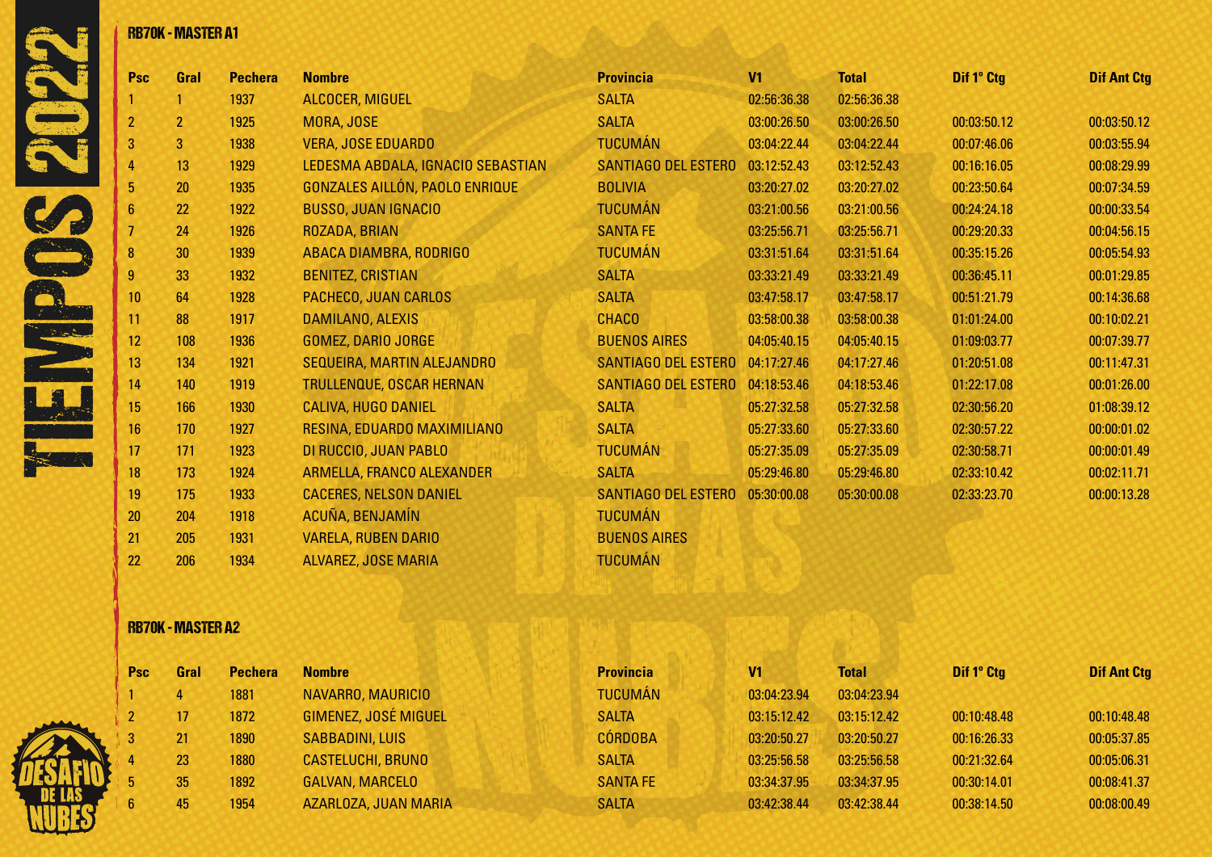## RB70K - MASTER A1

| Psc | Gral | Pechera | Nombre | Provincia | V1 | Total | Dif 1° Ctg | Dif Ant Ctg |
|---|---|---|---|---|---|---|---|---|
| 1 | 1 | 1937 | ALCOCER, MIGUEL | SALTA | 02:56:36.38 | 02:56:36.38 | | |
| 2 | 2 | 1925 | MORA, JOSE | SALTA | 03:00:26.50 | 03:00:26.50 | 00:03:50.12 | 00:03:50.12 |
| 3 | 3 | 1938 | VERA, JOSE EDUARDO | TUCUMÁN | 03:04:22.44 | 03:04:22.44 | 00:07:46.06 | 00:03:55.94 |
| 4 | 13 | 1929 | LEDESMA ABDALA, IGNACIO SEBASTIAN | SANTIAGO DEL ESTERO | 03:12:52.43 | 03:12:52.43 | 00:16:16.05 | 00:08:29.99 |
| 5 | 20 | 1935 | GONZALES AILLÓN, PAOLO ENRIQUE | BOLIVIA | 03:20:27.02 | 03:20:27.02 | 00:23:50.64 | 00:07:34.59 |
| 6 | 22 | 1922 | BUSSO, JUAN IGNACIO | TUCUMÁN | 03:21:00.56 | 03:21:00.56 | 00:24:24.18 | 00:00:33.54 |
| 7 | 24 | 1926 | ROZADA, BRIAN | SANTA FE | 03:25:56.71 | 03:25:56.71 | 00:29:20.33 | 00:04:56.15 |
| 8 | 30 | 1939 | ABACA DIAMBRA, RODRIGO | TUCUMÁN | 03:31:51.64 | 03:31:51.64 | 00:35:15.26 | 00:05:54.93 |
| 9 | 33 | 1932 | BENITEZ, CRISTIAN | SALTA | 03:33:21.49 | 03:33:21.49 | 00:36:45.11 | 00:01:29.85 |
| 10 | 64 | 1928 | PACHECO, JUAN CARLOS | SALTA | 03:47:58.17 | 03:47:58.17 | 00:51:21.79 | 00:14:36.68 |
| 11 | 88 | 1917 | DAMILANO, ALEXIS | CHACO | 03:58:00.38 | 03:58:00.38 | 01:01:24.00 | 00:10:02.21 |
| 12 | 108 | 1936 | GOMEZ, DARIO JORGE | BUENOS AIRES | 04:05:40.15 | 04:05:40.15 | 01:09:03.77 | 00:07:39.77 |
| 13 | 134 | 1921 | SEQUEIRA, MARTIN ALEJANDRO | SANTIAGO DEL ESTERO | 04:17:27.46 | 04:17:27.46 | 01:20:51.08 | 00:11:47.31 |
| 14 | 140 | 1919 | TRULLENQUE, OSCAR HERNAN | SANTIAGO DEL ESTERO | 04:18:53.46 | 04:18:53.46 | 01:22:17.08 | 00:01:26.00 |
| 15 | 166 | 1930 | CALIVA, HUGO DANIEL | SALTA | 05:27:32.58 | 05:27:32.58 | 02:30:56.20 | 01:08:39.12 |
| 16 | 170 | 1927 | RESINA, EDUARDO MAXIMILIANO | SALTA | 05:27:33.60 | 05:27:33.60 | 02:30:57.22 | 00:00:01.02 |
| 17 | 171 | 1923 | DI RUCCIO, JUAN PABLO | TUCUMÁN | 05:27:35.09 | 05:27:35.09 | 02:30:58.71 | 00:00:01.49 |
| 18 | 173 | 1924 | ARMELLA, FRANCO ALEXANDER | SALTA | 05:29:46.80 | 05:29:46.80 | 02:33:10.42 | 00:02:11.71 |
| 19 | 175 | 1933 | CACERES, NELSON DANIEL | SANTIAGO DEL ESTERO | 05:30:00.08 | 05:30:00.08 | 02:33:23.70 | 00:00:13.28 |
| 20 | 204 | 1918 | ACUÑA, BENJAMÍN | TUCUMÁN | | | | |
| 21 | 205 | 1931 | VARELA, RUBEN DARIO | BUENOS AIRES | | | | |
| 22 | 206 | 1934 | ALVAREZ, JOSE MARIA | TUCUMÁN | | | | |

## RB70K - MASTER A2

| Psc | Gral | Pechera | Nombre | Provincia | V1 | Total | Dif 1° Ctg | Dif Ant Ctg |
|---|---|---|---|---|---|---|---|---|
| 1 | 4 | 1881 | NAVARRO, MAURICIO | TUCUMÁN | 03:04:23.94 | 03:04:23.94 | | |
| 2 | 17 | 1872 | GIMENEZ, JOSÉ MIGUEL | SALTA | 03:15:12.42 | 03:15:12.42 | 00:10:48.48 | 00:10:48.48 |
| 3 | 21 | 1890 | SABBADINI, LUIS | CÓRDOBA | 03:20:50.27 | 03:20:50.27 | 00:16:26.33 | 00:05:37.85 |
| 4 | 23 | 1880 | CASTELUCHI, BRUNO | SALTA | 03:25:56.58 | 03:25:56.58 | 00:21:32.64 | 00:05:06.31 |
| 5 | 35 | 1892 | GALVAN, MARCELO | SANTA FE | 03:34:37.95 | 03:34:37.95 | 00:30:14.01 | 00:08:41.37 |
| 6 | 45 | 1954 | AZARLOZA, JUAN MARIA | SALTA | 03:42:38.44 | 03:42:38.44 | 00:38:14.50 | 00:08:00.49 |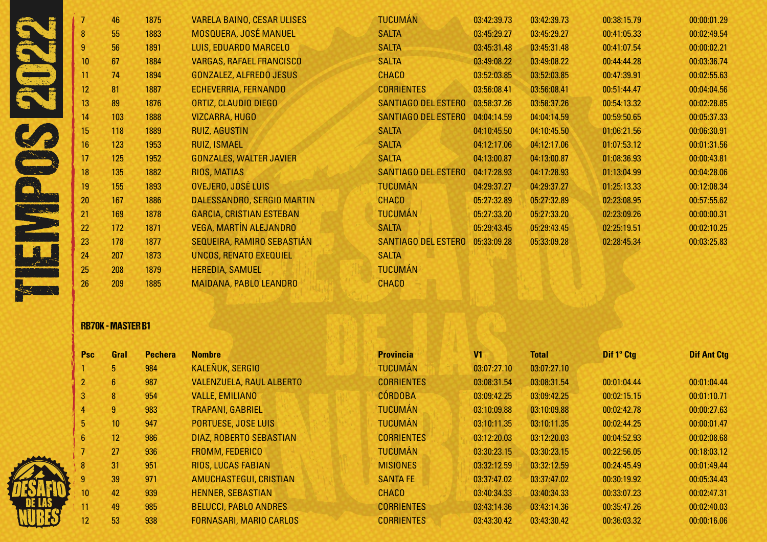| | | | | | | | | |
|---|---|---|---|---|---|---|---|---|
| 7 | 46 | 1875 | VARELA BAINO, CESAR ULISES | TUCUMÁN | 03:42:39.73 | 03:42:39.73 | 00:38:15.79 | 00:00:01.29 |
| 8 | 55 | 1883 | MOSQUERA, JOSÉ MANUEL | SALTA | 03:45:29.27 | 03:45:29.27 | 00:41:05.33 | 00:02:49.54 |
| 9 | 56 | 1891 | LUIS, EDUARDO MARCELO | SALTA | 03:45:31.48 | 03:45:31.48 | 00:41:07.54 | 00:00:02.21 |
| 10 | 67 | 1884 | VARGAS, RAFAEL FRANCISCO | SALTA | 03:49:08.22 | 03:49:08.22 | 00:44:44.28 | 00:03:36.74 |
| 11 | 74 | 1894 | GONZALEZ, ALFREDO JESUS | CHACO | 03:52:03.85 | 03:52:03.85 | 00:47:39.91 | 00:02:55.63 |
| 12 | 81 | 1887 | ECHEVERRIA, FERNANDO | CORRIENTES | 03:56:08.41 | 03:56:08.41 | 00:51:44.47 | 00:04:04.56 |
| 13 | 89 | 1876 | ORTIZ, CLAUDIO DIEGO | SANTIAGO DEL ESTERO | 03:58:37.26 | 03:58:37.26 | 00:54:13.32 | 00:02:28.85 |
| 14 | 103 | 1888 | VIZCARRA, HUGO | SANTIAGO DEL ESTERO | 04:04:14.59 | 04:04:14.59 | 00:59:50.65 | 00:05:37.33 |
| 15 | 118 | 1889 | RUIZ, AGUSTIN | SALTA | 04:10:45.50 | 04:10:45.50 | 01:06:21.56 | 00:06:30.91 |
| 16 | 123 | 1953 | RUIZ, ISMAEL | SALTA | 04:12:17.06 | 04:12:17.06 | 01:07:53.12 | 00:01:31.56 |
| 17 | 125 | 1952 | GONZALES, WALTER JAVIER | SALTA | 04:13:00.87 | 04:13:00.87 | 01:08:36.93 | 00:00:43.81 |
| 18 | 135 | 1882 | RIOS, MATIAS | SANTIAGO DEL ESTERO | 04:17:28.93 | 04:17:28.93 | 01:13:04.99 | 00:04:28.06 |
| 19 | 155 | 1893 | OVEJERO, JOSÉ LUIS | TUCUMÁN | 04:29:37.27 | 04:29:37.27 | 01:25:13.33 | 00:12:08.34 |
| 20 | 167 | 1886 | DALESSANDRO, SERGIO MARTIN | CHACO | 05:27:32.89 | 05:27:32.89 | 02:23:08.95 | 00:57:55.62 |
| 21 | 169 | 1878 | GARCIA, CRISTIAN ESTEBAN | TUCUMÁN | 05:27:33.20 | 05:27:33.20 | 02:23:09.26 | 00:00:00.31 |
| 22 | 172 | 1871 | VEGA, MARTÍN ALEJANDRO | SALTA | 05:29:43.45 | 05:29:43.45 | 02:25:19.51 | 00:02:10.25 |
| 23 | 178 | 1877 | SEQUEIRA, RAMIRO SEBASTIÁN | SANTIAGO DEL ESTERO | 05:33:09.28 | 05:33:09.28 | 02:28:45.34 | 00:03:25.83 |
| 24 | 207 | 1873 | UNCOS, RENATO EXEQUIEL | SALTA | | | | |
| 25 | 208 | 1879 | HEREDIA, SAMUEL | TUCUMÁN | | | | |
| 26 | 209 | 1885 | MAIDANA, PABLO LEANDRO | CHACO | | | | |

## RB70K - MASTER B1

| Psc | Gral | Pechera | Nombre | Provincia | V1 | Total | Dif 1º Ctg | Dif Ant Ctg |
|---|---|---|---|---|---|---|---|---|
| 1 | 5 | 984 | KALEÑUK, SERGIO | TUCUMÁN | 03:07:27.10 | 03:07:27.10 | | |
| 2 | 6 | 987 | VALENZUELA, RAUL ALBERTO | CORRIENTES | 03:08:31.54 | 03:08:31.54 | 00:01:04.44 | 00:01:04.44 |
| 3 | 8 | 954 | VALLE, EMILIANO | CÓRDOBA | 03:09:42.25 | 03:09:42.25 | 00:02:15.15 | 00:01:10.71 |
| 4 | 9 | 983 | TRAPANI, GABRIEL | TUCUMÁN | 03:10:09.88 | 03:10:09.88 | 00:02:42.78 | 00:00:27.63 |
| 5 | 10 | 947 | PORTUESE, JOSE LUIS | TUCUMÁN | 03:10:11.35 | 03:10:11.35 | 00:02:44.25 | 00:00:01.47 |
| 6 | 12 | 986 | DIAZ, ROBERTO SEBASTIAN | CORRIENTES | 03:12:20.03 | 03:12:20.03 | 00:04:52.93 | 00:02:08.68 |
| 7 | 27 | 936 | FROMM, FEDERICO | TUCUMÁN | 03:30:23.15 | 03:30:23.15 | 00:22:56.05 | 00:18:03.12 |
| 8 | 31 | 951 | RIOS, LUCAS FABIAN | MISIONES | 03:32:12.59 | 03:32:12.59 | 00:24:45.49 | 00:01:49.44 |
| 9 | 39 | 971 | AMUCHASTEGUI, CRISTIAN | SANTA FE | 03:37:47.02 | 03:37:47.02 | 00:30:19.92 | 00:05:34.43 |
| 10 | 42 | 939 | HENNER, SEBASTIAN | CHACO | 03:40:34.33 | 03:40:34.33 | 00:33:07.23 | 00:02:47.31 |
| 11 | 49 | 985 | BELUCCI, PABLO ANDRES | CORRIENTES | 03:43:14.36 | 03:43:14.36 | 00:35:47.26 | 00:02:40.03 |
| 12 | 53 | 938 | FORNASARI, MARIO CARLOS | CORRIENTES | 03:43:30.42 | 03:43:30.42 | 00:36:03.32 | 00:00:16.06 |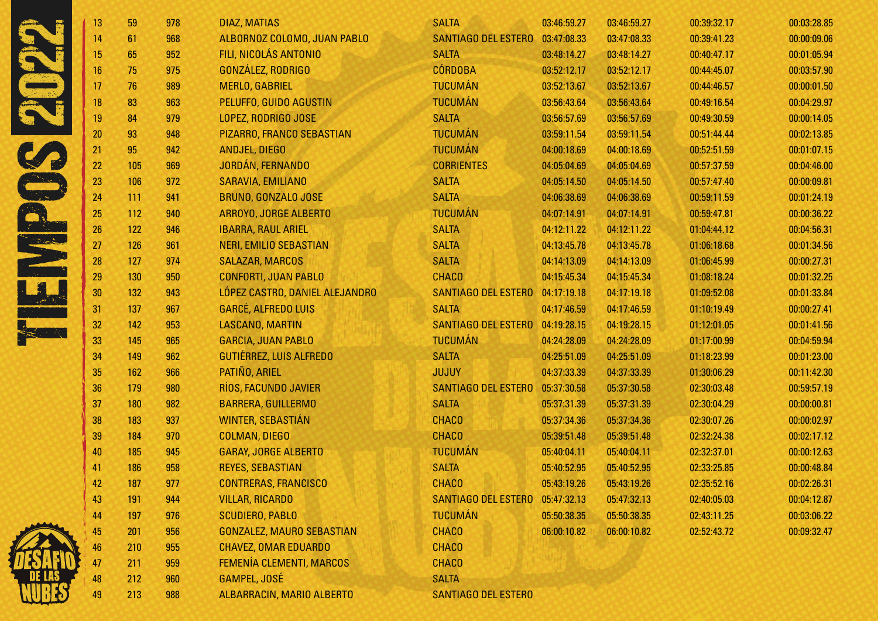# TIEMPOS 2022

| | | | | | | | | |
|---|---|---|---|---|---|---|---|---|
| 13 | 59 | 978 | DIAZ, MATIAS | SALTA | 03:46:59.27 | 03:46:59.27 | 00:39:32.17 | 00:03:28.85 |
| 14 | 61 | 968 | ALBORNOZ COLOMO, JUAN PABLO | SANTIAGO DEL ESTERO | 03:47:08.33 | 03:47:08.33 | 00:39:41.23 | 00:00:09.06 |
| 15 | 65 | 952 | FILI, NICOLÁS ANTONIO | SALTA | 03:48:14.27 | 03:48:14.27 | 00:40:47.17 | 00:01:05.94 |
| 16 | 75 | 975 | GONZÁLEZ, RODRIGO | CÓRDOBA | 03:52:12.17 | 03:52:12.17 | 00:44:45.07 | 00:03:57.90 |
| 17 | 76 | 989 | MERLO, GABRIEL | TUCUMÁN | 03:52:13.67 | 03:52:13.67 | 00:44:46.57 | 00:00:01.50 |
| 18 | 83 | 963 | PELUFFO, GUIDO AGUSTIN | TUCUMÁN | 03:56:43.64 | 03:56:43.64 | 00:49:16.54 | 00:04:29.97 |
| 19 | 84 | 979 | LOPEZ, RODRIGO JOSE | SALTA | 03:56:57.69 | 03:56:57.69 | 00:49:30.59 | 00:00:14.05 |
| 20 | 93 | 948 | PIZARRO, FRANCO SEBASTIAN | TUCUMÁN | 03:59:11.54 | 03:59:11.54 | 00:51:44.44 | 00:02:13.85 |
| 21 | 95 | 942 | ANDJEL, DIEGO | TUCUMÁN | 04:00:18.69 | 04:00:18.69 | 00:52:51.59 | 00:01:07.15 |
| 22 | 105 | 969 | JORDÁN, FERNANDO | CORRIENTES | 04:05:04.69 | 04:05:04.69 | 00:57:37.59 | 00:04:46.00 |
| 23 | 106 | 972 | SARAVIA, EMILIANO | SALTA | 04:05:14.50 | 04:05:14.50 | 00:57:47.40 | 00:00:09.81 |
| 24 | 111 | 941 | BRUNO, GONZALO JOSE | SALTA | 04:06:38.69 | 04:06:38.69 | 00:59:11.59 | 00:01:24.19 |
| 25 | 112 | 940 | ARROYO, JORGE ALBERTO | TUCUMÁN | 04:07:14.91 | 04:07:14.91 | 00:59:47.81 | 00:00:36.22 |
| 26 | 122 | 946 | IBARRA, RAUL ARIEL | SALTA | 04:12:11.22 | 04:12:11.22 | 01:04:44.12 | 00:04:56.31 |
| 27 | 126 | 961 | NERI, EMILIO SEBASTIAN | SALTA | 04:13:45.78 | 04:13:45.78 | 01:06:18.68 | 00:01:34.56 |
| 28 | 127 | 974 | SALAZAR, MARCOS | SALTA | 04:14:13.09 | 04:14:13.09 | 01:06:45.99 | 00:00:27.31 |
| 29 | 130 | 950 | CONFORTI, JUAN PABLO | CHACO | 04:15:45.34 | 04:15:45.34 | 01:08:18.24 | 00:01:32.25 |
| 30 | 132 | 943 | LÓPEZ CASTRO, DANIEL ALEJANDRO | SANTIAGO DEL ESTERO | 04:17:19.18 | 04:17:19.18 | 01:09:52.08 | 00:01:33.84 |
| 31 | 137 | 967 | GARCÉ, ALFREDO LUIS | SALTA | 04:17:46.59 | 04:17:46.59 | 01:10:19.49 | 00:00:27.41 |
| 32 | 142 | 953 | LASCANO, MARTIN | SANTIAGO DEL ESTERO | 04:19:28.15 | 04:19:28.15 | 01:12:01.05 | 00:01:41.56 |
| 33 | 145 | 965 | GARCIA, JUAN PABLO | TUCUMÁN | 04:24:28.09 | 04:24:28.09 | 01:17:00.99 | 00:04:59.94 |
| 34 | 149 | 962 | GUTIÉRREZ, LUIS ALFREDO | SALTA | 04:25:51.09 | 04:25:51.09 | 01:18:23.99 | 00:01:23.00 |
| 35 | 162 | 966 | PATIÑO, ARIEL | JUJUY | 04:37:33.39 | 04:37:33.39 | 01:30:06.29 | 00:11:42.30 |
| 36 | 179 | 980 | RÍOS, FACUNDO JAVIER | SANTIAGO DEL ESTERO | 05:37:30.58 | 05:37:30.58 | 02:30:03.48 | 00:59:57.19 |
| 37 | 180 | 982 | BARRERA, GUILLERMO | SALTA | 05:37:31.39 | 05:37:31.39 | 02:30:04.29 | 00:00:00.81 |
| 38 | 183 | 937 | WINTER, SEBASTIÁN | CHACO | 05:37:34.36 | 05:37:34.36 | 02:30:07.26 | 00:00:02.97 |
| 39 | 184 | 970 | COLMAN, DIEGO | CHACO | 05:39:51.48 | 05:39:51.48 | 02:32:24.38 | 00:02:17.12 |
| 40 | 185 | 945 | GARAY, JORGE ALBERTO | TUCUMÁN | 05:40:04.11 | 05:40:04.11 | 02:32:37.01 | 00:00:12.63 |
| 41 | 186 | 958 | REYES, SEBASTIAN | SALTA | 05:40:52.95 | 05:40:52.95 | 02:33:25.85 | 00:00:48.84 |
| 42 | 187 | 977 | CONTRERAS, FRANCISCO | CHACO | 05:43:19.26 | 05:43:19.26 | 02:35:52.16 | 00:02:26.31 |
| 43 | 191 | 944 | VILLAR, RICARDO | SANTIAGO DEL ESTERO | 05:47:32.13 | 05:47:32.13 | 02:40:05.03 | 00:04:12.87 |
| 44 | 197 | 976 | SCUDIERO, PABLO | TUCUMÁN | 05:50:38.35 | 05:50:38.35 | 02:43:11.25 | 00:03:06.22 |
| 45 | 201 | 956 | GONZALEZ, MAURO SEBASTIAN | CHACO | 06:00:10.82 | 06:00:10.82 | 02:52:43.72 | 00:09:32.47 |
| 46 | 210 | 955 | CHAVEZ, OMAR EDUARDO | CHACO | | | | |
| 47 | 211 | 959 | FEMENÍA CLEMENTI, MARCOS | CHACO | | | | |
| 48 | 212 | 960 | GAMPEL, JOSÉ | SALTA | | | | |
| 49 | 213 | 988 | ALBARRACIN, MARIO ALBERTO | SANTIAGO DEL ESTERO | | | | |

DESAFIO DE LAS NUBES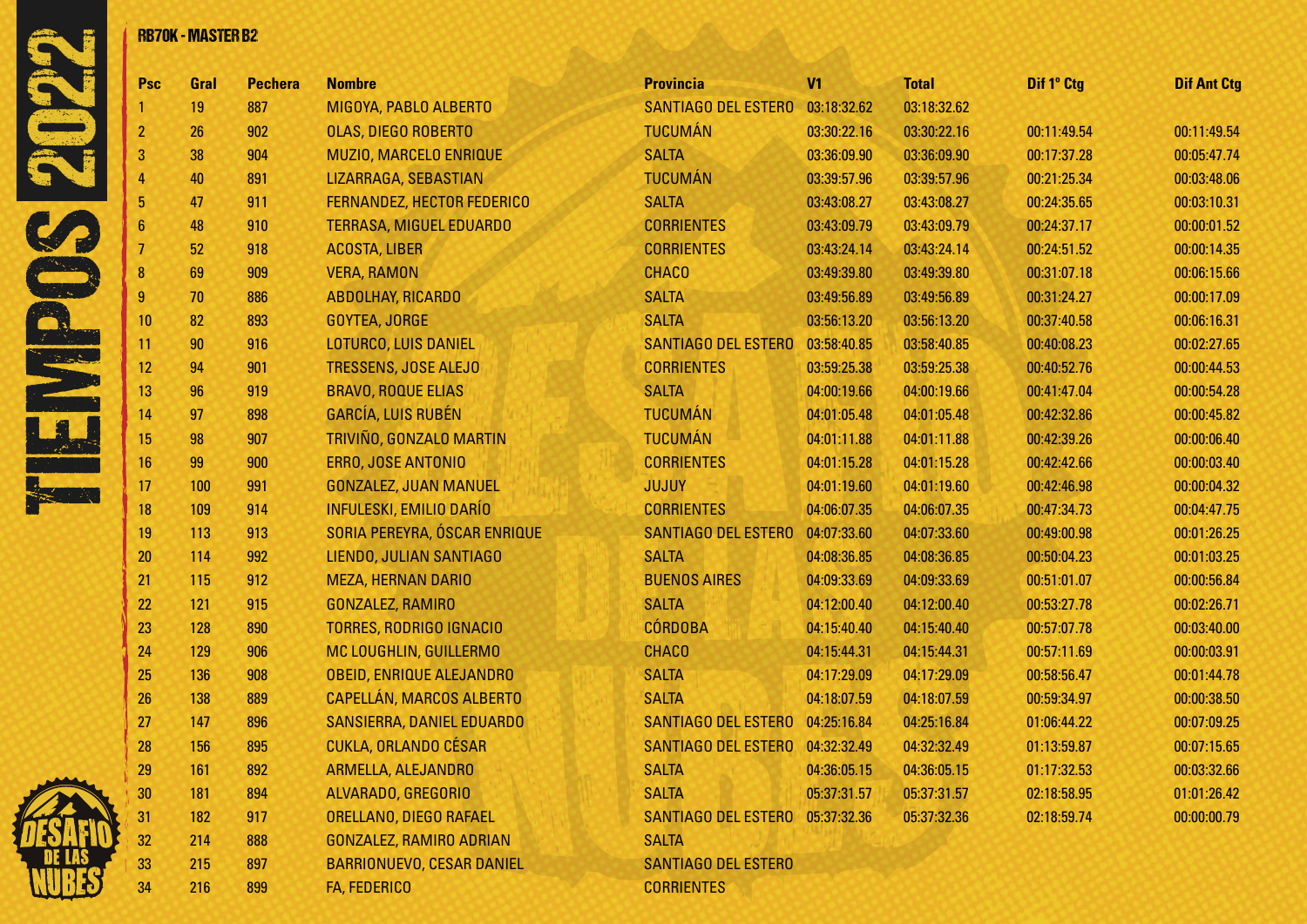## RB70K - MASTER B2

| Psc | Gral | Pechera | Nombre | Provincia | V1 | Total | Dif 1° Ctg | Dif Ant Ctg |
|---|---|---|---|---|---|---|---|---|
| 1 | 19 | 887 | MIGOYA, PABLO ALBERTO | SANTIAGO DEL ESTERO | 03:18:32.62 | 03:18:32.62 | | |
| 2 | 26 | 902 | OLAS, DIEGO ROBERTO | TUCUMÁN | 03:30:22.16 | 03:30:22.16 | 00:11:49.54 | 00:11:49.54 |
| 3 | 38 | 904 | MUZIO, MARCELO ENRIQUE | SALTA | 03:36:09.90 | 03:36:09.90 | 00:17:37.28 | 00:05:47.74 |
| 4 | 40 | 891 | LIZARRAGA, SEBASTIAN | TUCUMÁN | 03:39:57.96 | 03:39:57.96 | 00:21:25.34 | 00:03:48.06 |
| 5 | 47 | 911 | FERNANDEZ, HECTOR FEDERICO | SALTA | 03:43:08.27 | 03:43:08.27 | 00:24:35.65 | 00:03:10.31 |
| 6 | 48 | 910 | TERRASA, MIGUEL EDUARDO | CORRIENTES | 03:43:09.79 | 03:43:09.79 | 00:24:37.17 | 00:00:01.52 |
| 7 | 52 | 918 | ACOSTA, LIBER | CORRIENTES | 03:43:24.14 | 03:43:24.14 | 00:24:51.52 | 00:00:14.35 |
| 8 | 69 | 909 | VERA, RAMON | CHACO | 03:49:39.80 | 03:49:39.80 | 00:31:07.18 | 00:06:15.66 |
| 9 | 70 | 886 | ABDOLHAY, RICARDO | SALTA | 03:49:56.89 | 03:49:56.89 | 00:31:24.27 | 00:00:17.09 |
| 10 | 82 | 893 | GOYTEA, JORGE | SALTA | 03:56:13.20 | 03:56:13.20 | 00:37:40.58 | 00:06:16.31 |
| 11 | 90 | 916 | LOTURCO, LUIS DANIEL | SANTIAGO DEL ESTERO | 03:58:40.85 | 03:58:40.85 | 00:40:08.23 | 00:02:27.65 |
| 12 | 94 | 901 | TRESSENS, JOSE ALEJO | CORRIENTES | 03:59:25.38 | 03:59:25.38 | 00:40:52.76 | 00:00:44.53 |
| 13 | 96 | 919 | BRAVO, ROQUE ELIAS | SALTA | 04:00:19.66 | 04:00:19.66 | 00:41:47.04 | 00:00:54.28 |
| 14 | 97 | 898 | GARCÍA, LUIS RUBÉN | TUCUMÁN | 04:01:05.48 | 04:01:05.48 | 00:42:32.86 | 00:00:45.82 |
| 15 | 98 | 907 | TRIVIÑO, GONZALO MARTIN | TUCUMÁN | 04:01:11.88 | 04:01:11.88 | 00:42:39.26 | 00:00:06.40 |
| 16 | 99 | 900 | ERRO, JOSE ANTONIO | CORRIENTES | 04:01:15.28 | 04:01:15.28 | 00:42:42.66 | 00:00:03.40 |
| 17 | 100 | 991 | GONZALEZ, JUAN MANUEL | JUJUY | 04:01:19.60 | 04:01:19.60 | 00:42:46.98 | 00:00:04.32 |
| 18 | 109 | 914 | INFULESKI, EMILIO DARÍO | CORRIENTES | 04:06:07.35 | 04:06:07.35 | 00:47:34.73 | 00:04:47.75 |
| 19 | 113 | 913 | SORIA PEREYRA, ÓSCAR ENRIQUE | SANTIAGO DEL ESTERO | 04:07:33.60 | 04:07:33.60 | 00:49:00.98 | 00:01:26.25 |
| 20 | 114 | 992 | LIENDO, JULIAN SANTIAGO | SALTA | 04:08:36.85 | 04:08:36.85 | 00:50:04.23 | 00:01:03.25 |
| 21 | 115 | 912 | MEZA, HERNAN DARIO | BUENOS AIRES | 04:09:33.69 | 04:09:33.69 | 00:51:01.07 | 00:00:56.84 |
| 22 | 121 | 915 | GONZALEZ, RAMIRO | SALTA | 04:12:00.40 | 04:12:00.40 | 00:53:27.78 | 00:02:26.71 |
| 23 | 128 | 890 | TORRES, RODRIGO IGNACIO | CÓRDOBA | 04:15:40.40 | 04:15:40.40 | 00:57:07.78 | 00:03:40.00 |
| 24 | 129 | 906 | MC LOUGHLIN, GUILLERMO | CHACO | 04:15:44.31 | 04:15:44.31 | 00:57:11.69 | 00:00:03.91 |
| 25 | 136 | 908 | OBEID, ENRIQUE ALEJANDRO | SALTA | 04:17:29.09 | 04:17:29.09 | 00:58:56.47 | 00:01:44.78 |
| 26 | 138 | 889 | CAPELLÁN, MARCOS ALBERTO | SALTA | 04:18:07.59 | 04:18:07.59 | 00:59:34.97 | 00:00:38.50 |
| 27 | 147 | 896 | SANSIERRA, DANIEL EDUARDO | SANTIAGO DEL ESTERO | 04:25:16.84 | 04:25:16.84 | 01:06:44.22 | 00:07:09.25 |
| 28 | 156 | 895 | CUKLA, ORLANDO CÉSAR | SANTIAGO DEL ESTERO | 04:32:32.49 | 04:32:32.49 | 01:13:59.87 | 00:07:15.65 |
| 29 | 161 | 892 | ARMELLA, ALEJANDRO | SALTA | 04:36:05.15 | 04:36:05.15 | 01:17:32.53 | 00:03:32.66 |
| 30 | 181 | 894 | ALVARADO, GREGORIO | SALTA | 05:37:31.57 | 05:37:31.57 | 02:18:58.95 | 01:01:26.42 |
| 31 | 182 | 917 | ORELLANO, DIEGO RAFAEL | SANTIAGO DEL ESTERO | 05:37:32.36 | 05:37:32.36 | 02:18:59.74 | 00:00:00.79 |
| 32 | 214 | 888 | GONZALEZ, RAMIRO ADRIAN | SALTA | | | | |
| 33 | 215 | 897 | BARRIONUEVO, CESAR DANIEL | SANTIAGO DEL ESTERO | | | | |
| 34 | 216 | 899 | FA, FEDERICO | CORRIENTES | | | | |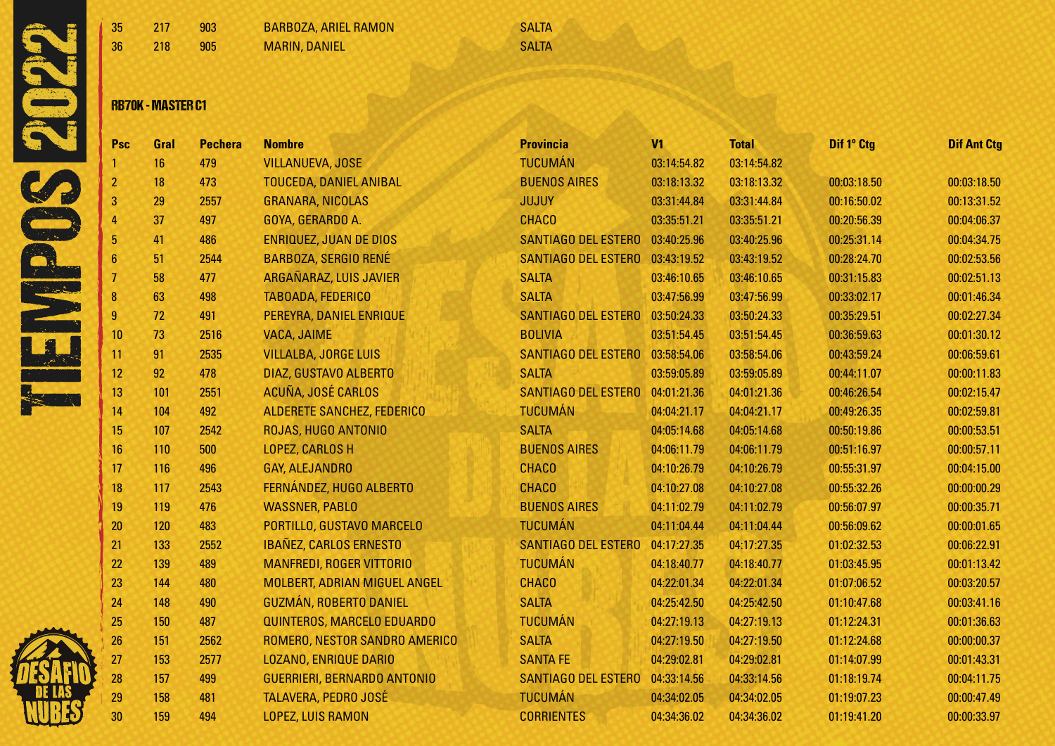| Psc | Gral | Pechera | Nombre | Provincia |
|---|---|---|---|---|
| 35 | 217 | 903 | BARBOZA, ARIEL RAMON | SALTA |
| 36 | 218 | 905 | MARIN, DANIEL | SALTA |

## RB70K - MASTER C1

| Psc | Gral | Pechera | Nombre | Provincia | V1 | Total | Dif 1º Ctg | Dif Ant Ctg |
|---|---|---|---|---|---|---|---|---|
| 1 | 16 | 479 | VILLANUEVA, JOSE | TUCUMÁN | 03:14:54.82 | 03:14:54.82 | | |
| 2 | 18 | 473 | TOUCEDA, DANIEL ANIBAL | BUENOS AIRES | 03:18:13.32 | 03:18:13.32 | 00:03:18.50 | 00:03:18.50 |
| 3 | 29 | 2557 | GRANARA, NICOLAS | JUJUY | 03:31:44.84 | 03:31:44.84 | 00:16:50.02 | 00:13:31.52 |
| 4 | 37 | 497 | GOYA, GERARDO A. | CHACO | 03:35:51.21 | 03:35:51.21 | 00:20:56.39 | 00:04:06.37 |
| 5 | 41 | 486 | ENRIQUEZ, JUAN DE DIOS | SANTIAGO DEL ESTERO | 03:40:25.96 | 03:40:25.96 | 00:25:31.14 | 00:04:34.75 |
| 6 | 51 | 2544 | BARBOZA, SERGIO RENÉ | SANTIAGO DEL ESTERO | 03:43:19.52 | 03:43:19.52 | 00:28:24.70 | 00:02:53.56 |
| 7 | 58 | 477 | ARGAÑARAZ, LUIS JAVIER | SALTA | 03:46:10.65 | 03:46:10.65 | 00:31:15.83 | 00:02:51.13 |
| 8 | 63 | 498 | TABOADA, FEDERICO | SALTA | 03:47:56.99 | 03:47:56.99 | 00:33:02.17 | 00:01:46.34 |
| 9 | 72 | 491 | PEREYRA, DANIEL ENRIQUE | SANTIAGO DEL ESTERO | 03:50:24.33 | 03:50:24.33 | 00:35:29.51 | 00:02:27.34 |
| 10 | 73 | 2516 | VACA, JAIME | BOLIVIA | 03:51:54.45 | 03:51:54.45 | 00:36:59.63 | 00:01:30.12 |
| 11 | 91 | 2535 | VILLALBA, JORGE LUIS | SANTIAGO DEL ESTERO | 03:58:54.06 | 03:58:54.06 | 00:43:59.24 | 00:06:59.61 |
| 12 | 92 | 478 | DIAZ, GUSTAVO ALBERTO | SALTA | 03:59:05.89 | 03:59:05.89 | 00:44:11.07 | 00:00:11.83 |
| 13 | 101 | 2551 | ACUÑA, JOSÉ CARLOS | SANTIAGO DEL ESTERO | 04:01:21.36 | 04:01:21.36 | 00:46:26.54 | 00:02:15.47 |
| 14 | 104 | 492 | ALDERETE SANCHEZ, FEDERICO | TUCUMÁN | 04:04:21.17 | 04:04:21.17 | 00:49:26.35 | 00:02:59.81 |
| 15 | 107 | 2542 | ROJAS, HUGO ANTONIO | SALTA | 04:05:14.68 | 04:05:14.68 | 00:50:19.86 | 00:00:53.51 |
| 16 | 110 | 500 | LOPEZ, CARLOS H | BUENOS AIRES | 04:06:11.79 | 04:06:11.79 | 00:51:16.97 | 00:00:57.11 |
| 17 | 116 | 496 | GAY, ALEJANDRO | CHACO | 04:10:26.79 | 04:10:26.79 | 00:55:31.97 | 00:04:15.00 |
| 18 | 117 | 2543 | FERNÁNDEZ, HUGO ALBERTO | CHACO | 04:10:27.08 | 04:10:27.08 | 00:55:32.26 | 00:00:00.29 |
| 19 | 119 | 476 | WASSNER, PABLO | BUENOS AIRES | 04:11:02.79 | 04:11:02.79 | 00:56:07.97 | 00:00:35.71 |
| 20 | 120 | 483 | PORTILLO, GUSTAVO MARCELO | TUCUMÁN | 04:11:04.44 | 04:11:04.44 | 00:56:09.62 | 00:00:01.65 |
| 21 | 133 | 2552 | IBAÑEZ, CARLOS ERNESTO | SANTIAGO DEL ESTERO | 04:17:27.35 | 04:17:27.35 | 01:02:32.53 | 00:06:22.91 |
| 22 | 139 | 489 | MANFREDI, ROGER VITTORIO | TUCUMÁN | 04:18:40.77 | 04:18:40.77 | 01:03:45.95 | 00:01:13.42 |
| 23 | 144 | 480 | MOLBERT, ADRIAN MIGUEL ANGEL | CHACO | 04:22:01.34 | 04:22:01.34 | 01:07:06.52 | 00:03:20.57 |
| 24 | 148 | 490 | GUZMÁN, ROBERTO DANIEL | SALTA | 04:25:42.50 | 04:25:42.50 | 01:10:47.68 | 00:03:41.16 |
| 25 | 150 | 487 | QUINTEROS, MARCELO EDUARDO | TUCUMÁN | 04:27:19.13 | 04:27:19.13 | 01:12:24.31 | 00:01:36.63 |
| 26 | 151 | 2562 | ROMERO, NESTOR SANDRO AMERICO | SALTA | 04:27:19.50 | 04:27:19.50 | 01:12:24.68 | 00:00:00.37 |
| 27 | 153 | 2577 | LOZANO, ENRIQUE DARIO | SANTA FE | 04:29:02.81 | 04:29:02.81 | 01:14:07.99 | 00:01:43.31 |
| 28 | 157 | 499 | GUERRIERI, BERNARDO ANTONIO | SANTIAGO DEL ESTERO | 04:33:14.56 | 04:33:14.56 | 01:18:19.74 | 00:04:11.75 |
| 29 | 158 | 481 | TALAVERA, PEDRO JOSÉ | TUCUMÁN | 04:34:02.05 | 04:34:02.05 | 01:19:07.23 | 00:00:47.49 |
| 30 | 159 | 494 | LOPEZ, LUIS RAMON | CORRIENTES | 04:34:36.02 | 04:34:36.02 | 01:19:41.20 | 00:00:33.97 |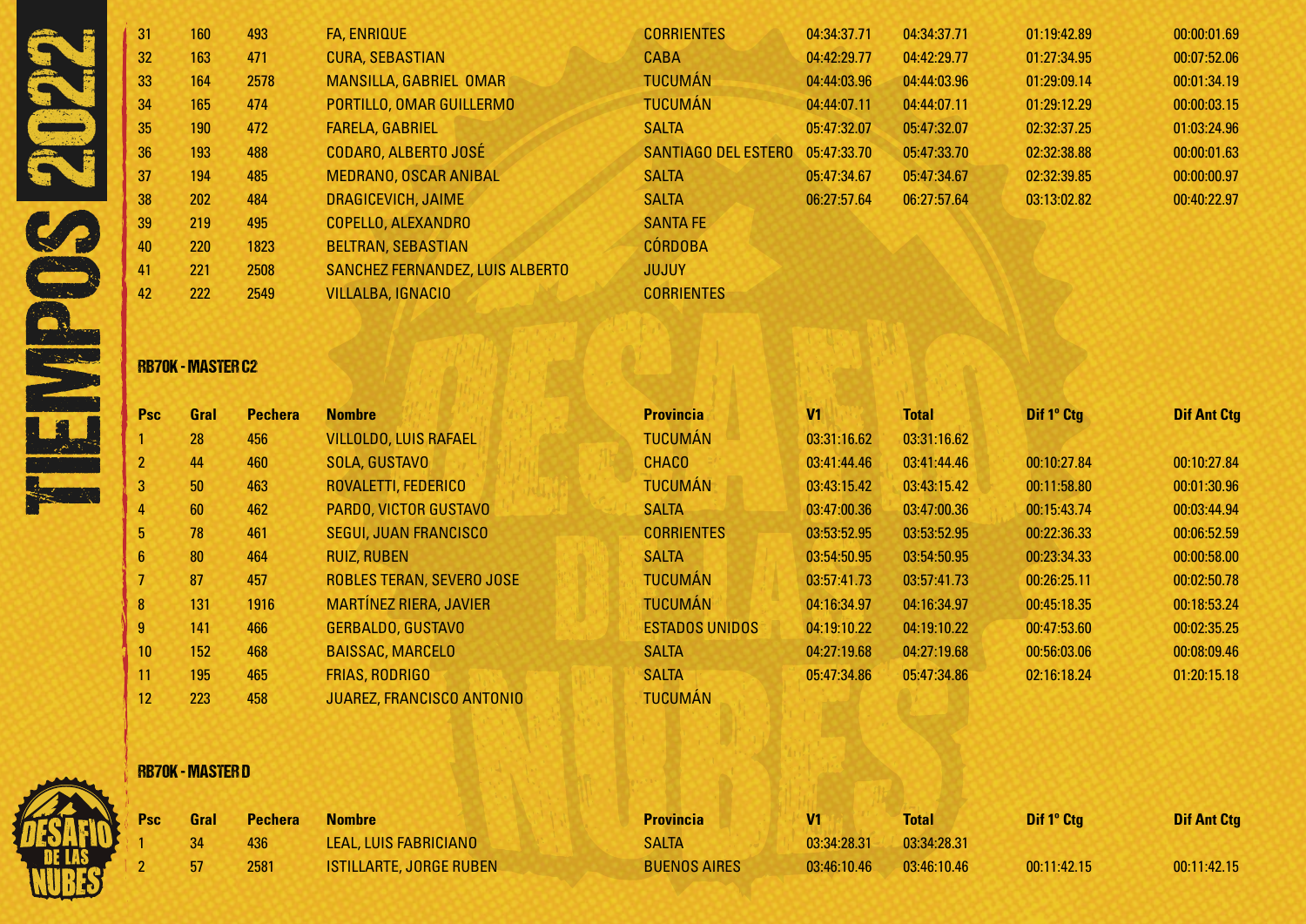| Psc | Gral | Pechera | Nombre | Provincia | V1 | Total | Dif 1º Ctg | Dif Ant Ctg |
|---|---|---|---|---|---|---|---|---|
| 31 | 160 | 493 | FA, ENRIQUE | CORRIENTES | 04:34:37.71 | 04:34:37.71 | 01:19:42.89 | 00:00:01.69 |
| 32 | 163 | 471 | CURA, SEBASTIAN | CABA | 04:42:29.77 | 04:42:29.77 | 01:27:34.95 | 00:07:52.06 |
| 33 | 164 | 2578 | MANSILLA, GABRIEL OMAR | TUCUMÁN | 04:44:03.96 | 04:44:03.96 | 01:29:09.14 | 00:01:34.19 |
| 34 | 165 | 474 | PORTILLO, OMAR GUILLERMO | TUCUMÁN | 04:44:07.11 | 04:44:07.11 | 01:29:12.29 | 00:00:03.15 |
| 35 | 190 | 472 | FARELA, GABRIEL | SALTA | 05:47:32.07 | 05:47:32.07 | 02:32:37.25 | 01:03:24.96 |
| 36 | 193 | 488 | CODARO, ALBERTO JOSÉ | SANTIAGO DEL ESTERO | 05:47:33.70 | 05:47:33.70 | 02:32:38.88 | 00:00:01.63 |
| 37 | 194 | 485 | MEDRANO, OSCAR ANIBAL | SALTA | 05:47:34.67 | 05:47:34.67 | 02:32:39.85 | 00:00:00.97 |
| 38 | 202 | 484 | DRAGICEVICH, JAIME | SALTA | 06:27:57.64 | 06:27:57.64 | 03:13:02.82 | 00:40:22.97 |
| 39 | 219 | 495 | COPELLO, ALEXANDRO | SANTA FE | | | | |
| 40 | 220 | 1823 | BELTRAN, SEBASTIAN | CÓRDOBA | | | | |
| 41 | 221 | 2508 | SANCHEZ FERNANDEZ, LUIS ALBERTO | JUJUY | | | | |
| 42 | 222 | 2549 | VILLALBA, IGNACIO | CORRIENTES | | | | |

## RB70K - MASTER C2

| Psc | Gral | Pechera | Nombre | Provincia | V1 | Total | Dif 1º Ctg | Dif Ant Ctg |
|---|---|---|---|---|---|---|---|---|
| 1 | 28 | 456 | VILLOLDO, LUIS RAFAEL | TUCUMÁN | 03:31:16.62 | 03:31:16.62 | | |
| 2 | 44 | 460 | SOLA, GUSTAVO | CHACO | 03:41:44.46 | 03:41:44.46 | 00:10:27.84 | 00:10:27.84 |
| 3 | 50 | 463 | ROVALETTI, FEDERICO | TUCUMÁN | 03:43:15.42 | 03:43:15.42 | 00:11:58.80 | 00:01:30.96 |
| 4 | 60 | 462 | PARDO, VICTOR GUSTAVO | SALTA | 03:47:00.36 | 03:47:00.36 | 00:15:43.74 | 00:03:44.94 |
| 5 | 78 | 461 | SEGUI, JUAN FRANCISCO | CORRIENTES | 03:53:52.95 | 03:53:52.95 | 00:22:36.33 | 00:06:52.59 |
| 6 | 80 | 464 | RUIZ, RUBEN | SALTA | 03:54:50.95 | 03:54:50.95 | 00:23:34.33 | 00:00:58.00 |
| 7 | 87 | 457 | ROBLES TERAN, SEVERO JOSE | TUCUMÁN | 03:57:41.73 | 03:57:41.73 | 00:26:25.11 | 00:02:50.78 |
| 8 | 131 | 1916 | MARTÍNEZ RIERA, JAVIER | TUCUMÁN | 04:16:34.97 | 04:16:34.97 | 00:45:18.35 | 00:18:53.24 |
| 9 | 141 | 466 | GERBALDO, GUSTAVO | ESTADOS UNIDOS | 04:19:10.22 | 04:19:10.22 | 00:47:53.60 | 00:02:35.25 |
| 10 | 152 | 468 | BAISSAC, MARCELO | SALTA | 04:27:19.68 | 04:27:19.68 | 00:56:03.06 | 00:08:09.46 |
| 11 | 195 | 465 | FRIAS, RODRIGO | SALTA | 05:47:34.86 | 05:47:34.86 | 02:16:18.24 | 01:20:15.18 |
| 12 | 223 | 458 | JUAREZ, FRANCISCO ANTONIO | TUCUMÁN | | | | |

## RB70K - MASTER D

| Psc | Gral | Pechera | Nombre | Provincia | V1 | Total | Dif 1º Ctg | Dif Ant Ctg |
|---|---|---|---|---|---|---|---|---|
| 1 | 34 | 436 | LEAL, LUIS FABRICIANO | SALTA | 03:34:28.31 | 03:34:28.31 | | |
| 2 | 57 | 2581 | ISTILLARTE, JORGE RUBEN | BUENOS AIRES | 03:46:10.46 | 03:46:10.46 | 00:11:42.15 | 00:11:42.15 |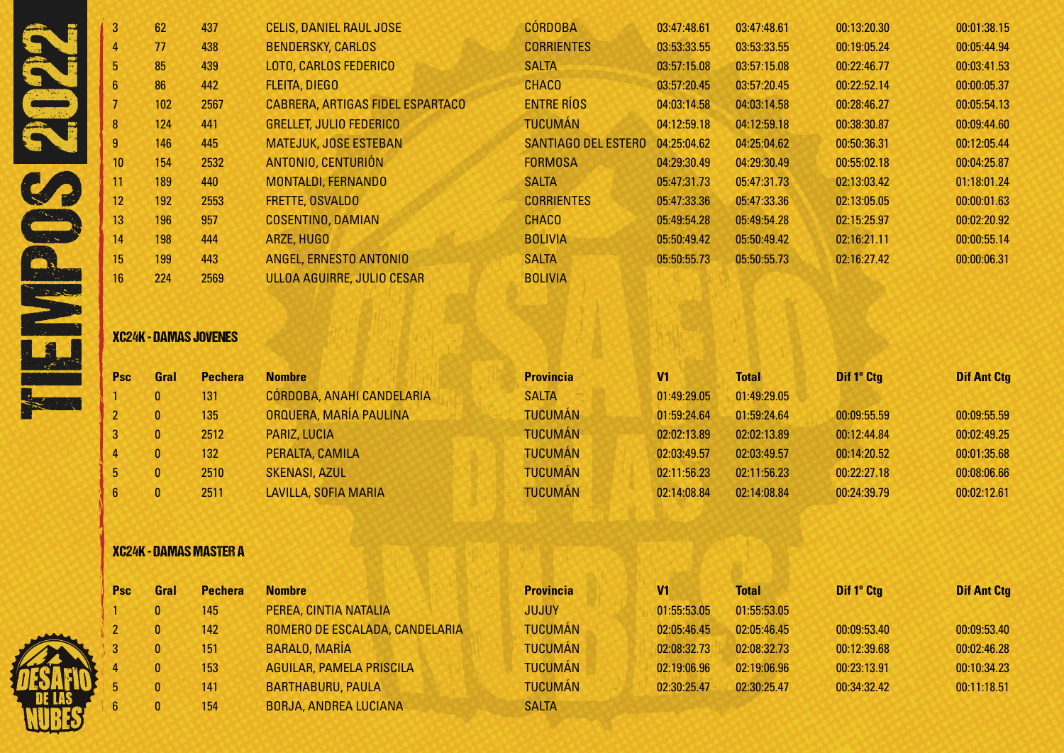| | | | | | | | | |
|---|---|---|---|---|---|---|---|---|
| 3 | 62 | 437 | CELIS, DANIEL RAUL JOSE | CÓRDOBA | 03:47:48.61 | 03:47:48.61 | 00:13:20.30 | 00:01:38.15 |
| 4 | 77 | 438 | BENDERSKY, CARLOS | CORRIENTES | 03:53:33.55 | 03:53:33.55 | 00:19:05.24 | 00:05:44.94 |
| 5 | 85 | 439 | LOTO, CARLOS FEDERICO | SALTA | 03:57:15.08 | 03:57:15.08 | 00:22:46.77 | 00:03:41.53 |
| 6 | 86 | 442 | FLEITA, DIEGO | CHACO | 03:57:20.45 | 03:57:20.45 | 00:22:52.14 | 00:00:05.37 |
| 7 | 102 | 2567 | CABRERA, ARTIGAS FIDEL ESPARTACO | ENTRE RÍOS | 04:03:14.58 | 04:03:14.58 | 00:28:46.27 | 00:05:54.13 |
| 8 | 124 | 441 | GRELLET, JULIO FEDERICO | TUCUMÁN | 04:12:59.18 | 04:12:59.18 | 00:38:30.87 | 00:09:44.60 |
| 9 | 146 | 445 | MATEJUK, JOSE ESTEBAN | SANTIAGO DEL ESTERO | 04:25:04.62 | 04:25:04.62 | 00:50:36.31 | 00:12:05.44 |
| 10 | 154 | 2532 | ANTONIO, CENTURIÓN | FORMOSA | 04:29:30.49 | 04:29:30.49 | 00:55:02.18 | 00:04:25.87 |
| 11 | 189 | 440 | MONTALDI, FERNANDO | SALTA | 05:47:31.73 | 05:47:31.73 | 02:13:03.42 | 01:18:01.24 |
| 12 | 192 | 2553 | FRETTE, OSVALDO | CORRIENTES | 05:47:33.36 | 05:47:33.36 | 02:13:05.05 | 00:00:01.63 |
| 13 | 196 | 957 | COSENTINO, DAMIAN | CHACO | 05:49:54.28 | 05:49:54.28 | 02:15:25.97 | 00:02:20.92 |
| 14 | 198 | 444 | ARZE, HUGO | BOLIVIA | 05:50:49.42 | 05:50:49.42 | 02:16:21.11 | 00:00:55.14 |
| 15 | 199 | 443 | ANGEL, ERNESTO ANTONIO | SALTA | 05:50:55.73 | 05:50:55.73 | 02:16:27.42 | 00:00:06.31 |
| 16 | 224 | 2569 | ULLOA AGUIRRE, JULIO CESAR | BOLIVIA | | | | |

## XC24K - DAMAS JOVENES

| Psc | Gral | Pechera | Nombre | Provincia | V1 | Total | Dif 1º Ctg | Dif Ant Ctg |
|---|---|---|---|---|---|---|---|---|
| 1 | 0 | 131 | CÓRDOBA, ANAHI CANDELARIA | SALTA | 01:49:29.05 | 01:49:29.05 | | |
| 2 | 0 | 135 | ORQUERA, MARÍA PAULINA | TUCUMÁN | 01:59:24.64 | 01:59:24.64 | 00:09:55.59 | 00:09:55.59 |
| 3 | 0 | 2512 | PARIZ, LUCIA | TUCUMÁN | 02:02:13.89 | 02:02:13.89 | 00:12:44.84 | 00:02:49.25 |
| 4 | 0 | 132 | PERALTA, CAMILA | TUCUMÁN | 02:03:49.57 | 02:03:49.57 | 00:14:20.52 | 00:01:35.68 |
| 5 | 0 | 2510 | SKENASI, AZUL | TUCUMÁN | 02:11:56.23 | 02:11:56.23 | 00:22:27.18 | 00:08:06.66 |
| 6 | 0 | 2511 | LAVILLA, SOFIA MARIA | TUCUMÁN | 02:14:08.84 | 02:14:08.84 | 00:24:39.79 | 00:02:12.61 |

## XC24K - DAMAS MASTER A

| Psc | Gral | Pechera | Nombre | Provincia | V1 | Total | Dif 1º Ctg | Dif Ant Ctg |
|---|---|---|---|---|---|---|---|---|
| 1 | 0 | 145 | PEREA, CINTIA NATALIA | JUJUY | 01:55:53.05 | 01:55:53.05 | | |
| 2 | 0 | 142 | ROMERO DE ESCALADA, CANDELARIA | TUCUMÁN | 02:05:46.45 | 02:05:46.45 | 00:09:53.40 | 00:09:53.40 |
| 3 | 0 | 151 | BARALO, MARÍA | TUCUMÁN | 02:08:32.73 | 02:08:32.73 | 00:12:39.68 | 00:02:46.28 |
| 4 | 0 | 153 | AGUILAR, PAMELA PRISCILA | TUCUMÁN | 02:19:06.96 | 02:19:06.96 | 00:23:13.91 | 00:10:34.23 |
| 5 | 0 | 141 | BARTHABURU, PAULA | TUCUMÁN | 02:30:25.47 | 02:30:25.47 | 00:34:32.42 | 00:11:18.51 |
| 6 | 0 | 154 | BORJA, ANDREA LUCIANA | SALTA | | | | |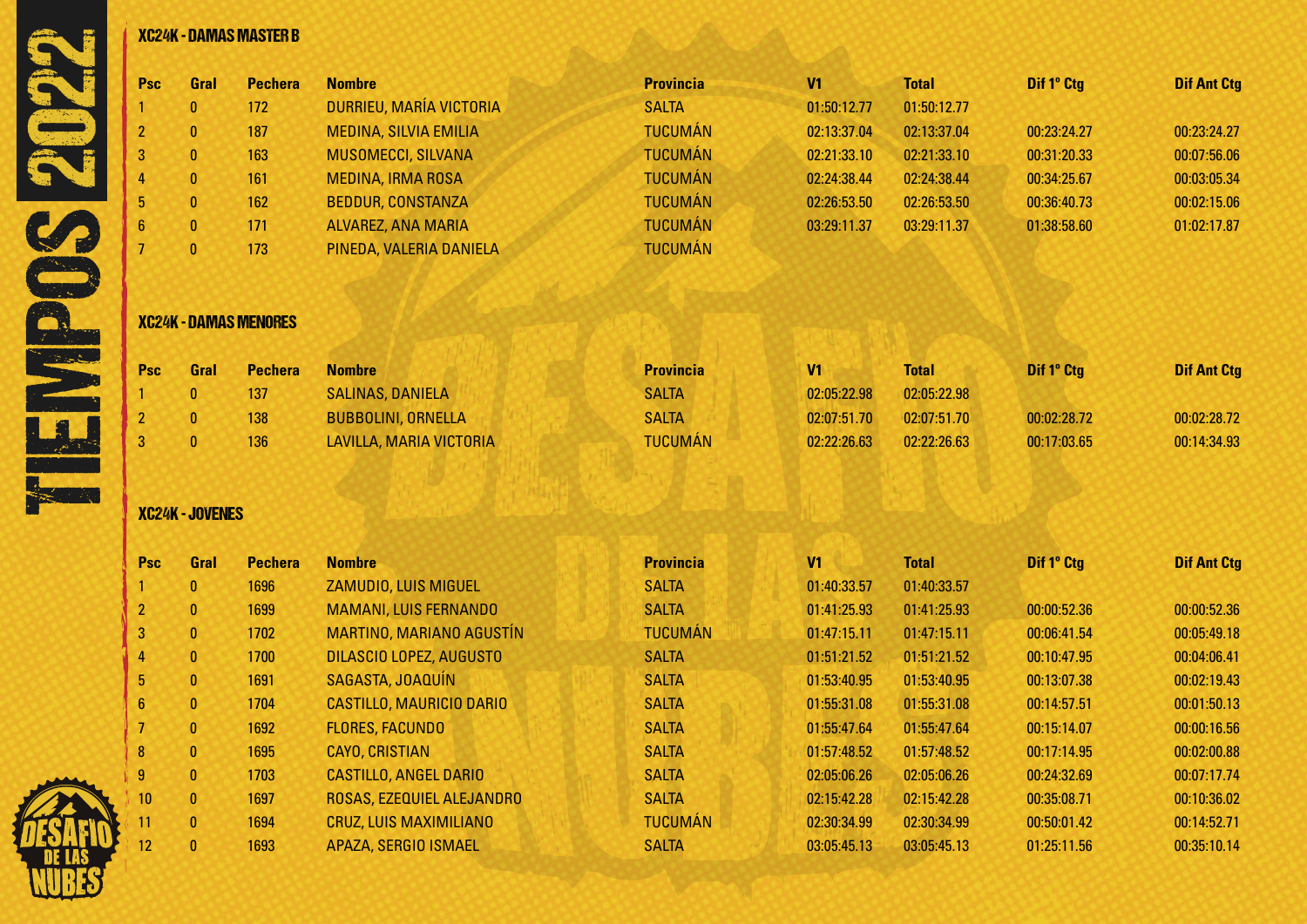## XC24K - DAMAS MASTER B

| Psc | Gral | Pechera | Nombre | Provincia | V1 | Total | Dif 1º Ctg | Dif Ant Ctg |
|---|---|---|---|---|---|---|---|---|
| 1 | 0 | 172 | DURRIEU, MARÍA VICTORIA | SALTA | 01:50:12.77 | 01:50:12.77 | | |
| 2 | 0 | 187 | MEDINA, SILVIA EMILIA | TUCUMÁN | 02:13:37.04 | 02:13:37.04 | 00:23:24.27 | 00:23:24.27 |
| 3 | 0 | 163 | MUSOMECCI, SILVANA | TUCUMÁN | 02:21:33.10 | 02:21:33.10 | 00:31:20.33 | 00:07:56.06 |
| 4 | 0 | 161 | MEDINA, IRMA ROSA | TUCUMÁN | 02:24:38.44 | 02:24:38.44 | 00:34:25.67 | 00:03:05.34 |
| 5 | 0 | 162 | BEDDUR, CONSTANZA | TUCUMÁN | 02:26:53.50 | 02:26:53.50 | 00:36:40.73 | 00:02:15.06 |
| 6 | 0 | 171 | ALVAREZ, ANA MARIA | TUCUMÁN | 03:29:11.37 | 03:29:11.37 | 01:38:58.60 | 01:02:17.87 |
| 7 | 0 | 173 | PINEDA, VALERIA DANIELA | TUCUMÁN | | | | |

## XC24K - DAMAS MENORES

| Psc | Gral | Pechera | Nombre | Provincia | V1 | Total | Dif 1º Ctg | Dif Ant Ctg |
|---|---|---|---|---|---|---|---|---|
| 1 | 0 | 137 | SALINAS, DANIELA | SALTA | 02:05:22.98 | 02:05:22.98 | | |
| 2 | 0 | 138 | BUBBOLINI, ORNELLA | SALTA | 02:07:51.70 | 02:07:51.70 | 00:02:28.72 | 00:02:28.72 |
| 3 | 0 | 136 | LAVILLA, MARIA VICTORIA | TUCUMÁN | 02:22:26.63 | 02:22:26.63 | 00:17:03.65 | 00:14:34.93 |

## XC24K - JOVENES

| Psc | Gral | Pechera | Nombre | Provincia | V1 | Total | Dif 1º Ctg | Dif Ant Ctg |
|---|---|---|---|---|---|---|---|---|
| 1 | 0 | 1696 | ZAMUDIO, LUIS MIGUEL | SALTA | 01:40:33.57 | 01:40:33.57 | | |
| 2 | 0 | 1699 | MAMANI, LUIS FERNANDO | SALTA | 01:41:25.93 | 01:41:25.93 | 00:00:52.36 | 00:00:52.36 |
| 3 | 0 | 1702 | MARTINO, MARIANO AGUSTÍN | TUCUMÁN | 01:47:15.11 | 01:47:15.11 | 00:06:41.54 | 00:05:49.18 |
| 4 | 0 | 1700 | DILASCIO LOPEZ, AUGUSTO | SALTA | 01:51:21.52 | 01:51:21.52 | 00:10:47.95 | 00:04:06.41 |
| 5 | 0 | 1691 | SAGASTA, JOAQUÍN | SALTA | 01:53:40.95 | 01:53:40.95 | 00:13:07.38 | 00:02:19.43 |
| 6 | 0 | 1704 | CASTILLO, MAURICIO DARIO | SALTA | 01:55:31.08 | 01:55:31.08 | 00:14:57.51 | 00:01:50.13 |
| 7 | 0 | 1692 | FLORES, FACUNDO | SALTA | 01:55:47.64 | 01:55:47.64 | 00:15:14.07 | 00:00:16.56 |
| 8 | 0 | 1695 | CAYO, CRISTIAN | SALTA | 01:57:48.52 | 01:57:48.52 | 00:17:14.95 | 00:02:00.88 |
| 9 | 0 | 1703 | CASTILLO, ANGEL DARIO | SALTA | 02:05:06.26 | 02:05:06.26 | 00:24:32.69 | 00:07:17.74 |
| 10 | 0 | 1697 | ROSAS, EZEQUIEL ALEJANDRO | SALTA | 02:15:42.28 | 02:15:42.28 | 00:35:08.71 | 00:10:36.02 |
| 11 | 0 | 1694 | CRUZ, LUIS MAXIMILIANO | TUCUMÁN | 02:30:34.99 | 02:30:34.99 | 00:50:01.42 | 00:14:52.71 |
| 12 | 0 | 1693 | APAZA, SERGIO ISMAEL | SALTA | 03:05:45.13 | 03:05:45.13 | 01:25:11.56 | 00:35:10.14 |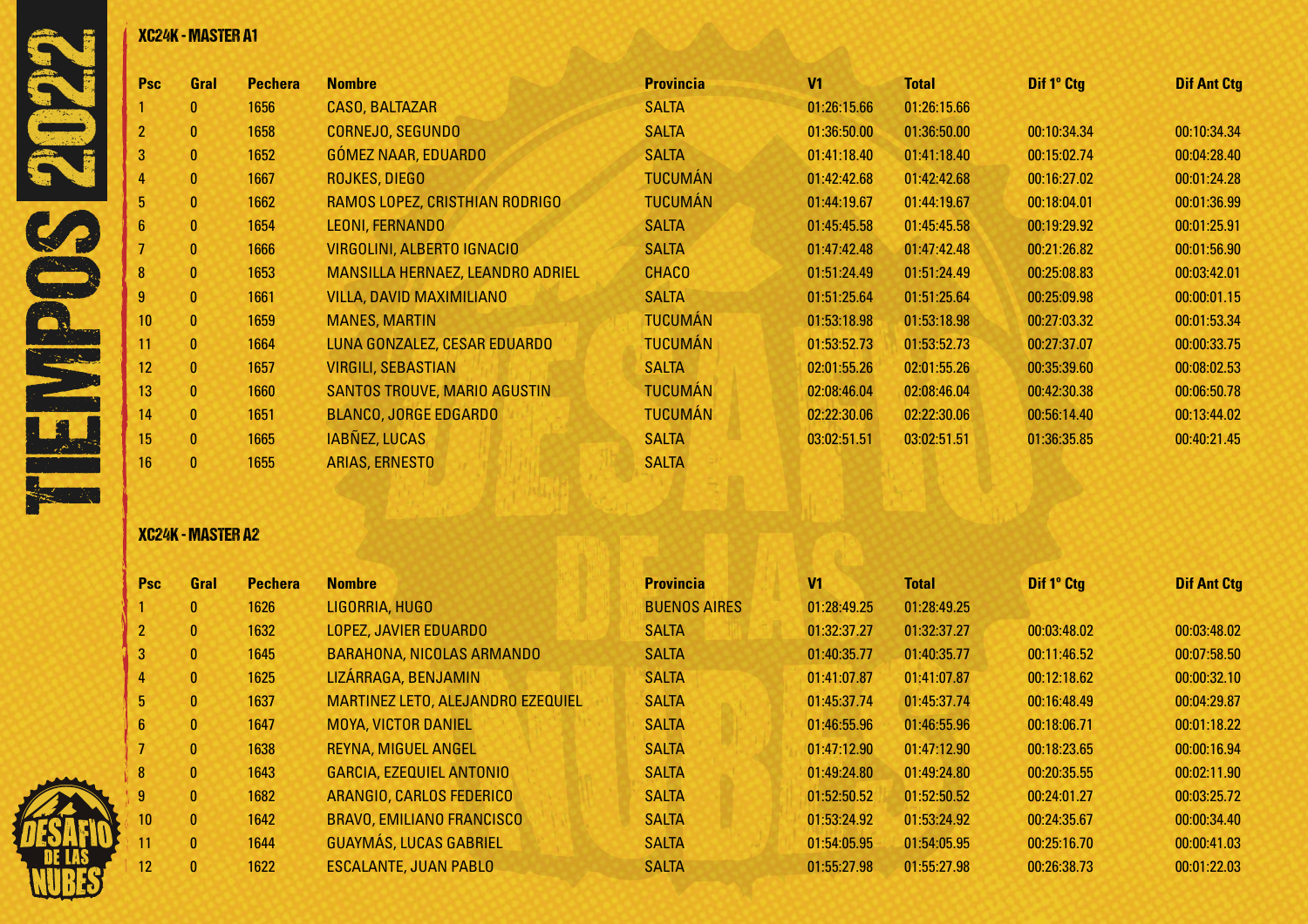## XC24K - MASTER A1

| Psc | Gral | Pechera | Nombre | Provincia | V1 | Total | Dif 1° Ctg | Dif Ant Ctg |
|---|---|---|---|---|---|---|---|---|
| 1 | 0 | 1656 | CASO, BALTAZAR | SALTA | 01:26:15.66 | 01:26:15.66 | | |
| 2 | 0 | 1658 | CORNEJO, SEGUNDO | SALTA | 01:36:50.00 | 01:36:50.00 | 00:10:34.34 | 00:10:34.34 |
| 3 | 0 | 1652 | GÓMEZ NAAR, EDUARDO | SALTA | 01:41:18.40 | 01:41:18.40 | 00:15:02.74 | 00:04:28.40 |
| 4 | 0 | 1667 | ROJKES, DIEGO | TUCUMÁN | 01:42:42.68 | 01:42:42.68 | 00:16:27.02 | 00:01:24.28 |
| 5 | 0 | 1662 | RAMOS LOPEZ, CRISTHIAN RODRIGO | TUCUMÁN | 01:44:19.67 | 01:44:19.67 | 00:18:04.01 | 00:01:36.99 |
| 6 | 0 | 1654 | LEONI, FERNANDO | SALTA | 01:45:45.58 | 01:45:45.58 | 00:19:29.92 | 00:01:25.91 |
| 7 | 0 | 1666 | VIRGOLINI, ALBERTO IGNACIO | SALTA | 01:47:42.48 | 01:47:42.48 | 00:21:26.82 | 00:01:56.90 |
| 8 | 0 | 1653 | MANSILLA HERNAEZ, LEANDRO ADRIEL | CHACO | 01:51:24.49 | 01:51:24.49 | 00:25:08.83 | 00:03:42.01 |
| 9 | 0 | 1661 | VILLA, DAVID MAXIMILIANO | SALTA | 01:51:25.64 | 01:51:25.64 | 00:25:09.98 | 00:00:01.15 |
| 10 | 0 | 1659 | MANES, MARTIN | TUCUMÁN | 01:53:18.98 | 01:53:18.98 | 00:27:03.32 | 00:01:53.34 |
| 11 | 0 | 1664 | LUNA GONZALEZ, CESAR EDUARDO | TUCUMÁN | 01:53:52.73 | 01:53:52.73 | 00:27:37.07 | 00:00:33.75 |
| 12 | 0 | 1657 | VIRGILI, SEBASTIAN | SALTA | 02:01:55.26 | 02:01:55.26 | 00:35:39.60 | 00:08:02.53 |
| 13 | 0 | 1660 | SANTOS TROUVE, MARIO AGUSTIN | TUCUMÁN | 02:08:46.04 | 02:08:46.04 | 00:42:30.38 | 00:06:50.78 |
| 14 | 0 | 1651 | BLANCO, JORGE EDGARDO | TUCUMÁN | 02:22:30.06 | 02:22:30.06 | 00:56:14.40 | 00:13:44.02 |
| 15 | 0 | 1665 | IABÑEZ, LUCAS | SALTA | 03:02:51.51 | 03:02:51.51 | 01:36:35.85 | 00:40:21.45 |
| 16 | 0 | 1655 | ARIAS, ERNESTO | SALTA | | | | |

## XC24K - MASTER A2

| Psc | Gral | Pechera | Nombre | Provincia | V1 | Total | Dif 1° Ctg | Dif Ant Ctg |
|---|---|---|---|---|---|---|---|---|
| 1 | 0 | 1626 | LIGORRIA, HUGO | BUENOS AIRES | 01:28:49.25 | 01:28:49.25 | | |
| 2 | 0 | 1632 | LOPEZ, JAVIER EDUARDO | SALTA | 01:32:37.27 | 01:32:37.27 | 00:03:48.02 | 00:03:48.02 |
| 3 | 0 | 1645 | BARAHONA, NICOLAS ARMANDO | SALTA | 01:40:35.77 | 01:40:35.77 | 00:11:46.52 | 00:07:58.50 |
| 4 | 0 | 1625 | LIZÁRRAGA, BENJAMIN | SALTA | 01:41:07.87 | 01:41:07.87 | 00:12:18.62 | 00:00:32.10 |
| 5 | 0 | 1637 | MARTINEZ LETO, ALEJANDRO EZEQUIEL | SALTA | 01:45:37.74 | 01:45:37.74 | 00:16:48.49 | 00:04:29.87 |
| 6 | 0 | 1647 | MOYA, VICTOR DANIEL | SALTA | 01:46:55.96 | 01:46:55.96 | 00:18:06.71 | 00:01:18.22 |
| 7 | 0 | 1638 | REYNA, MIGUEL ANGEL | SALTA | 01:47:12.90 | 01:47:12.90 | 00:18:23.65 | 00:00:16.94 |
| 8 | 0 | 1643 | GARCIA, EZEQUIEL ANTONIO | SALTA | 01:49:24.80 | 01:49:24.80 | 00:20:35.55 | 00:02:11.90 |
| 9 | 0 | 1682 | ARANGIO, CARLOS FEDERICO | SALTA | 01:52:50.52 | 01:52:50.52 | 00:24:01.27 | 00:03:25.72 |
| 10 | 0 | 1642 | BRAVO, EMILIANO FRANCISCO | SALTA | 01:53:24.92 | 01:53:24.92 | 00:24:35.67 | 00:00:34.40 |
| 11 | 0 | 1644 | GUAYMÁS, LUCAS GABRIEL | SALTA | 01:54:05.95 | 01:54:05.95 | 00:25:16.70 | 00:00:41.03 |
| 12 | 0 | 1622 | ESCALANTE, JUAN PABLO | SALTA | 01:55:27.98 | 01:55:27.98 | 00:26:38.73 | 00:01:22.03 |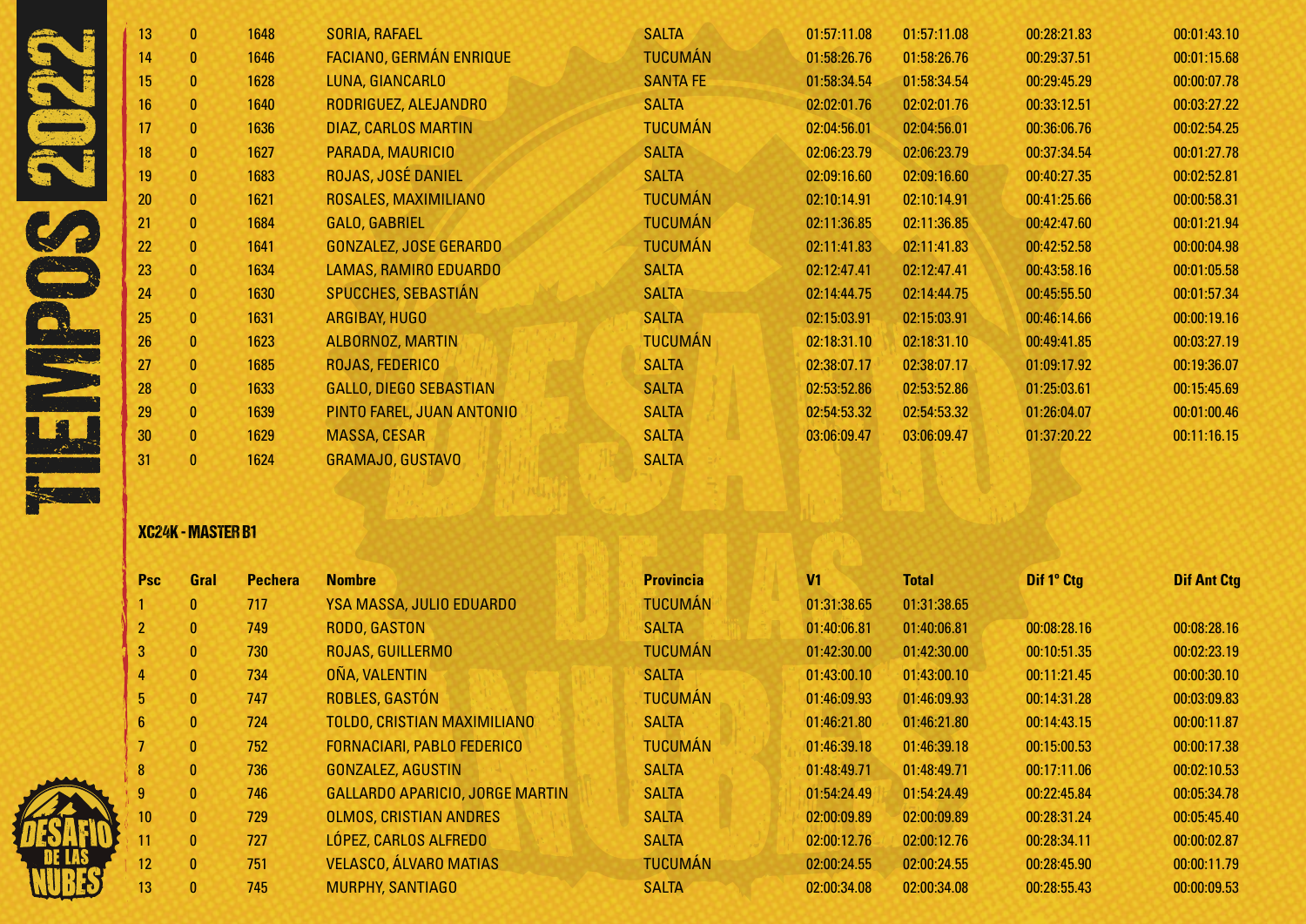| Psc | Gral | Pechera | Nombre | Provincia | V1 | Total | Dif 1° Ctg | Dif Ant Ctg |
|---|---|---|---|---|---|---|---|---|
| 13 | 0 | 1648 | SORIA, RAFAEL | SALTA | 01:57:11.08 | 01:57:11.08 | 00:28:21.83 | 00:01:43.10 |
| 14 | 0 | 1646 | FACIANO, GERMÁN ENRIQUE | TUCUMÁN | 01:58:26.76 | 01:58:26.76 | 00:29:37.51 | 00:01:15.68 |
| 15 | 0 | 1628 | LUNA, GIANCARLO | SANTA FE | 01:58:34.54 | 01:58:34.54 | 00:29:45.29 | 00:00:07.78 |
| 16 | 0 | 1640 | RODRIGUEZ, ALEJANDRO | SALTA | 02:02:01.76 | 02:02:01.76 | 00:33:12.51 | 00:03:27.22 |
| 17 | 0 | 1636 | DIAZ, CARLOS MARTIN | TUCUMÁN | 02:04:56.01 | 02:04:56.01 | 00:36:06.76 | 00:02:54.25 |
| 18 | 0 | 1627 | PARADA, MAURICIO | SALTA | 02:06:23.79 | 02:06:23.79 | 00:37:34.54 | 00:01:27.78 |
| 19 | 0 | 1683 | ROJAS, JOSÉ DANIEL | SALTA | 02:09:16.60 | 02:09:16.60 | 00:40:27.35 | 00:02:52.81 |
| 20 | 0 | 1621 | ROSALES, MAXIMILIANO | TUCUMÁN | 02:10:14.91 | 02:10:14.91 | 00:41:25.66 | 00:00:58.31 |
| 21 | 0 | 1684 | GALO, GABRIEL | TUCUMÁN | 02:11:36.85 | 02:11:36.85 | 00:42:47.60 | 00:01:21.94 |
| 22 | 0 | 1641 | GONZALEZ, JOSE GERARDO | TUCUMÁN | 02:11:41.83 | 02:11:41.83 | 00:42:52.58 | 00:00:04.98 |
| 23 | 0 | 1634 | LAMAS, RAMIRO EDUARDO | SALTA | 02:12:47.41 | 02:12:47.41 | 00:43:58.16 | 00:01:05.58 |
| 24 | 0 | 1630 | SPUCCHES, SEBASTIÁN | SALTA | 02:14:44.75 | 02:14:44.75 | 00:45:55.50 | 00:01:57.34 |
| 25 | 0 | 1631 | ARGIBAY, HUGO | SALTA | 02:15:03.91 | 02:15:03.91 | 00:46:14.66 | 00:00:19.16 |
| 26 | 0 | 1623 | ALBORNOZ, MARTIN | TUCUMÁN | 02:18:31.10 | 02:18:31.10 | 00:49:41.85 | 00:03:27.19 |
| 27 | 0 | 1685 | ROJAS, FEDERICO | SALTA | 02:38:07.17 | 02:38:07.17 | 01:09:17.92 | 00:19:36.07 |
| 28 | 0 | 1633 | GALLO, DIEGO SEBASTIAN | SALTA | 02:53:52.86 | 02:53:52.86 | 01:25:03.61 | 00:15:45.69 |
| 29 | 0 | 1639 | PINTO FAREL, JUAN ANTONIO | SALTA | 02:54:53.32 | 02:54:53.32 | 01:26:04.07 | 00:01:00.46 |
| 30 | 0 | 1629 | MASSA, CESAR | SALTA | 03:06:09.47 | 03:06:09.47 | 01:37:20.22 | 00:11:16.15 |
| 31 | 0 | 1624 | GRAMAJO, GUSTAVO | SALTA | | | | |

### XC24K - MASTER B1

| Psc | Gral | Pechera | Nombre | Provincia | V1 | Total | Dif 1° Ctg | Dif Ant Ctg |
|---|---|---|---|---|---|---|---|---|
| 1 | 0 | 717 | YSA MASSA, JULIO EDUARDO | TUCUMÁN | 01:31:38.65 | 01:31:38.65 | | |
| 2 | 0 | 749 | RODO, GASTON | SALTA | 01:40:06.81 | 01:40:06.81 | 00:08:28.16 | 00:08:28.16 |
| 3 | 0 | 730 | ROJAS, GUILLERMO | TUCUMÁN | 01:42:30.00 | 01:42:30.00 | 00:10:51.35 | 00:02:23.19 |
| 4 | 0 | 734 | OÑA, VALENTIN | SALTA | 01:43:00.10 | 01:43:00.10 | 00:11:21.45 | 00:00:30.10 |
| 5 | 0 | 747 | ROBLES, GASTÓN | TUCUMÁN | 01:46:09.93 | 01:46:09.93 | 00:14:31.28 | 00:03:09.83 |
| 6 | 0 | 724 | TOLDO, CRISTIAN MAXIMILIANO | SALTA | 01:46:21.80 | 01:46:21.80 | 00:14:43.15 | 00:00:11.87 |
| 7 | 0 | 752 | FORNACIARI, PABLO FEDERICO | TUCUMÁN | 01:46:39.18 | 01:46:39.18 | 00:15:00.53 | 00:00:17.38 |
| 8 | 0 | 736 | GONZALEZ, AGUSTIN | SALTA | 01:48:49.71 | 01:48:49.71 | 00:17:11.06 | 00:02:10.53 |
| 9 | 0 | 746 | GALLARDO APARICIO, JORGE MARTIN | SALTA | 01:54:24.49 | 01:54:24.49 | 00:22:45.84 | 00:05:34.78 |
| 10 | 0 | 729 | OLMOS, CRISTIAN ANDRES | SALTA | 02:00:09.89 | 02:00:09.89 | 00:28:31.24 | 00:05:45.40 |
| 11 | 0 | 727 | LÓPEZ, CARLOS ALFREDO | SALTA | 02:00:12.76 | 02:00:12.76 | 00:28:34.11 | 00:00:02.87 |
| 12 | 0 | 751 | VELASCO, ÁLVARO MATIAS | TUCUMÁN | 02:00:24.55 | 02:00:24.55 | 00:28:45.90 | 00:00:11.79 |
| 13 | 0 | 745 | MURPHY, SANTIAGO | SALTA | 02:00:34.08 | 02:00:34.08 | 00:28:55.43 | 00:00:09.53 |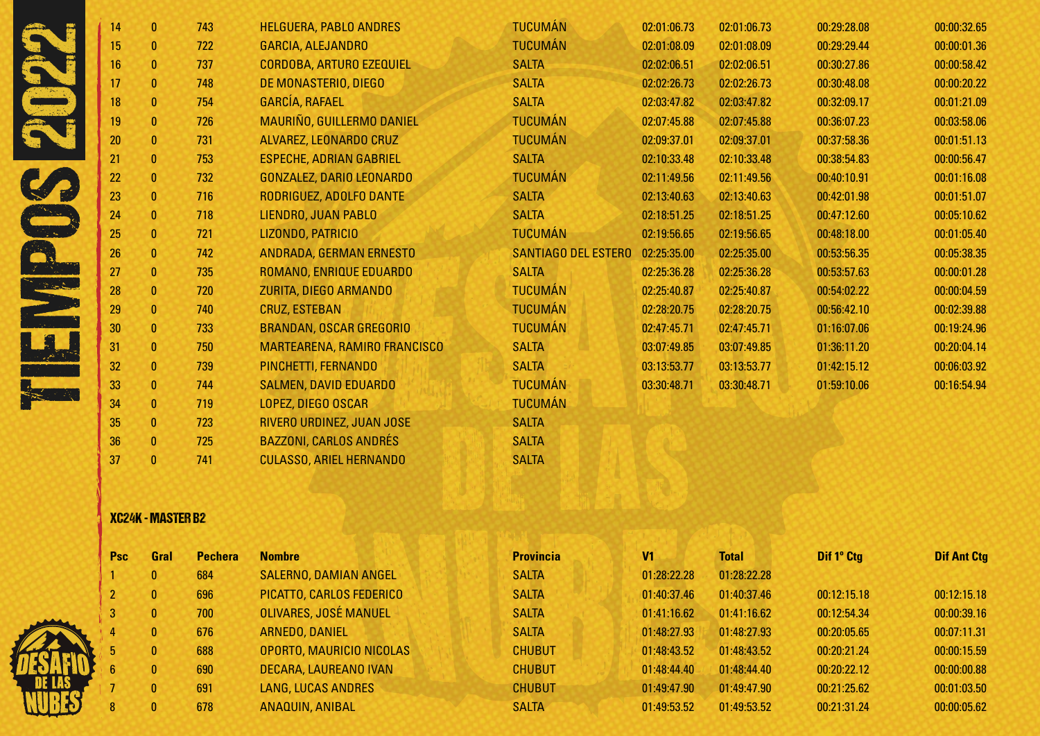| | | | | | | | | |
|---|---|---|---|---|---|---|---|---|
| 14 | 0 | 743 | HELGUERA, PABLO ANDRES | TUCUMÁN | 02:01:06.73 | 02:01:06.73 | 00:29:28.08 | 00:00:32.65 |
| 15 | 0 | 722 | GARCIA, ALEJANDRO | TUCUMÁN | 02:01:08.09 | 02:01:08.09 | 00:29:29.44 | 00:00:01.36 |
| 16 | 0 | 737 | CORDOBA, ARTURO EZEQUIEL | SALTA | 02:02:06.51 | 02:02:06.51 | 00:30:27.86 | 00:00:58.42 |
| 17 | 0 | 748 | DE MONASTERIO, DIEGO | SALTA | 02:02:26.73 | 02:02:26.73 | 00:30:48.08 | 00:00:20.22 |
| 18 | 0 | 754 | GARCÍA, RAFAEL | SALTA | 02:03:47.82 | 02:03:47.82 | 00:32:09.17 | 00:01:21.09 |
| 19 | 0 | 726 | MAURIÑO, GUILLERMO DANIEL | TUCUMÁN | 02:07:45.88 | 02:07:45.88 | 00:36:07.23 | 00:03:58.06 |
| 20 | 0 | 731 | ALVAREZ, LEONARDO CRUZ | TUCUMÁN | 02:09:37.01 | 02:09:37.01 | 00:37:58.36 | 00:01:51.13 |
| 21 | 0 | 753 | ESPECHE, ADRIAN GABRIEL | SALTA | 02:10:33.48 | 02:10:33.48 | 00:38:54.83 | 00:00:56.47 |
| 22 | 0 | 732 | GONZALEZ, DARIO LEONARDO | TUCUMÁN | 02:11:49.56 | 02:11:49.56 | 00:40:10.91 | 00:01:16.08 |
| 23 | 0 | 716 | RODRIGUEZ, ADOLFO DANTE | SALTA | 02:13:40.63 | 02:13:40.63 | 00:42:01.98 | 00:01:51.07 |
| 24 | 0 | 718 | LIENDRO, JUAN PABLO | SALTA | 02:18:51.25 | 02:18:51.25 | 00:47:12.60 | 00:05:10.62 |
| 25 | 0 | 721 | LIZONDO, PATRICIO | TUCUMÁN | 02:19:56.65 | 02:19:56.65 | 00:48:18.00 | 00:01:05.40 |
| 26 | 0 | 742 | ANDRADA, GERMAN ERNESTO | SANTIAGO DEL ESTERO | 02:25:35.00 | 02:25:35.00 | 00:53:56.35 | 00:05:38.35 |
| 27 | 0 | 735 | ROMANO, ENRIQUE EDUARDO | SALTA | 02:25:36.28 | 02:25:36.28 | 00:53:57.63 | 00:00:01.28 |
| 28 | 0 | 720 | ZURITA, DIEGO ARMANDO | TUCUMÁN | 02:25:40.87 | 02:25:40.87 | 00:54:02.22 | 00:00:04.59 |
| 29 | 0 | 740 | CRUZ, ESTEBAN | TUCUMÁN | 02:28:20.75 | 02:28:20.75 | 00:56:42.10 | 00:02:39.88 |
| 30 | 0 | 733 | BRANDAN, OSCAR GREGORIO | TUCUMÁN | 02:47:45.71 | 02:47:45.71 | 01:16:07.06 | 00:19:24.96 |
| 31 | 0 | 750 | MARTEARENA, RAMIRO FRANCISCO | SALTA | 03:07:49.85 | 03:07:49.85 | 01:36:11.20 | 00:20:04.14 |
| 32 | 0 | 739 | PINCHETTI, FERNANDO | SALTA | 03:13:53.77 | 03:13:53.77 | 01:42:15.12 | 00:06:03.92 |
| 33 | 0 | 744 | SALMEN, DAVID EDUARDO | TUCUMÁN | 03:30:48.71 | 03:30:48.71 | 01:59:10.06 | 00:16:54.94 |
| 34 | 0 | 719 | LOPEZ, DIEGO OSCAR | TUCUMÁN | | | | |
| 35 | 0 | 723 | RIVERO URDINEZ, JUAN JOSE | SALTA | | | | |
| 36 | 0 | 725 | BAZZONI, CARLOS ANDRÉS | SALTA | | | | |
| 37 | 0 | 741 | CULASSO, ARIEL HERNANDO | SALTA | | | | |

### XC24K - MASTER B2

| Psc | Gral | Pechera | Nombre | Provincia | V1 | Total | Dif 1º Ctg | Dif Ant Ctg |
|---|---|---|---|---|---|---|---|---|
| 1 | 0 | 684 | SALERNO, DAMIAN ANGEL | SALTA | 01:28:22.28 | 01:28:22.28 | | |
| 2 | 0 | 696 | PICATTO, CARLOS FEDERICO | SALTA | 01:40:37.46 | 01:40:37.46 | 00:12:15.18 | 00:12:15.18 |
| 3 | 0 | 700 | OLIVARES, JOSÉ MANUEL | SALTA | 01:41:16.62 | 01:41:16.62 | 00:12:54.34 | 00:00:39.16 |
| 4 | 0 | 676 | ARNEDO, DANIEL | SALTA | 01:48:27.93 | 01:48:27.93 | 00:20:05.65 | 00:07:11.31 |
| 5 | 0 | 688 | OPORTO, MAURICIO NICOLAS | CHUBUT | 01:48:43.52 | 01:48:43.52 | 00:20:21.24 | 00:00:15.59 |
| 6 | 0 | 690 | DECARA, LAUREANO IVAN | CHUBUT | 01:48:44.40 | 01:48:44.40 | 00:20:22.12 | 00:00:00.88 |
| 7 | 0 | 691 | LANG, LUCAS ANDRES | CHUBUT | 01:49:47.90 | 01:49:47.90 | 00:21:25.62 | 00:01:03.50 |
| 8 | 0 | 678 | ANAQUIN, ANIBAL | SALTA | 01:49:53.52 | 01:49:53.52 | 00:21:31.24 | 00:00:05.62 |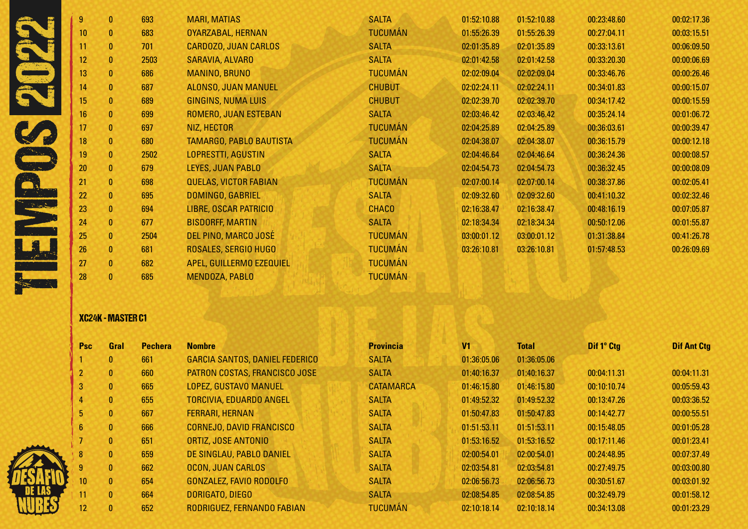| Psc | Gral | Pechera | Nombre | Provincia | V1 | Total | Dif 1º Ctg | Dif Ant Ctg |
|---|---|---|---|---|---|---|---|---|
| 9 | 0 | 693 | MARI, MATIAS | SALTA | 01:52:10.88 | 01:52:10.88 | 00:23:48.60 | 00:02:17.36 |
| 10 | 0 | 683 | OYARZABAL, HERNAN | TUCUMÁN | 01:55:26.39 | 01:55:26.39 | 00:27:04.11 | 00:03:15.51 |
| 11 | 0 | 701 | CARDOZO, JUAN CARLOS | SALTA | 02:01:35.89 | 02:01:35.89 | 00:33:13.61 | 00:06:09.50 |
| 12 | 0 | 2503 | SARAVIA, ALVARO | SALTA | 02:01:42.58 | 02:01:42.58 | 00:33:20.30 | 00:00:06.69 |
| 13 | 0 | 686 | MANINO, BRUNO | TUCUMÁN | 02:02:09.04 | 02:02:09.04 | 00:33:46.76 | 00:00:26.46 |
| 14 | 0 | 687 | ALONSO, JUAN MANUEL | CHUBUT | 02:02:24.11 | 02:02:24.11 | 00:34:01.83 | 00:00:15.07 |
| 15 | 0 | 689 | GINGINS, NUMA LUIS | CHUBUT | 02:02:39.70 | 02:02:39.70 | 00:34:17.42 | 00:00:15.59 |
| 16 | 0 | 699 | ROMERO, JUAN ESTEBAN | SALTA | 02:03:46.42 | 02:03:46.42 | 00:35:24.14 | 00:01:06.72 |
| 17 | 0 | 697 | NIZ, HECTOR | TUCUMÁN | 02:04:25.89 | 02:04:25.89 | 00:36:03.61 | 00:00:39.47 |
| 18 | 0 | 680 | TAMARGO, PABLO BAUTISTA | TUCUMÁN | 02:04:38.07 | 02:04:38.07 | 00:36:15.79 | 00:00:12.18 |
| 19 | 0 | 2502 | LOPRESTTI, AGUSTIN | SALTA | 02:04:46.64 | 02:04:46.64 | 00:36:24.36 | 00:00:08.57 |
| 20 | 0 | 679 | LEYES, JUAN PABLO | SALTA | 02:04:54.73 | 02:04:54.73 | 00:36:32.45 | 00:00:08.09 |
| 21 | 0 | 698 | QUELAS, VICTOR FABIAN | TUCUMÁN | 02:07:00.14 | 02:07:00.14 | 00:38:37.86 | 00:02:05.41 |
| 22 | 0 | 695 | DOMINGO, GABRIEL | SALTA | 02:09:32.60 | 02:09:32.60 | 00:41:10.32 | 00:02:32.46 |
| 23 | 0 | 694 | LIBRE, OSCAR PATRICIO | CHACO | 02:16:38.47 | 02:16:38.47 | 00:48:16.19 | 00:07:05.87 |
| 24 | 0 | 677 | BISDORFF, MARTIN | SALTA | 02:18:34.34 | 02:18:34.34 | 00:50:12.06 | 00:01:55.87 |
| 25 | 0 | 2504 | DEL PINO, MARCO JOSÉ | TUCUMÁN | 03:00:01.12 | 03:00:01.12 | 01:31:38.84 | 00:41:26.78 |
| 26 | 0 | 681 | ROSALES, SERGIO HUGO | TUCUMÁN | 03:26:10.81 | 03:26:10.81 | 01:57:48.53 | 00:26:09.69 |
| 27 | 0 | 682 | APEL, GUILLERMO EZEQUIEL | TUCUMÁN | | | | |
| 28 | 0 | 685 | MENDOZA, PABLO | TUCUMÁN | | | | |

### XC24K - MASTER C1

| Psc | Gral | Pechera | Nombre | Provincia | V1 | Total | Dif 1º Ctg | Dif Ant Ctg |
|---|---|---|---|---|---|---|---|---|
| 1 | 0 | 661 | GARCIA SANTOS, DANIEL FEDERICO | SALTA | 01:36:05.06 | 01:36:05.06 | | |
| 2 | 0 | 660 | PATRON COSTAS, FRANCISCO JOSE | SALTA | 01:40:16.37 | 01:40:16.37 | 00:04:11.31 | 00:04:11.31 |
| 3 | 0 | 665 | LOPEZ, GUSTAVO MANUEL | CATAMARCA | 01:46:15.80 | 01:46:15.80 | 00:10:10.74 | 00:05:59.43 |
| 4 | 0 | 655 | TORCIVIA, EDUARDO ANGEL | SALTA | 01:49:52.32 | 01:49:52.32 | 00:13:47.26 | 00:03:36.52 |
| 5 | 0 | 667 | FERRARI, HERNAN | SALTA | 01:50:47.83 | 01:50:47.83 | 00:14:42.77 | 00:00:55.51 |
| 6 | 0 | 666 | CORNEJO, DAVID FRANCISCO | SALTA | 01:51:53.11 | 01:51:53.11 | 00:15:48.05 | 00:01:05.28 |
| 7 | 0 | 651 | ORTIZ, JOSE ANTONIO | SALTA | 01:53:16.52 | 01:53:16.52 | 00:17:11.46 | 00:01:23.41 |
| 8 | 0 | 659 | DE SINGLAU, PABLO DANIEL | SALTA | 02:00:54.01 | 02:00:54.01 | 00:24:48.95 | 00:07:37.49 |
| 9 | 0 | 662 | OCON, JUAN CARLOS | SALTA | 02:03:54.81 | 02:03:54.81 | 00:27:49.75 | 00:03:00.80 |
| 10 | 0 | 654 | GONZALEZ, FAVIO RODOLFO | SALTA | 02:06:56.73 | 02:06:56.73 | 00:30:51.67 | 00:03:01.92 |
| 11 | 0 | 664 | DORIGATO, DIEGO | SALTA | 02:08:54.85 | 02:08:54.85 | 00:32:49.79 | 00:01:58.12 |
| 12 | 0 | 652 | RODRIGUEZ, FERNANDO FABIAN | TUCUMÁN | 02:10:18.14 | 02:10:18.14 | 00:34:13.08 | 00:01:23.29 |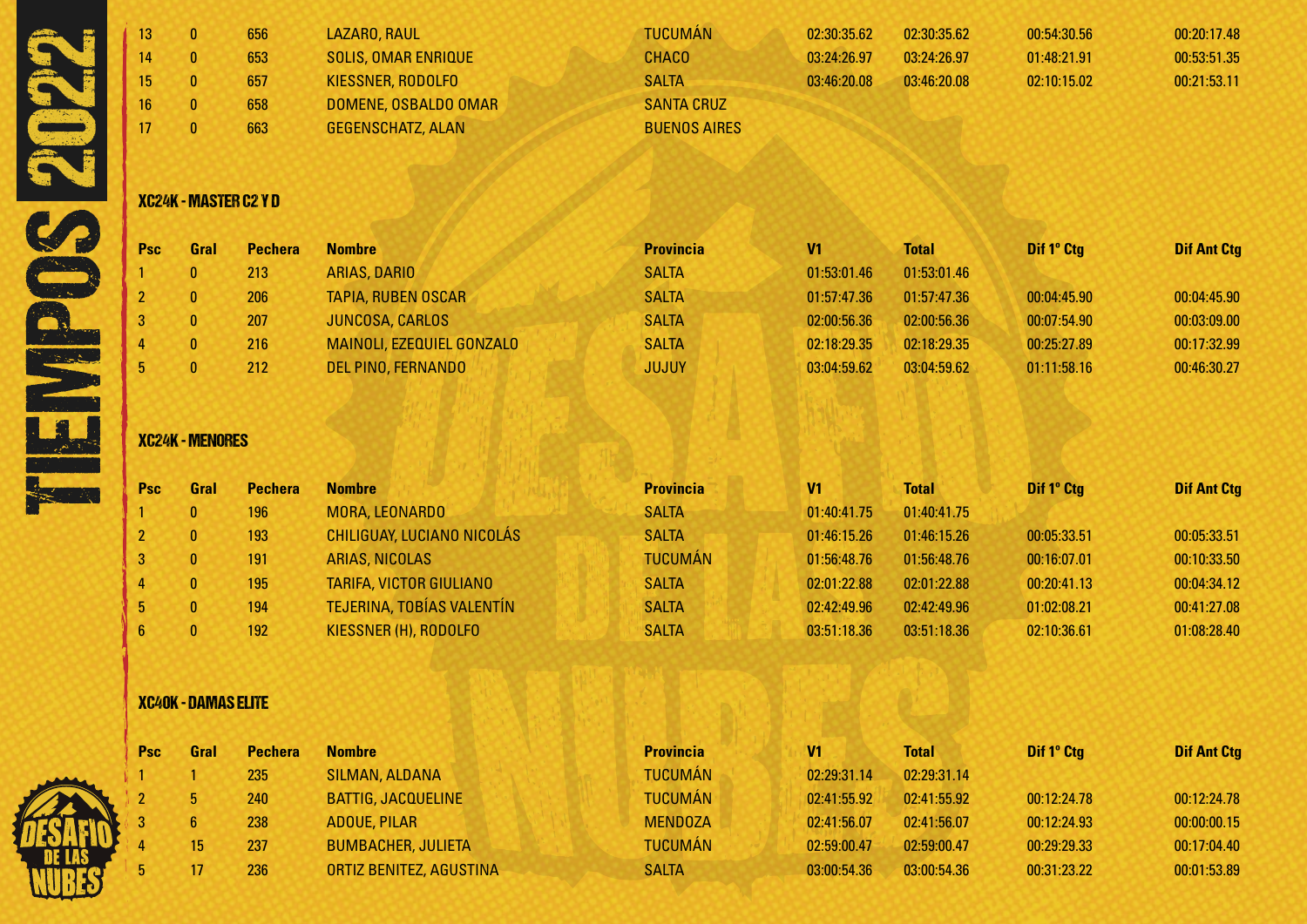| 13 | 0 | 656 | LAZARO, RAUL | TUCUMÁN | 02:30:35.62 | 02:30:35.62 | 00:54:30.56 | 00:20:17.48 |
|---|---|---|---|---|---|---|---|---|
| 14 | 0 | 653 | SOLIS, OMAR ENRIQUE | CHACO | 03:24:26.97 | 03:24:26.97 | 01:48:21.91 | 00:53:51.35 |
| 15 | 0 | 657 | KIESSNER, RODOLFO | SALTA | 03:46:20.08 | 03:46:20.08 | 02:10:15.02 | 00:21:53.11 |
| 16 | 0 | 658 | DOMENE, OSBALDO OMAR | SANTA CRUZ | | | | |
| 17 | 0 | 663 | GEGENSCHATZ, ALAN | BUENOS AIRES | | | | |

## XC24K - MASTER C2 Y D

| Psc | Gral | Pechera | Nombre | Provincia | V1 | Total | Dif 1° Ctg | Dif Ant Ctg |
|---|---|---|---|---|---|---|---|---|
| 1 | 0 | 213 | ARIAS, DARIO | SALTA | 01:53:01.46 | 01:53:01.46 | | |
| 2 | 0 | 206 | TAPIA, RUBEN OSCAR | SALTA | 01:57:47.36 | 01:57:47.36 | 00:04:45.90 | 00:04:45.90 |
| 3 | 0 | 207 | JUNCOSA, CARLOS | SALTA | 02:00:56.36 | 02:00:56.36 | 00:07:54.90 | 00:03:09.00 |
| 4 | 0 | 216 | MAINOLI, EZEQUIEL GONZALO | SALTA | 02:18:29.35 | 02:18:29.35 | 00:25:27.89 | 00:17:32.99 |
| 5 | 0 | 212 | DEL PINO, FERNANDO | JUJUY | 03:04:59.62 | 03:04:59.62 | 01:11:58.16 | 00:46:30.27 |

## XC24K - MENORES

| Psc | Gral | Pechera | Nombre | Provincia | V1 | Total | Dif 1° Ctg | Dif Ant Ctg |
|---|---|---|---|---|---|---|---|---|
| 1 | 0 | 196 | MORA, LEONARDO | SALTA | 01:40:41.75 | 01:40:41.75 | | |
| 2 | 0 | 193 | CHILIGUAY, LUCIANO NICOLÁS | SALTA | 01:46:15.26 | 01:46:15.26 | 00:05:33.51 | 00:05:33.51 |
| 3 | 0 | 191 | ARIAS, NICOLAS | TUCUMÁN | 01:56:48.76 | 01:56:48.76 | 00:16:07.01 | 00:10:33.50 |
| 4 | 0 | 195 | TARIFA, VICTOR GIULIANO | SALTA | 02:01:22.88 | 02:01:22.88 | 00:20:41.13 | 00:04:34.12 |
| 5 | 0 | 194 | TEJERINA, TOBÍAS VALENTÍN | SALTA | 02:42:49.96 | 02:42:49.96 | 01:02:08.21 | 00:41:27.08 |
| 6 | 0 | 192 | KIESSNER (H), RODOLFO | SALTA | 03:51:18.36 | 03:51:18.36 | 02:10:36.61 | 01:08:28.40 |

## XC40K - DAMAS ELITE

| Psc | Gral | Pechera | Nombre | Provincia | V1 | Total | Dif 1° Ctg | Dif Ant Ctg |
|---|---|---|---|---|---|---|---|---|
| 1 | 1 | 235 | SILMAN, ALDANA | TUCUMÁN | 02:29:31.14 | 02:29:31.14 | | |
| 2 | 5 | 240 | BATTIG, JACQUELINE | TUCUMÁN | 02:41:55.92 | 02:41:55.92 | 00:12:24.78 | 00:12:24.78 |
| 3 | 6 | 238 | ADOUE, PILAR | MENDOZA | 02:41:56.07 | 02:41:56.07 | 00:12:24.93 | 00:00:00.15 |
| 4 | 15 | 237 | BUMBACHER, JULIETA | TUCUMÁN | 02:59:00.47 | 02:59:00.47 | 00:29:29.33 | 00:17:04.40 |
| 5 | 17 | 236 | ORTIZ BENITEZ, AGUSTINA | SALTA | 03:00:54.36 | 03:00:54.36 | 00:31:23.22 | 00:01:53.89 |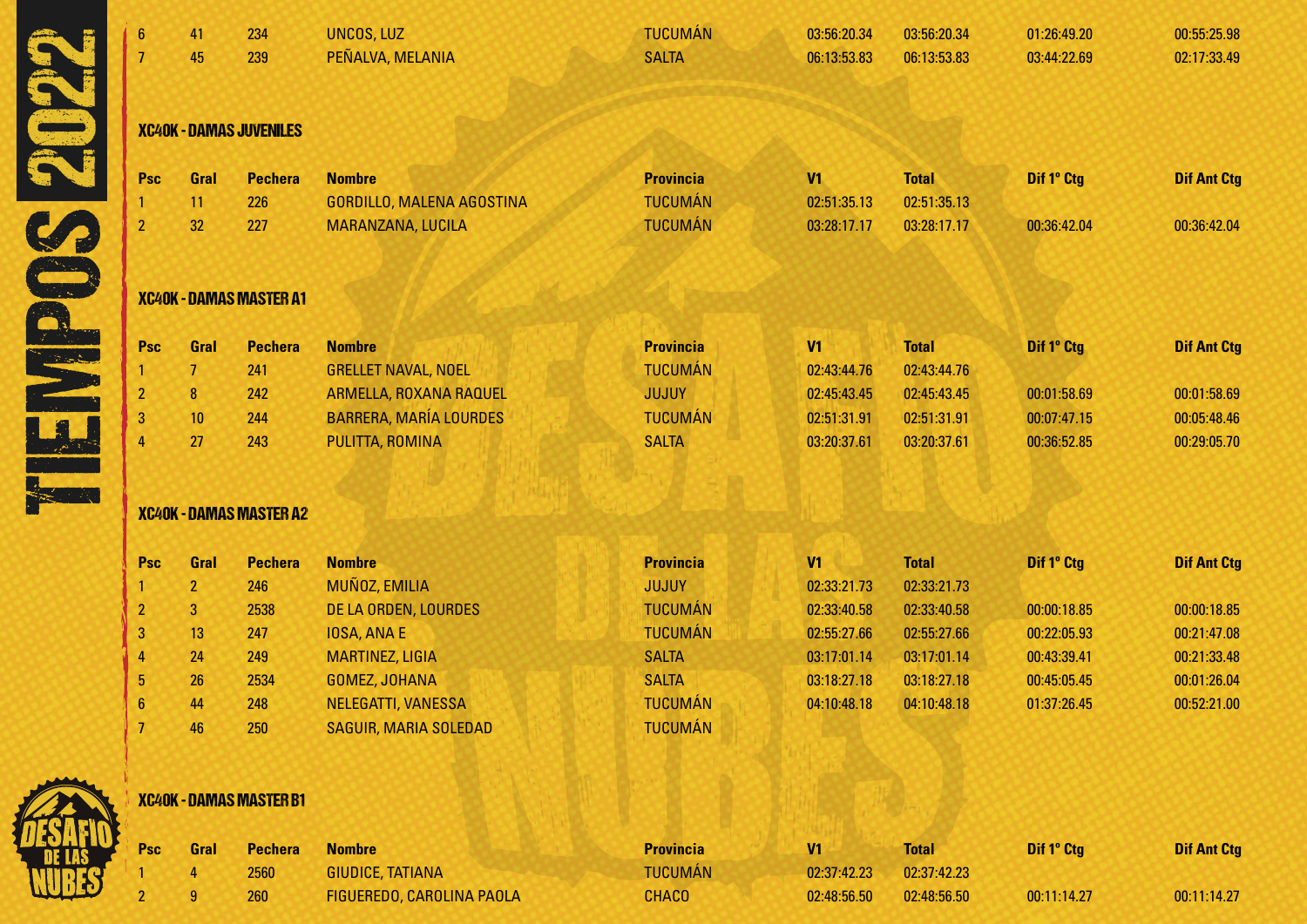| Psc | Gral | Pechera | Nombre | Provincia | V1 | Total | Dif 1º Ctg | Dif Ant Ctg |
|---|---|---|---|---|---|---|---|---|
| 6 | 41 | 234 | UNCOS, LUZ | TUCUMÁN | 03:56:20.34 | 03:56:20.34 | 01:26:49.20 | 00:55:25.98 |
| 7 | 45 | 239 | PEÑALVA, MELANIA | SALTA | 06:13:53.83 | 06:13:53.83 | 03:44:22.69 | 02:17:33.49 |

### XC40K - DAMAS JUVENILES

| Psc | Gral | Pechera | Nombre | Provincia | V1 | Total | Dif 1º Ctg | Dif Ant Ctg |
|---|---|---|---|---|---|---|---|---|
| 1 | 11 | 226 | GORDILLO, MALENA AGOSTINA | TUCUMÁN | 02:51:35.13 | 02:51:35.13 | | |
| 2 | 32 | 227 | MARANZANA, LUCILA | TUCUMÁN | 03:28:17.17 | 03:28:17.17 | 00:36:42.04 | 00:36:42.04 |

### XC40K - DAMAS MASTER A1

| Psc | Gral | Pechera | Nombre | Provincia | V1 | Total | Dif 1º Ctg | Dif Ant Ctg |
|---|---|---|---|---|---|---|---|---|
| 1 | 7 | 241 | GRELLET NAVAL, NOEL | TUCUMÁN | 02:43:44.76 | 02:43:44.76 | | |
| 2 | 8 | 242 | ARMELLA, ROXANA RAQUEL | JUJUY | 02:45:43.45 | 02:45:43.45 | 00:01:58.69 | 00:01:58.69 |
| 3 | 10 | 244 | BARRERA, MARÍA LOURDES | TUCUMÁN | 02:51:31.91 | 02:51:31.91 | 00:07:47.15 | 00:05:48.46 |
| 4 | 27 | 243 | PULITTA, ROMINA | SALTA | 03:20:37.61 | 03:20:37.61 | 00:36:52.85 | 00:29:05.70 |

### XC40K - DAMAS MASTER A2

| Psc | Gral | Pechera | Nombre | Provincia | V1 | Total | Dif 1º Ctg | Dif Ant Ctg |
|---|---|---|---|---|---|---|---|---|
| 1 | 2 | 246 | MUÑOZ, EMILIA | JUJUY | 02:33:21.73 | 02:33:21.73 | | |
| 2 | 3 | 2538 | DE LA ORDEN, LOURDES | TUCUMÁN | 02:33:40.58 | 02:33:40.58 | 00:00:18.85 | 00:00:18.85 |
| 3 | 13 | 247 | IOSA, ANA E | TUCUMÁN | 02:55:27.66 | 02:55:27.66 | 00:22:05.93 | 00:21:47.08 |
| 4 | 24 | 249 | MARTINEZ, LIGIA | SALTA | 03:17:01.14 | 03:17:01.14 | 00:43:39.41 | 00:21:33.48 |
| 5 | 26 | 2534 | GOMEZ, JOHANA | SALTA | 03:18:27.18 | 03:18:27.18 | 00:45:05.45 | 00:01:26.04 |
| 6 | 44 | 248 | NELEGATTI, VANESSA | TUCUMÁN | 04:10:48.18 | 04:10:48.18 | 01:37:26.45 | 00:52:21.00 |
| 7 | 46 | 250 | SAGUIR, MARIA SOLEDAD | TUCUMÁN | | | | |

### XC40K - DAMAS MASTER B1

| Psc | Gral | Pechera | Nombre | Provincia | V1 | Total | Dif 1º Ctg | Dif Ant Ctg |
|---|---|---|---|---|---|---|---|---|
| 1 | 4 | 2560 | GIUDICE, TATIANA | TUCUMÁN | 02:37:42.23 | 02:37:42.23 | | |
| 2 | 9 | 260 | FIGUEREDO, CAROLINA PAOLA | CHACO | 02:48:56.50 | 02:48:56.50 | 00:11:14.27 | 00:11:14.27 |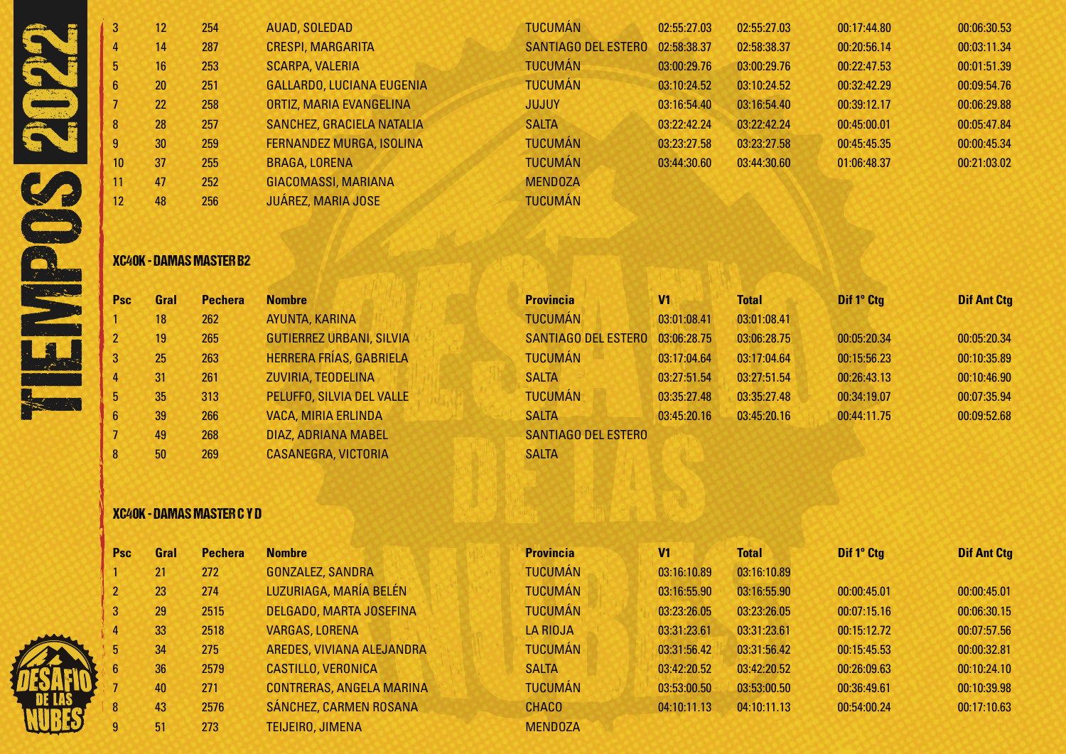| Psc | Gral | Pechera | Nombre | Provincia | V1 | Total | Dif 1º Ctg | Dif Ant Ctg |
|---|---|---|---|---|---|---|---|---|
| 3 | 12 | 254 | AUAD, SOLEDAD | TUCUMÁN | 02:55:27.03 | 02:55:27.03 | 00:17:44.80 | 00:06:30.53 |
| 4 | 14 | 287 | CRESPI, MARGARITA | SANTIAGO DEL ESTERO | 02:58:38.37 | 02:58:38.37 | 00:20:56.14 | 00:03:11.34 |
| 5 | 16 | 253 | SCARPA, VALERIA | TUCUMÁN | 03:00:29.76 | 03:00:29.76 | 00:22:47.53 | 00:01:51.39 |
| 6 | 20 | 251 | GALLARDO, LUCIANA EUGENIA | TUCUMÁN | 03:10:24.52 | 03:10:24.52 | 00:32:42.29 | 00:09:54.76 |
| 7 | 22 | 258 | ORTIZ, MARIA EVANGELINA | JUJUY | 03:16:54.40 | 03:16:54.40 | 00:39:12.17 | 00:06:29.88 |
| 8 | 28 | 257 | SANCHEZ, GRACIELA NATALIA | SALTA | 03:22:42.24 | 03:22:42.24 | 00:45:00.01 | 00:05:47.84 |
| 9 | 30 | 259 | FERNANDEZ MURGA, ISOLINA | TUCUMÁN | 03:23:27.58 | 03:23:27.58 | 00:45:45.35 | 00:00:45.34 |
| 10 | 37 | 255 | BRAGA, LORENA | TUCUMÁN | 03:44:30.60 | 03:44:30.60 | 01:06:48.37 | 00:21:03.02 |
| 11 | 47 | 252 | GIACOMASSI, MARIANA | MENDOZA | | | | |
| 12 | 48 | 256 | JUÁREZ, MARIA JOSE | TUCUMÁN | | | | |

## XC40K - DAMAS MASTER B2

| Psc | Gral | Pechera | Nombre | Provincia | V1 | Total | Dif 1º Ctg | Dif Ant Ctg |
|---|---|---|---|---|---|---|---|---|
| 1 | 18 | 262 | AYUNTA, KARINA | TUCUMÁN | 03:01:08.41 | 03:01:08.41 | | |
| 2 | 19 | 265 | GUTIERREZ URBANI, SILVIA | SANTIAGO DEL ESTERO | 03:06:28.75 | 03:06:28.75 | 00:05:20.34 | 00:05:20.34 |
| 3 | 25 | 263 | HERRERA FRÍAS, GABRIELA | TUCUMÁN | 03:17:04.64 | 03:17:04.64 | 00:15:56.23 | 00:10:35.89 |
| 4 | 31 | 261 | ZUVIRIA, TEODELINA | SALTA | 03:27:51.54 | 03:27:51.54 | 00:26:43.13 | 00:10:46.90 |
| 5 | 35 | 313 | PELUFFO, SILVIA DEL VALLE | TUCUMÁN | 03:35:27.48 | 03:35:27.48 | 00:34:19.07 | 00:07:35.94 |
| 6 | 39 | 266 | VACA, MIRIA ERLINDA | SALTA | 03:45:20.16 | 03:45:20.16 | 00:44:11.75 | 00:09:52.68 |
| 7 | 49 | 268 | DIAZ, ADRIANA MABEL | SANTIAGO DEL ESTERO | | | | |
| 8 | 50 | 269 | CASANEGRA, VICTORIA | SALTA | | | | |

## XC40K - DAMAS MASTER C Y D

| Psc | Gral | Pechera | Nombre | Provincia | V1 | Total | Dif 1º Ctg | Dif Ant Ctg |
|---|---|---|---|---|---|---|---|---|
| 1 | 21 | 272 | GONZALEZ, SANDRA | TUCUMÁN | 03:16:10.89 | 03:16:10.89 | | |
| 2 | 23 | 274 | LUZURIAGA, MARÍA BELÉN | TUCUMÁN | 03:16:55.90 | 03:16:55.90 | 00:00:45.01 | 00:00:45.01 |
| 3 | 29 | 2515 | DELGADO, MARTA JOSEFINA | TUCUMÁN | 03:23:26.05 | 03:23:26.05 | 00:07:15.16 | 00:06:30.15 |
| 4 | 33 | 2518 | VARGAS, LORENA | LA RIOJA | 03:31:23.61 | 03:31:23.61 | 00:15:12.72 | 00:07:57.56 |
| 5 | 34 | 275 | AREDES, VIVIANA ALEJANDRA | TUCUMÁN | 03:31:56.42 | 03:31:56.42 | 00:15:45.53 | 00:00:32.81 |
| 6 | 36 | 2579 | CASTILLO, VERONICA | SALTA | 03:42:20.52 | 03:42:20.52 | 00:26:09.63 | 00:10:24.10 |
| 7 | 40 | 271 | CONTRERAS, ANGELA MARINA | TUCUMÁN | 03:53:00.50 | 03:53:00.50 | 00:36:49.61 | 00:10:39.98 |
| 8 | 43 | 2576 | SÁNCHEZ, CARMEN ROSANA | CHACO | 04:10:11.13 | 04:10:11.13 | 00:54:00.24 | 00:17:10.63 |
| 9 | 51 | 273 | TEIJEIRO, JIMENA | MENDOZA | | | | |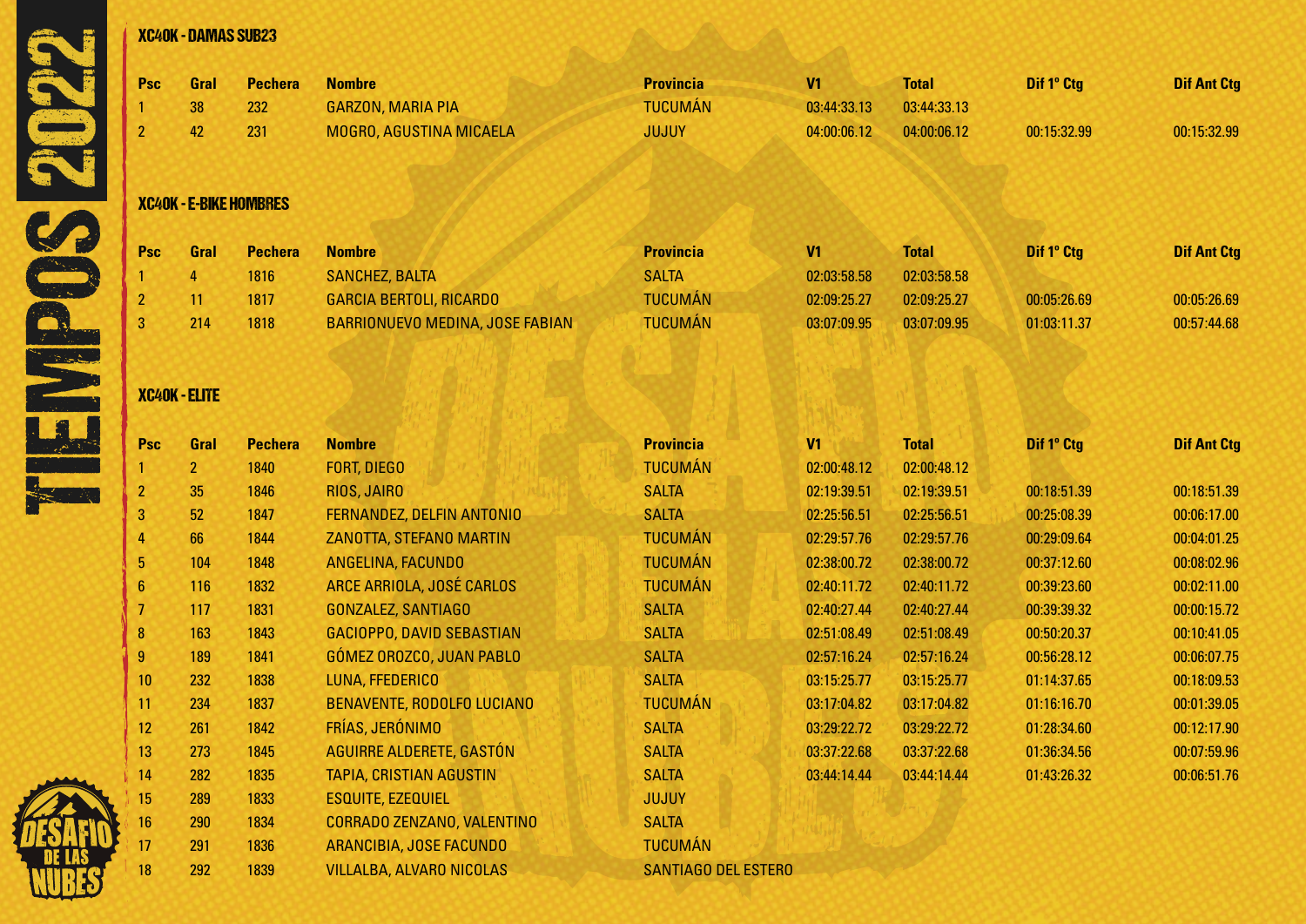## XC40K - DAMAS SUB23

| Psc | Gral | Pechera | Nombre | Provincia | V1 | Total | Dif 1º Ctg | Dif Ant Ctg |
|---|---|---|---|---|---|---|---|---|
| 1 | 38 | 232 | GARZON, MARIA PIA | TUCUMÁN | 03:44:33.13 | 03:44:33.13 | | |
| 2 | 42 | 231 | MOGRO, AGUSTINA MICAELA | JUJUY | 04:00:06.12 | 04:00:06.12 | 00:15:32.99 | 00:15:32.99 |

## XC40K - E-BIKE HOMBRES

| Psc | Gral | Pechera | Nombre | Provincia | V1 | Total | Dif 1º Ctg | Dif Ant Ctg |
|---|---|---|---|---|---|---|---|---|
| 1 | 4 | 1816 | SANCHEZ, BALTA | SALTA | 02:03:58.58 | 02:03:58.58 | | |
| 2 | 11 | 1817 | GARCIA BERTOLI, RICARDO | TUCUMÁN | 02:09:25.27 | 02:09:25.27 | 00:05:26.69 | 00:05:26.69 |
| 3 | 214 | 1818 | BARRIONUEVO MEDINA, JOSE FABIAN | TUCUMÁN | 03:07:09.95 | 03:07:09.95 | 01:03:11.37 | 00:57:44.68 |

## XC40K - ELITE

| Psc | Gral | Pechera | Nombre | Provincia | V1 | Total | Dif 1º Ctg | Dif Ant Ctg |
|---|---|---|---|---|---|---|---|---|
| 1 | 2 | 1840 | FORT, DIEGO | TUCUMÁN | 02:00:48.12 | 02:00:48.12 | | |
| 2 | 35 | 1846 | RIOS, JAIRO | SALTA | 02:19:39.51 | 02:19:39.51 | 00:18:51.39 | 00:18:51.39 |
| 3 | 52 | 1847 | FERNANDEZ, DELFIN ANTONIO | SALTA | 02:25:56.51 | 02:25:56.51 | 00:25:08.39 | 00:06:17.00 |
| 4 | 66 | 1844 | ZANOTTA, STEFANO MARTIN | TUCUMÁN | 02:29:57.76 | 02:29:57.76 | 00:29:09.64 | 00:04:01.25 |
| 5 | 104 | 1848 | ANGELINA, FACUNDO | TUCUMÁN | 02:38:00.72 | 02:38:00.72 | 00:37:12.60 | 00:08:02.96 |
| 6 | 116 | 1832 | ARCE ARRIOLA, JOSÉ CARLOS | TUCUMÁN | 02:40:11.72 | 02:40:11.72 | 00:39:23.60 | 00:02:11.00 |
| 7 | 117 | 1831 | GONZALEZ, SANTIAGO | SALTA | 02:40:27.44 | 02:40:27.44 | 00:39:39.32 | 00:00:15.72 |
| 8 | 163 | 1843 | GACIOPPO, DAVID SEBASTIAN | SALTA | 02:51:08.49 | 02:51:08.49 | 00:50:20.37 | 00:10:41.05 |
| 9 | 189 | 1841 | GÓMEZ OROZCO, JUAN PABLO | SALTA | 02:57:16.24 | 02:57:16.24 | 00:56:28.12 | 00:06:07.75 |
| 10 | 232 | 1838 | LUNA, FFEDERICO | SALTA | 03:15:25.77 | 03:15:25.77 | 01:14:37.65 | 00:18:09.53 |
| 11 | 234 | 1837 | BENAVENTE, RODOLFO LUCIANO | TUCUMÁN | 03:17:04.82 | 03:17:04.82 | 01:16:16.70 | 00:01:39.05 |
| 12 | 261 | 1842 | FRÍAS, JERÓNIMO | SALTA | 03:29:22.72 | 03:29:22.72 | 01:28:34.60 | 00:12:17.90 |
| 13 | 273 | 1845 | AGUIRRE ALDERETE, GASTÓN | SALTA | 03:37:22.68 | 03:37:22.68 | 01:36:34.56 | 00:07:59.96 |
| 14 | 282 | 1835 | TAPIA, CRISTIAN AGUSTIN | SALTA | 03:44:14.44 | 03:44:14.44 | 01:43:26.32 | 00:06:51.76 |
| 15 | 289 | 1833 | ESQUITE, EZEQUIEL | JUJUY | | | | |
| 16 | 290 | 1834 | CORRADO ZENZANO, VALENTINO | SALTA | | | | |
| 17 | 291 | 1836 | ARANCIBIA, JOSE FACUNDO | TUCUMÁN | | | | |
| 18 | 292 | 1839 | VILLALBA, ALVARO NICOLAS | SANTIAGO DEL ESTERO | | | | |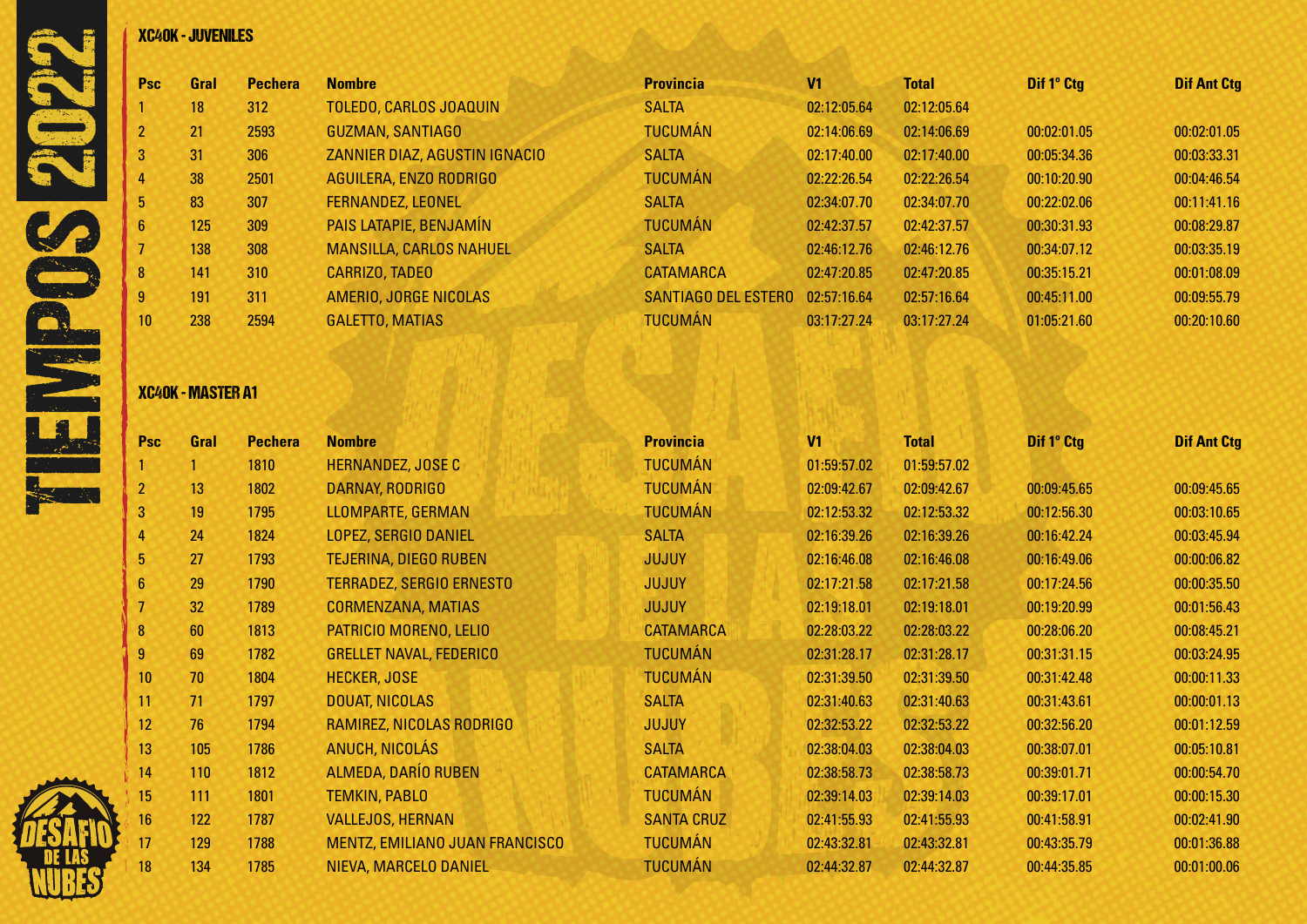## XC40K - JUVENILES

| Psc | Gral | Pechera | Nombre | Provincia | V1 | Total | Dif 1° Ctg | Dif Ant Ctg |
|---|---|---|---|---|---|---|---|---|
| 1 | 18 | 312 | TOLEDO, CARLOS JOAQUIN | SALTA | 02:12:05.64 | 02:12:05.64 | | |
| 2 | 21 | 2593 | GUZMAN, SANTIAGO | TUCUMÁN | 02:14:06.69 | 02:14:06.69 | 00:02:01.05 | 00:02:01.05 |
| 3 | 31 | 306 | ZANNIER DIAZ, AGUSTIN IGNACIO | SALTA | 02:17:40.00 | 02:17:40.00 | 00:05:34.36 | 00:03:33.31 |
| 4 | 38 | 2501 | AGUILERA, ENZO RODRIGO | TUCUMÁN | 02:22:26.54 | 02:22:26.54 | 00:10:20.90 | 00:04:46.54 |
| 5 | 83 | 307 | FERNANDEZ, LEONEL | SALTA | 02:34:07.70 | 02:34:07.70 | 00:22:02.06 | 00:11:41.16 |
| 6 | 125 | 309 | PAIS LATAPIE, BENJAMÍN | TUCUMÁN | 02:42:37.57 | 02:42:37.57 | 00:30:31.93 | 00:08:29.87 |
| 7 | 138 | 308 | MANSILLA, CARLOS NAHUEL | SALTA | 02:46:12.76 | 02:46:12.76 | 00:34:07.12 | 00:03:35.19 |
| 8 | 141 | 310 | CARRIZO, TADEO | CATAMARCA | 02:47:20.85 | 02:47:20.85 | 00:35:15.21 | 00:01:08.09 |
| 9 | 191 | 311 | AMERIO, JORGE NICOLAS | SANTIAGO DEL ESTERO | 02:57:16.64 | 02:57:16.64 | 00:45:11.00 | 00:09:55.79 |
| 10 | 238 | 2594 | GALETTO, MATIAS | TUCUMÁN | 03:17:27.24 | 03:17:27.24 | 01:05:21.60 | 00:20:10.60 |

## XC40K - MASTER A1

| Psc | Gral | Pechera | Nombre | Provincia | V1 | Total | Dif 1° Ctg | Dif Ant Ctg |
|---|---|---|---|---|---|---|---|---|
| 1 | 1 | 1810 | HERNANDEZ, JOSE C | TUCUMÁN | 01:59:57.02 | 01:59:57.02 | | |
| 2 | 13 | 1802 | DARNAY, RODRIGO | TUCUMÁN | 02:09:42.67 | 02:09:42.67 | 00:09:45.65 | 00:09:45.65 |
| 3 | 19 | 1795 | LLOMPARTE, GERMAN | TUCUMÁN | 02:12:53.32 | 02:12:53.32 | 00:12:56.30 | 00:03:10.65 |
| 4 | 24 | 1824 | LOPEZ, SERGIO DANIEL | SALTA | 02:16:39.26 | 02:16:39.26 | 00:16:42.24 | 00:03:45.94 |
| 5 | 27 | 1793 | TEJERINA, DIEGO RUBEN | JUJUY | 02:16:46.08 | 02:16:46.08 | 00:16:49.06 | 00:00:06.82 |
| 6 | 29 | 1790 | TERRADEZ, SERGIO ERNESTO | JUJUY | 02:17:21.58 | 02:17:21.58 | 00:17:24.56 | 00:00:35.50 |
| 7 | 32 | 1789 | CORMENZANA, MATIAS | JUJUY | 02:19:18.01 | 02:19:18.01 | 00:19:20.99 | 00:01:56.43 |
| 8 | 60 | 1813 | PATRICIO MORENO, LELIO | CATAMARCA | 02:28:03.22 | 02:28:03.22 | 00:28:06.20 | 00:08:45.21 |
| 9 | 69 | 1782 | GRELLET NAVAL, FEDERICO | TUCUMÁN | 02:31:28.17 | 02:31:28.17 | 00:31:31.15 | 00:03:24.95 |
| 10 | 70 | 1804 | HECKER, JOSE | TUCUMÁN | 02:31:39.50 | 02:31:39.50 | 00:31:42.48 | 00:00:11.33 |
| 11 | 71 | 1797 | DOUAT, NICOLAS | SALTA | 02:31:40.63 | 02:31:40.63 | 00:31:43.61 | 00:00:01.13 |
| 12 | 76 | 1794 | RAMIREZ, NICOLAS RODRIGO | JUJUY | 02:32:53.22 | 02:32:53.22 | 00:32:56.20 | 00:01:12.59 |
| 13 | 105 | 1786 | ANUCH, NICOLÁS | SALTA | 02:38:04.03 | 02:38:04.03 | 00:38:07.01 | 00:05:10.81 |
| 14 | 110 | 1812 | ALMEDA, DARÍO RUBEN | CATAMARCA | 02:38:58.73 | 02:38:58.73 | 00:39:01.71 | 00:00:54.70 |
| 15 | 111 | 1801 | TEMKIN, PABLO | TUCUMÁN | 02:39:14.03 | 02:39:14.03 | 00:39:17.01 | 00:00:15.30 |
| 16 | 122 | 1787 | VALLEJOS, HERNAN | SANTA CRUZ | 02:41:55.93 | 02:41:55.93 | 00:41:58.91 | 00:02:41.90 |
| 17 | 129 | 1788 | MENTZ, EMILIANO JUAN FRANCISCO | TUCUMÁN | 02:43:32.81 | 02:43:32.81 | 00:43:35.79 | 00:01:36.88 |
| 18 | 134 | 1785 | NIEVA, MARCELO DANIEL | TUCUMÁN | 02:44:32.87 | 02:44:32.87 | 00:44:35.85 | 00:01:00.06 |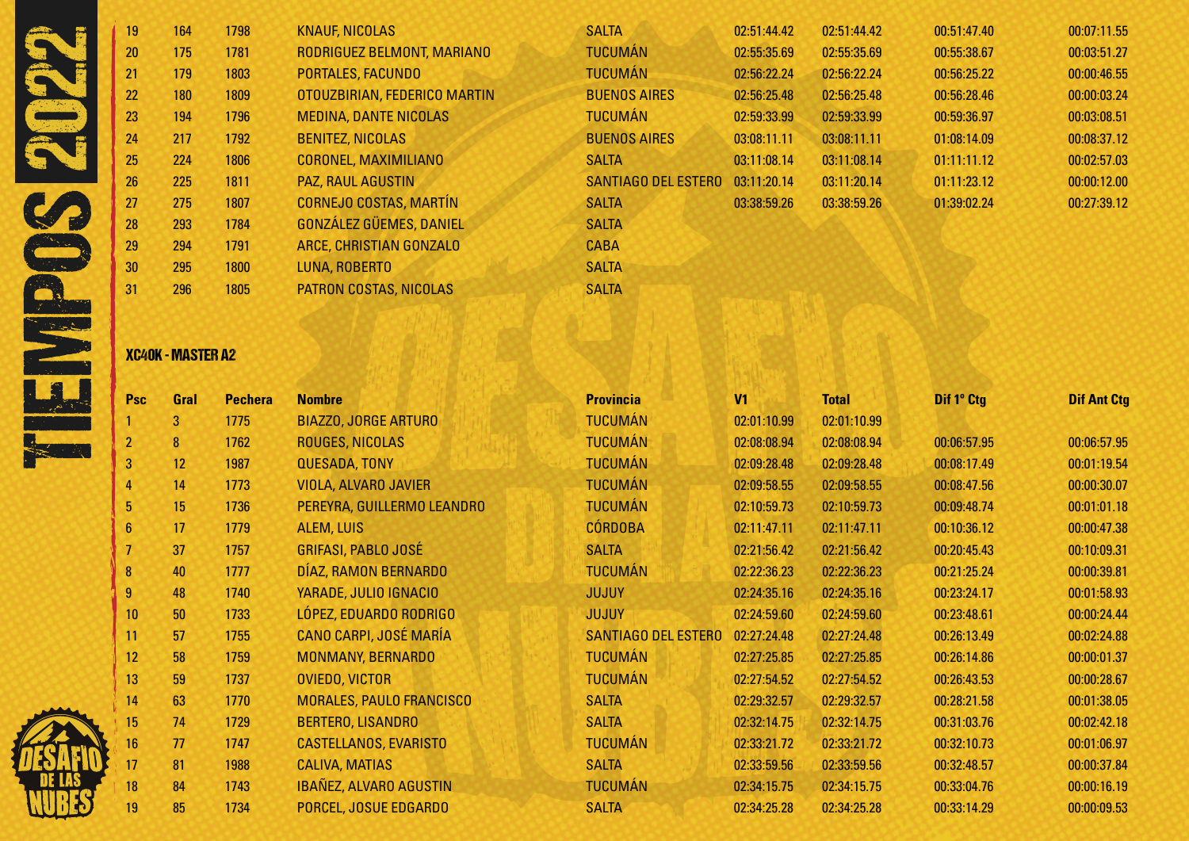| 19 | 164 | 1798 | KNAUF, NICOLAS | SALTA | 02:51:44.42 | 02:51:44.42 | 00:51:47.40 | 00:07:11.55 |
|---|---|---|---|---|---|---|---|---|
| 20 | 175 | 1781 | RODRIGUEZ BELMONT, MARIANO | TUCUMÁN | 02:55:35.69 | 02:55:35.69 | 00:55:38.67 | 00:03:51.27 |
| 21 | 179 | 1803 | PORTALES, FACUNDO | TUCUMÁN | 02:56:22.24 | 02:56:22.24 | 00:56:25.22 | 00:00:46.55 |
| 22 | 180 | 1809 | OTOUZBIRIAN, FEDERICO MARTIN | BUENOS AIRES | 02:56:25.48 | 02:56:25.48 | 00:56:28.46 | 00:00:03.24 |
| 23 | 194 | 1796 | MEDINA, DANTE NICOLAS | TUCUMÁN | 02:59:33.99 | 02:59:33.99 | 00:59:36.97 | 00:03:08.51 |
| 24 | 217 | 1792 | BENITEZ, NICOLAS | BUENOS AIRES | 03:08:11.11 | 03:08:11.11 | 01:08:14.09 | 00:08:37.12 |
| 25 | 224 | 1806 | CORONEL, MAXIMILIANO | SALTA | 03:11:08.14 | 03:11:08.14 | 01:11:11.12 | 00:02:57.03 |
| 26 | 225 | 1811 | PAZ, RAUL AGUSTIN | SANTIAGO DEL ESTERO | 03:11:20.14 | 03:11:20.14 | 01:11:23.12 | 00:00:12.00 |
| 27 | 275 | 1807 | CORNEJO COSTAS, MARTÍN | SALTA | 03:38:59.26 | 03:38:59.26 | 01:39:02.24 | 00:27:39.12 |
| 28 | 293 | 1784 | GONZÁLEZ GÜEMES, DANIEL | SALTA | | | | |
| 29 | 294 | 1791 | ARCE, CHRISTIAN GONZALO | CABA | | | | |
| 30 | 295 | 1800 | LUNA, ROBERTO | SALTA | | | | |
| 31 | 296 | 1805 | PATRON COSTAS, NICOLAS | SALTA | | | | |

### XC40K - MASTER A2

| Psc | Gral | Pechera | Nombre | Provincia | V1 | Total | Dif 1° Ctg | Dif Ant Ctg |
|---|---|---|---|---|---|---|---|---|
| 1 | 3 | 1775 | BIAZZO, JORGE ARTURO | TUCUMÁN | 02:01:10.99 | 02:01:10.99 | | |
| 2 | 8 | 1762 | ROUGES, NICOLAS | TUCUMÁN | 02:08:08.94 | 02:08:08.94 | 00:06:57.95 | 00:06:57.95 |
| 3 | 12 | 1987 | QUESADA, TONY | TUCUMÁN | 02:09:28.48 | 02:09:28.48 | 00:08:17.49 | 00:01:19.54 |
| 4 | 14 | 1773 | VIOLA, ALVARO JAVIER | TUCUMÁN | 02:09:58.55 | 02:09:58.55 | 00:08:47.56 | 00:00:30.07 |
| 5 | 15 | 1736 | PEREYRA, GUILLERMO LEANDRO | TUCUMÁN | 02:10:59.73 | 02:10:59.73 | 00:09:48.74 | 00:01:01.18 |
| 6 | 17 | 1779 | ALEM, LUIS | CÓRDOBA | 02:11:47.11 | 02:11:47.11 | 00:10:36.12 | 00:00:47.38 |
| 7 | 37 | 1757 | GRIFASI, PABLO JOSÉ | SALTA | 02:21:56.42 | 02:21:56.42 | 00:20:45.43 | 00:10:09.31 |
| 8 | 40 | 1777 | DÍAZ, RAMON BERNARDO | TUCUMÁN | 02:22:36.23 | 02:22:36.23 | 00:21:25.24 | 00:00:39.81 |
| 9 | 48 | 1740 | YARADE, JULIO IGNACIO | JUJUY | 02:24:35.16 | 02:24:35.16 | 00:23:24.17 | 00:01:58.93 |
| 10 | 50 | 1733 | LÓPEZ, EDUARDO RODRIGO | JUJUY | 02:24:59.60 | 02:24:59.60 | 00:23:48.61 | 00:00:24.44 |
| 11 | 57 | 1755 | CANO CARPI, JOSÉ MARÍA | SANTIAGO DEL ESTERO | 02:27:24.48 | 02:27:24.48 | 00:26:13.49 | 00:02:24.88 |
| 12 | 58 | 1759 | MONMANY, BERNARDO | TUCUMÁN | 02:27:25.85 | 02:27:25.85 | 00:26:14.86 | 00:00:01.37 |
| 13 | 59 | 1737 | OVIEDO, VICTOR | TUCUMÁN | 02:27:54.52 | 02:27:54.52 | 00:26:43.53 | 00:00:28.67 |
| 14 | 63 | 1770 | MORALES, PAULO FRANCISCO | SALTA | 02:29:32.57 | 02:29:32.57 | 00:28:21.58 | 00:01:38.05 |
| 15 | 74 | 1729 | BERTERO, LISANDRO | SALTA | 02:32:14.75 | 02:32:14.75 | 00:31:03.76 | 00:02:42.18 |
| 16 | 77 | 1747 | CASTELLANOS, EVARISTO | TUCUMÁN | 02:33:21.72 | 02:33:21.72 | 00:32:10.73 | 00:01:06.97 |
| 17 | 81 | 1988 | CALIVA, MATIAS | SALTA | 02:33:59.56 | 02:33:59.56 | 00:32:48.57 | 00:00:37.84 |
| 18 | 84 | 1743 | IBAÑEZ, ALVARO AGUSTIN | TUCUMÁN | 02:34:15.75 | 02:34:15.75 | 00:33:04.76 | 00:00:16.19 |
| 19 | 85 | 1734 | PORCEL, JOSUE EDGARDO | SALTA | 02:34:25.28 | 02:34:25.28 | 00:33:14.29 | 00:00:09.53 |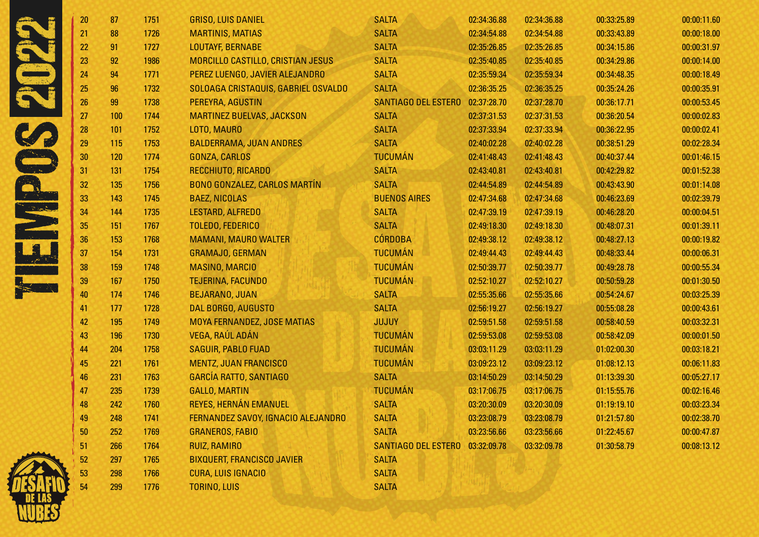# TIEMPOS 2022

| | | | | | | | | |
|---|---|---|---|---|---|---|---|---|
| 20 | 87 | 1751 | GRISO, LUIS DANIEL | SALTA | 02:34:36.88 | 02:34:36.88 | 00:33:25.89 | 00:00:11.60 |
| 21 | 88 | 1726 | MARTINIS, MATIAS | SALTA | 02:34:54.88 | 02:34:54.88 | 00:33:43.89 | 00:00:18.00 |
| 22 | 91 | 1727 | LOUTAYF, BERNABE | SALTA | 02:35:26.85 | 02:35:26.85 | 00:34:15.86 | 00:00:31.97 |
| 23 | 92 | 1986 | MORCILLO CASTILLO, CRISTIAN JESUS | SALTA | 02:35:40.85 | 02:35:40.85 | 00:34:29.86 | 00:00:14.00 |
| 24 | 94 | 1771 | PEREZ LUENGO, JAVIER ALEJANDRO | SALTA | 02:35:59.34 | 02:35:59.34 | 00:34:48.35 | 00:00:18.49 |
| 25 | 96 | 1732 | SOLOAGA CRISTAQUIS, GABRIEL OSVALDO | SALTA | 02:36:35.25 | 02:36:35.25 | 00:35:24.26 | 00:00:35.91 |
| 26 | 99 | 1738 | PEREYRA, AGUSTIN | SANTIAGO DEL ESTERO | 02:37:28.70 | 02:37:28.70 | 00:36:17.71 | 00:00:53.45 |
| 27 | 100 | 1744 | MARTINEZ BUELVAS, JACKSON | SALTA | 02:37:31.53 | 02:37:31.53 | 00:36:20.54 | 00:00:02.83 |
| 28 | 101 | 1752 | LOTO, MAURO | SALTA | 02:37:33.94 | 02:37:33.94 | 00:36:22.95 | 00:00:02.41 |
| 29 | 115 | 1753 | BALDERRAMA, JUAN ANDRES | SALTA | 02:40:02.28 | 02:40:02.28 | 00:38:51.29 | 00:02:28.34 |
| 30 | 120 | 1774 | GONZA, CARLOS | TUCUMÁN | 02:41:48.43 | 02:41:48.43 | 00:40:37.44 | 00:01:46.15 |
| 31 | 131 | 1754 | RECCHIUTO, RICARDO | SALTA | 02:43:40.81 | 02:43:40.81 | 00:42:29.82 | 00:01:52.38 |
| 32 | 135 | 1756 | BONO GONZALEZ, CARLOS MARTÍN | SALTA | 02:44:54.89 | 02:44:54.89 | 00:43:43.90 | 00:01:14.08 |
| 33 | 143 | 1745 | BAEZ, NICOLAS | BUENOS AIRES | 02:47:34.68 | 02:47:34.68 | 00:46:23.69 | 00:02:39.79 |
| 34 | 144 | 1735 | LESTARD, ALFREDO | SALTA | 02:47:39.19 | 02:47:39.19 | 00:46:28.20 | 00:00:04.51 |
| 35 | 151 | 1767 | TOLEDO, FEDERICO | SALTA | 02:49:18.30 | 02:49:18.30 | 00:48:07.31 | 00:01:39.11 |
| 36 | 153 | 1768 | MAMANI, MAURO WALTER | CÓRDOBA | 02:49:38.12 | 02:49:38.12 | 00:48:27.13 | 00:00:19.82 |
| 37 | 154 | 1731 | GRAMAJO, GERMAN | TUCUMÁN | 02:49:44.43 | 02:49:44.43 | 00:48:33.44 | 00:00:06.31 |
| 38 | 159 | 1748 | MASINO, MARCIO | TUCUMÁN | 02:50:39.77 | 02:50:39.77 | 00:49:28.78 | 00:00:55.34 |
| 39 | 167 | 1750 | TEJERINA, FACUNDO | TUCUMÁN | 02:52:10.27 | 02:52:10.27 | 00:50:59.28 | 00:01:30.50 |
| 40 | 174 | 1746 | BEJARANO, JUAN | SALTA | 02:55:35.66 | 02:55:35.66 | 00:54:24.67 | 00:03:25.39 |
| 41 | 177 | 1728 | DAL BORGO, AUGUSTO | SALTA | 02:56:19.27 | 02:56:19.27 | 00:55:08.28 | 00:00:43.61 |
| 42 | 195 | 1749 | MOYA FERNANDEZ, JOSE MATIAS | JUJUY | 02:59:51.58 | 02:59:51.58 | 00:58:40.59 | 00:03:32.31 |
| 43 | 196 | 1730 | VEGA, RAÚL ADÁN | TUCUMÁN | 02:59:53.08 | 02:59:53.08 | 00:58:42.09 | 00:00:01.50 |
| 44 | 204 | 1758 | SAGUIR, PABLO FUAD | TUCUMÁN | 03:03:11.29 | 03:03:11.29 | 01:02:00.30 | 00:03:18.21 |
| 45 | 221 | 1761 | MENTZ, JUAN FRANCISCO | TUCUMÁN | 03:09:23.12 | 03:09:23.12 | 01:08:12.13 | 00:06:11.83 |
| 46 | 231 | 1763 | GARCÍA RATTO, SANTIAGO | SALTA | 03:14:50.29 | 03:14:50.29 | 01:13:39.30 | 00:05:27.17 |
| 47 | 235 | 1739 | GALLO, MARTIN | TUCUMÁN | 03:17:06.75 | 03:17:06.75 | 01:15:55.76 | 00:02:16.46 |
| 48 | 242 | 1760 | REYES, HERNÁN EMANUEL | SALTA | 03:20:30.09 | 03:20:30.09 | 01:19:19.10 | 00:03:23.34 |
| 49 | 248 | 1741 | FERNANDEZ SAVOY, IGNACIO ALEJANDRO | SALTA | 03:23:08.79 | 03:23:08.79 | 01:21:57.80 | 00:02:38.70 |
| 50 | 252 | 1769 | GRANEROS, FABIO | SALTA | 03:23:56.66 | 03:23:56.66 | 01:22:45.67 | 00:00:47.87 |
| 51 | 266 | 1764 | RUIZ, RAMIRO | SANTIAGO DEL ESTERO | 03:32:09.78 | 03:32:09.78 | 01:30:58.79 | 00:08:13.12 |
| 52 | 297 | 1765 | BIXQUERT, FRANCISCO JAVIER | SALTA | | | | |
| 53 | 298 | 1766 | CURA, LUIS IGNACIO | SALTA | | | | |
| 54 | 299 | 1776 | TORINO, LUIS | SALTA | | | | |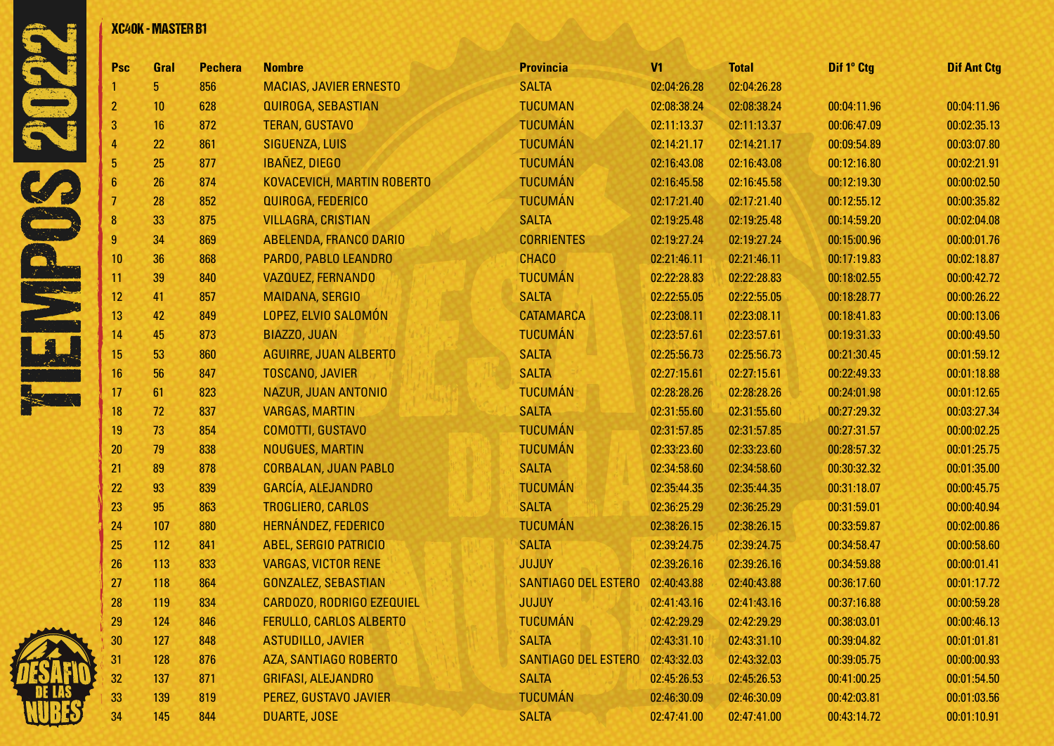## XC40K - MASTER B1

| Psc | Gral | Pechera | Nombre | Provincia | V1 | Total | Dif 1° Ctg | Dif Ant Ctg |
|---|---|---|---|---|---|---|---|---|
| 1 | 5 | 856 | MACIAS, JAVIER ERNESTO | SALTA | 02:04:26.28 | 02:04:26.28 | | |
| 2 | 10 | 628 | QUIROGA, SEBASTIAN | TUCUMAN | 02:08:38.24 | 02:08:38.24 | 00:04:11.96 | 00:04:11.96 |
| 3 | 16 | 872 | TERAN, GUSTAVO | TUCUMÁN | 02:11:13.37 | 02:11:13.37 | 00:06:47.09 | 00:02:35.13 |
| 4 | 22 | 861 | SIGUENZA, LUIS | TUCUMÁN | 02:14:21.17 | 02:14:21.17 | 00:09:54.89 | 00:03:07.80 |
| 5 | 25 | 877 | IBAÑEZ, DIEGO | TUCUMÁN | 02:16:43.08 | 02:16:43.08 | 00:12:16.80 | 00:02:21.91 |
| 6 | 26 | 874 | KOVACEVICH, MARTIN ROBERTO | TUCUMÁN | 02:16:45.58 | 02:16:45.58 | 00:12:19.30 | 00:00:02.50 |
| 7 | 28 | 852 | QUIROGA, FEDERICO | TUCUMÁN | 02:17:21.40 | 02:17:21.40 | 00:12:55.12 | 00:00:35.82 |
| 8 | 33 | 875 | VILLAGRA, CRISTIAN | SALTA | 02:19:25.48 | 02:19:25.48 | 00:14:59.20 | 00:02:04.08 |
| 9 | 34 | 869 | ABELENDA, FRANCO DARIO | CORRIENTES | 02:19:27.24 | 02:19:27.24 | 00:15:00.96 | 00:00:01.76 |
| 10 | 36 | 868 | PARDO, PABLO LEANDRO | CHACO | 02:21:46.11 | 02:21:46.11 | 00:17:19.83 | 00:02:18.87 |
| 11 | 39 | 840 | VAZQUEZ, FERNANDO | TUCUMÁN | 02:22:28.83 | 02:22:28.83 | 00:18:02.55 | 00:00:42.72 |
| 12 | 41 | 857 | MAIDANA, SERGIO | SALTA | 02:22:55.05 | 02:22:55.05 | 00:18:28.77 | 00:00:26.22 |
| 13 | 42 | 849 | LOPEZ, ELVIO SALOMÓN | CATAMARCA | 02:23:08.11 | 02:23:08.11 | 00:18:41.83 | 00:00:13.06 |
| 14 | 45 | 873 | BIAZZO, JUAN | TUCUMÁN | 02:23:57.61 | 02:23:57.61 | 00:19:31.33 | 00:00:49.50 |
| 15 | 53 | 860 | AGUIRRE, JUAN ALBERTO | SALTA | 02:25:56.73 | 02:25:56.73 | 00:21:30.45 | 00:01:59.12 |
| 16 | 56 | 847 | TOSCANO, JAVIER | SALTA | 02:27:15.61 | 02:27:15.61 | 00:22:49.33 | 00:01:18.88 |
| 17 | 61 | 823 | NAZUR, JUAN ANTONIO | TUCUMÁN | 02:28:28.26 | 02:28:28.26 | 00:24:01.98 | 00:01:12.65 |
| 18 | 72 | 837 | VARGAS, MARTIN | SALTA | 02:31:55.60 | 02:31:55.60 | 00:27:29.32 | 00:03:27.34 |
| 19 | 73 | 854 | COMOTTI, GUSTAVO | TUCUMÁN | 02:31:57.85 | 02:31:57.85 | 00:27:31.57 | 00:00:02.25 |
| 20 | 79 | 838 | NOUGUES, MARTIN | TUCUMÁN | 02:33:23.60 | 02:33:23.60 | 00:28:57.32 | 00:01:25.75 |
| 21 | 89 | 878 | CORBALAN, JUAN PABLO | SALTA | 02:34:58.60 | 02:34:58.60 | 00:30:32.32 | 00:01:35.00 |
| 22 | 93 | 839 | GARCÍA, ALEJANDRO | TUCUMÁN | 02:35:44.35 | 02:35:44.35 | 00:31:18.07 | 00:00:45.75 |
| 23 | 95 | 863 | TROGLIERO, CARLOS | SALTA | 02:36:25.29 | 02:36:25.29 | 00:31:59.01 | 00:00:40.94 |
| 24 | 107 | 880 | HERNÁNDEZ, FEDERICO | TUCUMÁN | 02:38:26.15 | 02:38:26.15 | 00:33:59.87 | 00:02:00.86 |
| 25 | 112 | 841 | ABEL, SERGIO PATRICIO | SALTA | 02:39:24.75 | 02:39:24.75 | 00:34:58.47 | 00:00:58.60 |
| 26 | 113 | 833 | VARGAS, VICTOR RENE | JUJUY | 02:39:26.16 | 02:39:26.16 | 00:34:59.88 | 00:00:01.41 |
| 27 | 118 | 864 | GONZALEZ, SEBASTIAN | SANTIAGO DEL ESTERO | 02:40:43.88 | 02:40:43.88 | 00:36:17.60 | 00:01:17.72 |
| 28 | 119 | 834 | CARDOZO, RODRIGO EZEQUIEL | JUJUY | 02:41:43.16 | 02:41:43.16 | 00:37:16.88 | 00:00:59.28 |
| 29 | 124 | 846 | FERULLO, CARLOS ALBERTO | TUCUMÁN | 02:42:29.29 | 02:42:29.29 | 00:38:03.01 | 00:00:46.13 |
| 30 | 127 | 848 | ASTUDILLO, JAVIER | SALTA | 02:43:31.10 | 02:43:31.10 | 00:39:04.82 | 00:01:01.81 |
| 31 | 128 | 876 | AZA, SANTIAGO ROBERTO | SANTIAGO DEL ESTERO | 02:43:32.03 | 02:43:32.03 | 00:39:05.75 | 00:00:00.93 |
| 32 | 137 | 871 | GRIFASI, ALEJANDRO | SALTA | 02:45:26.53 | 02:45:26.53 | 00:41:00.25 | 00:01:54.50 |
| 33 | 139 | 819 | PEREZ, GUSTAVO JAVIER | TUCUMÁN | 02:46:30.09 | 02:46:30.09 | 00:42:03.81 | 00:01:03.56 |
| 34 | 145 | 844 | DUARTE, JOSE | SALTA | 02:47:41.00 | 02:47:41.00 | 00:43:14.72 | 00:01:10.91 |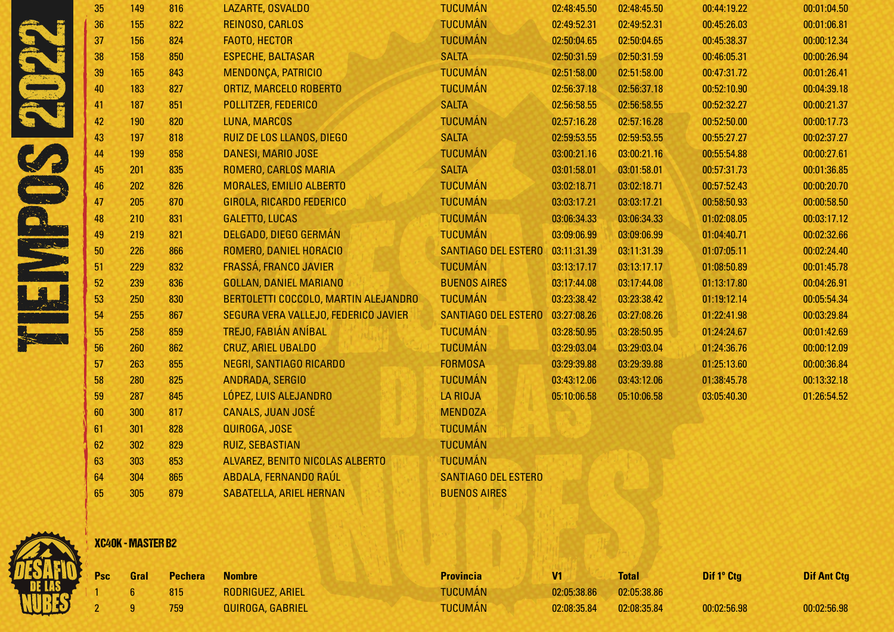| 35 | 149 | 816 | LAZARTE, OSVALDO | TUCUMÁN | 02:48:45.50 | 02:48:45.50 | 00:44:19.22 | 00:01:04.50 |
|---|---|---|---|---|---|---|---|---|
| 36 | 155 | 822 | REINOSO, CARLOS | TUCUMÁN | 02:49:52.31 | 02:49:52.31 | 00:45:26.03 | 00:01:06.81 |
| 37 | 156 | 824 | FAOTO, HECTOR | TUCUMÁN | 02:50:04.65 | 02:50:04.65 | 00:45:38.37 | 00:00:12.34 |
| 38 | 158 | 850 | ESPECHE, BALTASAR | SALTA | 02:50:31.59 | 02:50:31.59 | 00:46:05.31 | 00:00:26.94 |
| 39 | 165 | 843 | MENDONÇA, PATRICIO | TUCUMÁN | 02:51:58.00 | 02:51:58.00 | 00:47:31.72 | 00:01:26.41 |
| 40 | 183 | 827 | ORTIZ, MARCELO ROBERTO | TUCUMÁN | 02:56:37.18 | 02:56:37.18 | 00:52:10.90 | 00:04:39.18 |
| 41 | 187 | 851 | POLLITZER, FEDERICO | SALTA | 02:56:58.55 | 02:56:58.55 | 00:52:32.27 | 00:00:21.37 |
| 42 | 190 | 820 | LUNA, MARCOS | TUCUMÁN | 02:57:16.28 | 02:57:16.28 | 00:52:50.00 | 00:00:17.73 |
| 43 | 197 | 818 | RUIZ DE LOS LLANOS, DIEGO | SALTA | 02:59:53.55 | 02:59:53.55 | 00:55:27.27 | 00:02:37.27 |
| 44 | 199 | 858 | DANESI, MARIO JOSE | TUCUMÁN | 03:00:21.16 | 03:00:21.16 | 00:55:54.88 | 00:00:27.61 |
| 45 | 201 | 835 | ROMERO, CARLOS MARIA | SALTA | 03:01:58.01 | 03:01:58.01 | 00:57:31.73 | 00:01:36.85 |
| 46 | 202 | 826 | MORALES, EMILIO ALBERTO | TUCUMÁN | 03:02:18.71 | 03:02:18.71 | 00:57:52.43 | 00:00:20.70 |
| 47 | 205 | 870 | GIROLA, RICARDO FEDERICO | TUCUMÁN | 03:03:17.21 | 03:03:17.21 | 00:58:50.93 | 00:00:58.50 |
| 48 | 210 | 831 | GALETTO, LUCAS | TUCUMÁN | 03:06:34.33 | 03:06:34.33 | 01:02:08.05 | 00:03:17.12 |
| 49 | 219 | 821 | DELGADO, DIEGO GERMÁN | TUCUMÁN | 03:09:06.99 | 03:09:06.99 | 01:04:40.71 | 00:02:32.66 |
| 50 | 226 | 866 | ROMERO, DANIEL HORACIO | SANTIAGO DEL ESTERO | 03:11:31.39 | 03:11:31.39 | 01:07:05.11 | 00:02:24.40 |
| 51 | 229 | 832 | FRASSÁ, FRANCO JAVIER | TUCUMÁN | 03:13:17.17 | 03:13:17.17 | 01:08:50.89 | 00:01:45.78 |
| 52 | 239 | 836 | GOLLAN, DANIEL MARIANO | BUENOS AIRES | 03:17:44.08 | 03:17:44.08 | 01:13:17.80 | 00:04:26.91 |
| 53 | 250 | 830 | BERTOLETTI COCCOLO, MARTIN ALEJANDRO | TUCUMÁN | 03:23:38.42 | 03:23:38.42 | 01:19:12.14 | 00:05:54.34 |
| 54 | 255 | 867 | SEGURA VERA VALLEJO, FEDERICO JAVIER | SANTIAGO DEL ESTERO | 03:27:08.26 | 03:27:08.26 | 01:22:41.98 | 00:03:29.84 |
| 55 | 258 | 859 | TREJO, FABIÁN ANÍBAL | TUCUMÁN | 03:28:50.95 | 03:28:50.95 | 01:24:24.67 | 00:01:42.69 |
| 56 | 260 | 862 | CRUZ, ARIEL UBALDO | TUCUMÁN | 03:29:03.04 | 03:29:03.04 | 01:24:36.76 | 00:00:12.09 |
| 57 | 263 | 855 | NEGRI, SANTIAGO RICARDO | FORMOSA | 03:29:39.88 | 03:29:39.88 | 01:25:13.60 | 00:00:36.84 |
| 58 | 280 | 825 | ANDRADA, SERGIO | TUCUMÁN | 03:43:12.06 | 03:43:12.06 | 01:38:45.78 | 00:13:32.18 |
| 59 | 287 | 845 | LÓPEZ, LUIS ALEJANDRO | LA RIOJA | 05:10:06.58 | 05:10:06.58 | 03:05:40.30 | 01:26:54.52 |
| 60 | 300 | 817 | CANALS, JUAN JOSÉ | MENDOZA | | | | |
| 61 | 301 | 828 | QUIROGA, JOSE | TUCUMÁN | | | | |
| 62 | 302 | 829 | RUIZ, SEBASTIAN | TUCUMÁN | | | | |
| 63 | 303 | 853 | ALVAREZ, BENITO NICOLAS ALBERTO | TUCUMÁN | | | | |
| 64 | 304 | 865 | ABDALA, FERNANDO RAÚL | SANTIAGO DEL ESTERO | | | | |
| 65 | 305 | 879 | SABATELLA, ARIEL HERNAN | BUENOS AIRES | | | | |

### XC40K - MASTER B2

| Psc | Gral | Pechera | Nombre | Provincia | V1 | Total | Dif 1° Ctg | Dif Ant Ctg |
|---|---|---|---|---|---|---|---|---|
| 1 | 6 | 815 | RODRIGUEZ, ARIEL | TUCUMÁN | 02:05:38.86 | 02:05:38.86 | | |
| 2 | 9 | 759 | QUIROGA, GABRIEL | TUCUMÁN | 02:08:35.84 | 02:08:35.84 | 00:02:56.98 | 00:02:56.98 |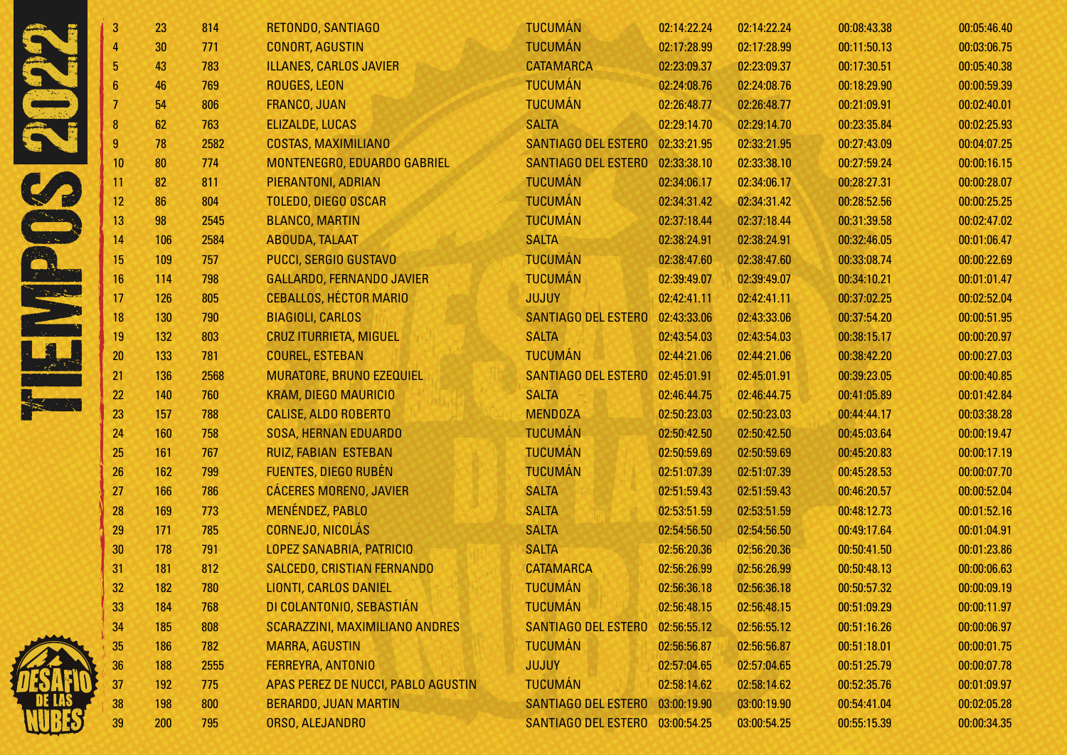# TIEMPOS 2022

| | | | | | | | | |
|---|---|---|---|---|---|---|---|---|
| 3 | 23 | 814 | RETONDO, SANTIAGO | TUCUMÁN | 02:14:22.24 | 02:14:22.24 | 00:08:43.38 | 00:05:46.40 |
| 4 | 30 | 771 | CONORT, AGUSTIN | TUCUMÁN | 02:17:28.99 | 02:17:28.99 | 00:11:50.13 | 00:03:06.75 |
| 5 | 43 | 783 | ILLANES, CARLOS JAVIER | CATAMARCA | 02:23:09.37 | 02:23:09.37 | 00:17:30.51 | 00:05:40.38 |
| 6 | 46 | 769 | ROUGES, LEON | TUCUMÁN | 02:24:08.76 | 02:24:08.76 | 00:18:29.90 | 00:00:59.39 |
| 7 | 54 | 806 | FRANCO, JUAN | TUCUMÁN | 02:26:48.77 | 02:26:48.77 | 00:21:09.91 | 00:02:40.01 |
| 8 | 62 | 763 | ELIZALDE, LUCAS | SALTA | 02:29:14.70 | 02:29:14.70 | 00:23:35.84 | 00:02:25.93 |
| 9 | 78 | 2582 | COSTAS, MAXIMILIANO | SANTIAGO DEL ESTERO | 02:33:21.95 | 02:33:21.95 | 00:27:43.09 | 00:04:07.25 |
| 10 | 80 | 774 | MONTENEGRO, EDUARDO GABRIEL | SANTIAGO DEL ESTERO | 02:33:38.10 | 02:33:38.10 | 00:27:59.24 | 00:00:16.15 |
| 11 | 82 | 811 | PIERANTONI, ADRIAN | TUCUMÁN | 02:34:06.17 | 02:34:06.17 | 00:28:27.31 | 00:00:28.07 |
| 12 | 86 | 804 | TOLEDO, DIEGO OSCAR | TUCUMÁN | 02:34:31.42 | 02:34:31.42 | 00:28:52.56 | 00:00:25.25 |
| 13 | 98 | 2545 | BLANCO, MARTIN | TUCUMÁN | 02:37:18.44 | 02:37:18.44 | 00:31:39.58 | 00:02:47.02 |
| 14 | 106 | 2584 | ABOUDA, TALAAT | SALTA | 02:38:24.91 | 02:38:24.91 | 00:32:46.05 | 00:01:06.47 |
| 15 | 109 | 757 | PUCCI, SERGIO GUSTAVO | TUCUMÁN | 02:38:47.60 | 02:38:47.60 | 00:33:08.74 | 00:00:22.69 |
| 16 | 114 | 798 | GALLARDO, FERNANDO JAVIER | TUCUMÁN | 02:39:49.07 | 02:39:49.07 | 00:34:10.21 | 00:01:01.47 |
| 17 | 126 | 805 | CEBALLOS, HÉCTOR MARIO | JUJUY | 02:42:41.11 | 02:42:41.11 | 00:37:02.25 | 00:02:52.04 |
| 18 | 130 | 790 | BIAGIOLI, CARLOS | SANTIAGO DEL ESTERO | 02:43:33.06 | 02:43:33.06 | 00:37:54.20 | 00:00:51.95 |
| 19 | 132 | 803 | CRUZ ITURRIETA, MIGUEL | SALTA | 02:43:54.03 | 02:43:54.03 | 00:38:15.17 | 00:00:20.97 |
| 20 | 133 | 781 | COUREL, ESTEBAN | TUCUMÁN | 02:44:21.06 | 02:44:21.06 | 00:38:42.20 | 00:00:27.03 |
| 21 | 136 | 2568 | MURATORE, BRUNO EZEQUIEL | SANTIAGO DEL ESTERO | 02:45:01.91 | 02:45:01.91 | 00:39:23.05 | 00:00:40.85 |
| 22 | 140 | 760 | KRAM, DIEGO MAURICIO | SALTA | 02:46:44.75 | 02:46:44.75 | 00:41:05.89 | 00:01:42.84 |
| 23 | 157 | 788 | CALISE, ALDO ROBERTO | MENDOZA | 02:50:23.03 | 02:50:23.03 | 00:44:44.17 | 00:03:38.28 |
| 24 | 160 | 758 | SOSA, HERNAN EDUARDO | TUCUMÁN | 02:50:42.50 | 02:50:42.50 | 00:45:03.64 | 00:00:19.47 |
| 25 | 161 | 767 | RUIZ, FABIAN ESTEBAN | TUCUMÁN | 02:50:59.69 | 02:50:59.69 | 00:45:20.83 | 00:00:17.19 |
| 26 | 162 | 799 | FUENTES, DIEGO RUBÉN | TUCUMÁN | 02:51:07.39 | 02:51:07.39 | 00:45:28.53 | 00:00:07.70 |
| 27 | 166 | 786 | CÁCERES MORENO, JAVIER | SALTA | 02:51:59.43 | 02:51:59.43 | 00:46:20.57 | 00:00:52.04 |
| 28 | 169 | 773 | MENÉNDEZ, PABLO | SALTA | 02:53:51.59 | 02:53:51.59 | 00:48:12.73 | 00:01:52.16 |
| 29 | 171 | 785 | CORNEJO, NICOLÁS | SALTA | 02:54:56.50 | 02:54:56.50 | 00:49:17.64 | 00:01:04.91 |
| 30 | 178 | 791 | LOPEZ SANABRIA, PATRICIO | SALTA | 02:56:20.36 | 02:56:20.36 | 00:50:41.50 | 00:01:23.86 |
| 31 | 181 | 812 | SALCEDO, CRISTIAN FERNANDO | CATAMARCA | 02:56:26.99 | 02:56:26.99 | 00:50:48.13 | 00:00:06.63 |
| 32 | 182 | 780 | LIONTI, CARLOS DANIEL | TUCUMÁN | 02:56:36.18 | 02:56:36.18 | 00:50:57.32 | 00:00:09.19 |
| 33 | 184 | 768 | DI COLANTONIO, SEBASTIÁN | TUCUMÁN | 02:56:48.15 | 02:56:48.15 | 00:51:09.29 | 00:00:11.97 |
| 34 | 185 | 808 | SCARAZZINI, MAXIMILIANO ANDRES | SANTIAGO DEL ESTERO | 02:56:55.12 | 02:56:55.12 | 00:51:16.26 | 00:00:06.97 |
| 35 | 186 | 782 | MARRA, AGUSTIN | TUCUMÁN | 02:56:56.87 | 02:56:56.87 | 00:51:18.01 | 00:00:01.75 |
| 36 | 188 | 2555 | FERREYRA, ANTONIO | JUJUY | 02:57:04.65 | 02:57:04.65 | 00:51:25.79 | 00:00:07.78 |
| 37 | 192 | 775 | APAS PEREZ DE NUCCI, PABLO AGUSTIN | TUCUMÁN | 02:58:14.62 | 02:58:14.62 | 00:52:35.76 | 00:01:09.97 |
| 38 | 198 | 800 | BERARDO, JUAN MARTIN | SANTIAGO DEL ESTERO | 03:00:19.90 | 03:00:19.90 | 00:54:41.04 | 00:02:05.28 |
| 39 | 200 | 795 | ORSO, ALEJANDRO | SANTIAGO DEL ESTERO | 03:00:54.25 | 03:00:54.25 | 00:55:15.39 | 00:00:34.35 |

DESAFIO DE LAS NUBES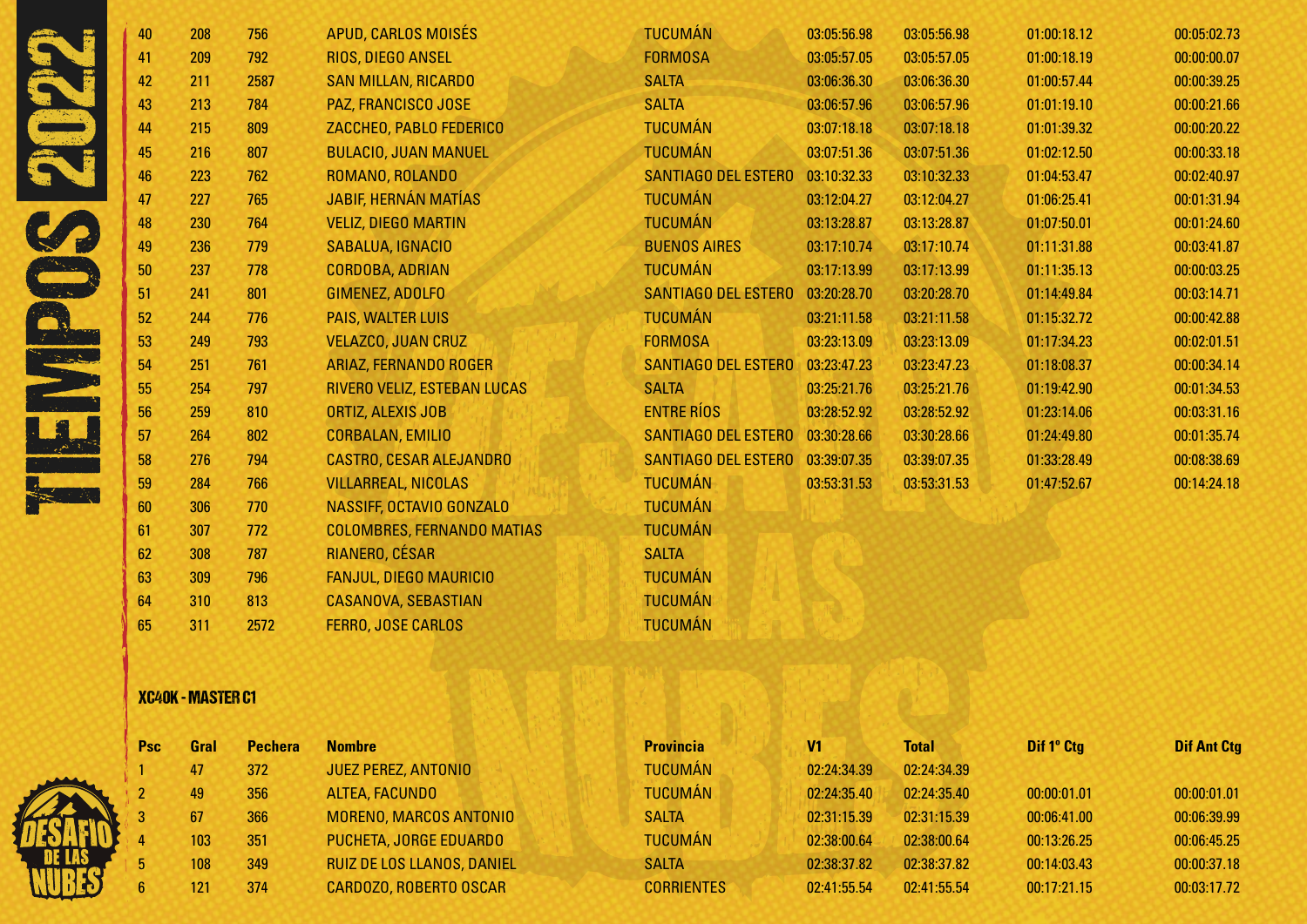| Psc | Gral | Pechera | Nombre | Provincia | V1 | Total | Dif 1º Ctg | Dif Ant Ctg |
|---|---|---|---|---|---|---|---|---|
| 40 | 208 | 756 | APUD, CARLOS MOISÉS | TUCUMÁN | 03:05:56.98 | 03:05:56.98 | 01:00:18.12 | 00:05:02.73 |
| 41 | 209 | 792 | RIOS, DIEGO ANSEL | FORMOSA | 03:05:57.05 | 03:05:57.05 | 01:00:18.19 | 00:00:00.07 |
| 42 | 211 | 2587 | SAN MILLAN, RICARDO | SALTA | 03:06:36.30 | 03:06:36.30 | 01:00:57.44 | 00:00:39.25 |
| 43 | 213 | 784 | PAZ, FRANCISCO JOSE | SALTA | 03:06:57.96 | 03:06:57.96 | 01:01:19.10 | 00:00:21.66 |
| 44 | 215 | 809 | ZACCHEO, PABLO FEDERICO | TUCUMÁN | 03:07:18.18 | 03:07:18.18 | 01:01:39.32 | 00:00:20.22 |
| 45 | 216 | 807 | BULACIO, JUAN MANUEL | TUCUMÁN | 03:07:51.36 | 03:07:51.36 | 01:02:12.50 | 00:00:33.18 |
| 46 | 223 | 762 | ROMANO, ROLANDO | SANTIAGO DEL ESTERO | 03:10:32.33 | 03:10:32.33 | 01:04:53.47 | 00:02:40.97 |
| 47 | 227 | 765 | JABIF, HERNÁN MATÍAS | TUCUMÁN | 03:12:04.27 | 03:12:04.27 | 01:06:25.41 | 00:01:31.94 |
| 48 | 230 | 764 | VELIZ, DIEGO MARTIN | TUCUMÁN | 03:13:28.87 | 03:13:28.87 | 01:07:50.01 | 00:01:24.60 |
| 49 | 236 | 779 | SABALUA, IGNACIO | BUENOS AIRES | 03:17:10.74 | 03:17:10.74 | 01:11:31.88 | 00:03:41.87 |
| 50 | 237 | 778 | CORDOBA, ADRIAN | TUCUMÁN | 03:17:13.99 | 03:17:13.99 | 01:11:35.13 | 00:00:03.25 |
| 51 | 241 | 801 | GIMENEZ, ADOLFO | SANTIAGO DEL ESTERO | 03:20:28.70 | 03:20:28.70 | 01:14:49.84 | 00:03:14.71 |
| 52 | 244 | 776 | PAIS, WALTER LUIS | TUCUMÁN | 03:21:11.58 | 03:21:11.58 | 01:15:32.72 | 00:00:42.88 |
| 53 | 249 | 793 | VELAZCO, JUAN CRUZ | FORMOSA | 03:23:13.09 | 03:23:13.09 | 01:17:34.23 | 00:02:01.51 |
| 54 | 251 | 761 | ARIAZ, FERNANDO ROGER | SANTIAGO DEL ESTERO | 03:23:47.23 | 03:23:47.23 | 01:18:08.37 | 00:00:34.14 |
| 55 | 254 | 797 | RIVERO VELIZ, ESTEBAN LUCAS | SALTA | 03:25:21.76 | 03:25:21.76 | 01:19:42.90 | 00:01:34.53 |
| 56 | 259 | 810 | ORTIZ, ALEXIS JOB | ENTRE RÍOS | 03:28:52.92 | 03:28:52.92 | 01:23:14.06 | 00:03:31.16 |
| 57 | 264 | 802 | CORBALAN, EMILIO | SANTIAGO DEL ESTERO | 03:30:28.66 | 03:30:28.66 | 01:24:49.80 | 00:01:35.74 |
| 58 | 276 | 794 | CASTRO, CESAR ALEJANDRO | SANTIAGO DEL ESTERO | 03:39:07.35 | 03:39:07.35 | 01:33:28.49 | 00:08:38.69 |
| 59 | 284 | 766 | VILLARREAL, NICOLAS | TUCUMÁN | 03:53:31.53 | 03:53:31.53 | 01:47:52.67 | 00:14:24.18 |
| 60 | 306 | 770 | NASSIFF, OCTAVIO GONZALO | TUCUMÁN | | | | |
| 61 | 307 | 772 | COLOMBRES, FERNANDO MATIAS | TUCUMÁN | | | | |
| 62 | 308 | 787 | RIANERO, CÉSAR | SALTA | | | | |
| 63 | 309 | 796 | FANJUL, DIEGO MAURICIO | TUCUMÁN | | | | |
| 64 | 310 | 813 | CASANOVA, SEBASTIAN | TUCUMÁN | | | | |
| 65 | 311 | 2572 | FERRO, JOSE CARLOS | TUCUMÁN | | | | |

## XC40K - MASTER C1

| Psc | Gral | Pechera | Nombre | Provincia | V1 | Total | Dif 1º Ctg | Dif Ant Ctg |
|---|---|---|---|---|---|---|---|---|
| 1 | 47 | 372 | JUEZ PEREZ, ANTONIO | TUCUMÁN | 02:24:34.39 | 02:24:34.39 | | |
| 2 | 49 | 356 | ALTEA, FACUNDO | TUCUMÁN | 02:24:35.40 | 02:24:35.40 | 00:00:01.01 | 00:00:01.01 |
| 3 | 67 | 366 | MORENO, MARCOS ANTONIO | SALTA | 02:31:15.39 | 02:31:15.39 | 00:06:41.00 | 00:06:39.99 |
| 4 | 103 | 351 | PUCHETA, JORGE EDUARDO | TUCUMÁN | 02:38:00.64 | 02:38:00.64 | 00:13:26.25 | 00:06:45.25 |
| 5 | 108 | 349 | RUIZ DE LOS LLANOS, DANIEL | SALTA | 02:38:37.82 | 02:38:37.82 | 00:14:03.43 | 00:00:37.18 |
| 6 | 121 | 374 | CARDOZO, ROBERTO OSCAR | CORRIENTES | 02:41:55.54 | 02:41:55.54 | 00:17:21.15 | 00:03:17.72 |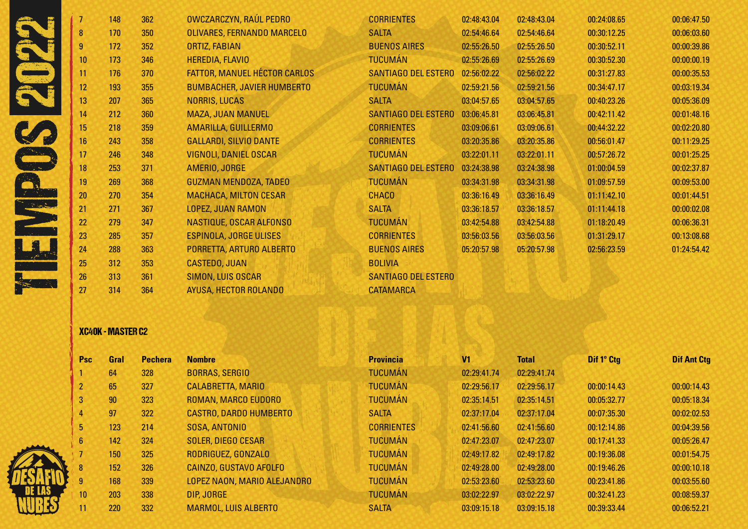| Psc | Gral | Pechera | Nombre | Provincia | V1 | Total | Dif 1° Ctg | Dif Ant Ctg |
|---|---|---|---|---|---|---|---|---|
| 7 | 148 | 362 | OWCZARCZYN, RAÚL PEDRO | CORRIENTES | 02:48:43.04 | 02:48:43.04 | 00:24:08.65 | 00:06:47.50 |
| 8 | 170 | 350 | OLIVARES, FERNANDO MARCELO | SALTA | 02:54:46.64 | 02:54:46.64 | 00:30:12.25 | 00:06:03.60 |
| 9 | 172 | 352 | ORTIZ, FABIAN | BUENOS AIRES | 02:55:26.50 | 02:55:26.50 | 00:30:52.11 | 00:00:39.86 |
| 10 | 173 | 346 | HEREDIA, FLAVIO | TUCUMÁN | 02:55:26.69 | 02:55:26.69 | 00:30:52.30 | 00:00:00.19 |
| 11 | 176 | 370 | FATTOR, MANUEL HÉCTOR CARLOS | SANTIAGO DEL ESTERO | 02:56:02.22 | 02:56:02.22 | 00:31:27.83 | 00:00:35.53 |
| 12 | 193 | 355 | BUMBACHER, JAVIER HUMBERTO | TUCUMÁN | 02:59:21.56 | 02:59:21.56 | 00:34:47.17 | 00:03:19.34 |
| 13 | 207 | 365 | NORRIS, LUCAS | SALTA | 03:04:57.65 | 03:04:57.65 | 00:40:23.26 | 00:05:36.09 |
| 14 | 212 | 360 | MAZA, JUAN MANUEL | SANTIAGO DEL ESTERO | 03:06:45.81 | 03:06:45.81 | 00:42:11.42 | 00:01:48.16 |
| 15 | 218 | 359 | AMARILLA, GUILLERMO | CORRIENTES | 03:09:06.61 | 03:09:06.61 | 00:44:32.22 | 00:02:20.80 |
| 16 | 243 | 358 | GALLARDI, SILVIO DANTE | CORRIENTES | 03:20:35.86 | 03:20:35.86 | 00:56:01.47 | 00:11:29.25 |
| 17 | 246 | 348 | VIGNOLI, DANIEL OSCAR | TUCUMÁN | 03:22:01.11 | 03:22:01.11 | 00:57:26.72 | 00:01:25.25 |
| 18 | 253 | 371 | AMERIO, JORGE | SANTIAGO DEL ESTERO | 03:24:38.98 | 03:24:38.98 | 01:00:04.59 | 00:02:37.87 |
| 19 | 269 | 368 | GUZMAN MENDOZA, TADEO | TUCUMÁN | 03:34:31.98 | 03:34:31.98 | 01:09:57.59 | 00:09:53.00 |
| 20 | 270 | 354 | MACHACA, MILTON CESAR | CHACO | 03:36:16.49 | 03:36:16.49 | 01:11:42.10 | 00:01:44.51 |
| 21 | 271 | 367 | LOPEZ, JUAN RAMON | SALTA | 03:36:18.57 | 03:36:18.57 | 01:11:44.18 | 00:00:02.08 |
| 22 | 279 | 347 | NASTIQUE, OSCAR ALFONSO | TUCUMÁN | 03:42:54.88 | 03:42:54.88 | 01:18:20.49 | 00:06:36.31 |
| 23 | 285 | 357 | ESPINOLA, JORGE ULISES | CORRIENTES | 03:56:03.56 | 03:56:03.56 | 01:31:29.17 | 00:13:08.68 |
| 24 | 288 | 363 | PORRETTA, ARTURO ALBERTO | BUENOS AIRES | 05:20:57.98 | 05:20:57.98 | 02:56:23.59 | 01:24:54.42 |
| 25 | 312 | 353 | CASTEDO, JUAN | BOLIVIA | | | | |
| 26 | 313 | 361 | SIMON, LUIS OSCAR | SANTIAGO DEL ESTERO | | | | |
| 27 | 314 | 364 | AYUSA, HECTOR ROLANDO | CATAMARCA | | | | |

### XC40K - MASTER C2

| Psc | Gral | Pechera | Nombre | Provincia | V1 | Total | Dif 1° Ctg | Dif Ant Ctg |
|---|---|---|---|---|---|---|---|---|
| 1 | 64 | 328 | BORRAS, SERGIO | TUCUMÁN | 02:29:41.74 | 02:29:41.74 | | |
| 2 | 65 | 327 | CALABRETTA, MARIO | TUCUMÁN | 02:29:56.17 | 02:29:56.17 | 00:00:14.43 | 00:00:14.43 |
| 3 | 90 | 323 | ROMAN, MARCO EUDORO | TUCUMÁN | 02:35:14.51 | 02:35:14.51 | 00:05:32.77 | 00:05:18.34 |
| 4 | 97 | 322 | CASTRO, DARDO HUMBERTO | SALTA | 02:37:17.04 | 02:37:17.04 | 00:07:35.30 | 00:02:02.53 |
| 5 | 123 | 214 | SOSA, ANTONIO | CORRIENTES | 02:41:56.60 | 02:41:56.60 | 00:12:14.86 | 00:04:39.56 |
| 6 | 142 | 324 | SOLER, DIEGO CESAR | TUCUMÁN | 02:47:23.07 | 02:47:23.07 | 00:17:41.33 | 00:05:26.47 |
| 7 | 150 | 325 | RODRIGUEZ, GONZALO | TUCUMÁN | 02:49:17.82 | 02:49:17.82 | 00:19:36.08 | 00:01:54.75 |
| 8 | 152 | 326 | CAINZO, GUSTAVO AFOLFO | TUCUMÁN | 02:49:28.00 | 02:49:28.00 | 00:19:46.26 | 00:00:10.18 |
| 9 | 168 | 339 | LOPEZ NAON, MARIO ALEJANDRO | TUCUMÁN | 02:53:23.60 | 02:53:23.60 | 00:23:41.86 | 00:03:55.60 |
| 10 | 203 | 338 | DIP, JORGE | TUCUMÁN | 03:02:22.97 | 03:02:22.97 | 00:32:41.23 | 00:08:59.37 |
| 11 | 220 | 332 | MARMOL, LUIS ALBERTO | SALTA | 03:09:15.18 | 03:09:15.18 | 00:39:33.44 | 00:06:52.21 |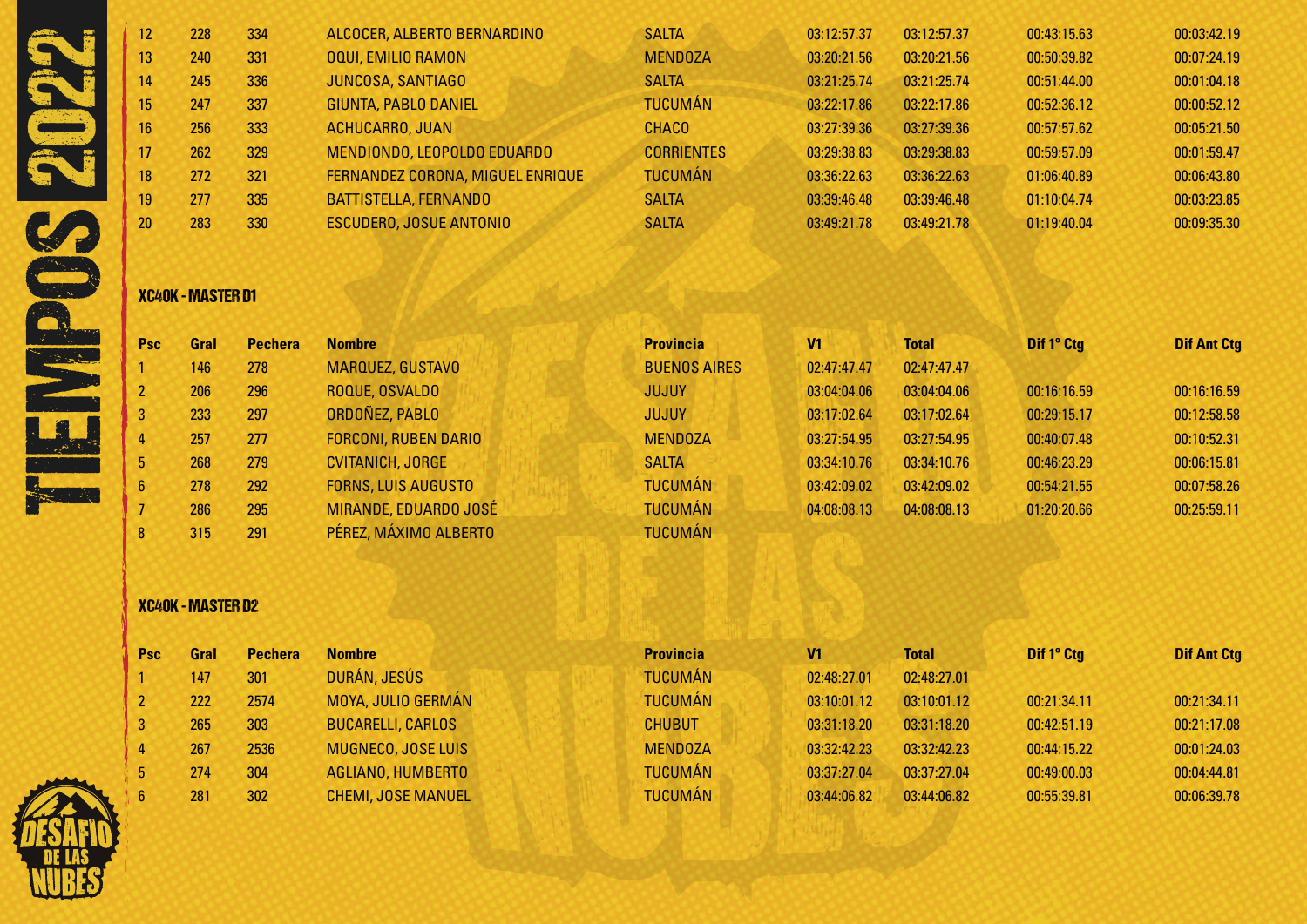| 12 | 228 | 334 | ALCOCER, ALBERTO BERNARDINO | SALTA | 03:12:57.37 | 03:12:57.37 | 00:43:15.63 | 00:03:42.19 |
|---|---|---|---|---|---|---|---|---|
| 13 | 240 | 331 | OQUI, EMILIO RAMON | MENDOZA | 03:20:21.56 | 03:20:21.56 | 00:50:39.82 | 00:07:24.19 |
| 14 | 245 | 336 | JUNCOSA, SANTIAGO | SALTA | 03:21:25.74 | 03:21:25.74 | 00:51:44.00 | 00:01:04.18 |
| 15 | 247 | 337 | GIUNTA, PABLO DANIEL | TUCUMÁN | 03:22:17.86 | 03:22:17.86 | 00:52:36.12 | 00:00:52.12 |
| 16 | 256 | 333 | ACHUCARRO, JUAN | CHACO | 03:27:39.36 | 03:27:39.36 | 00:57:57.62 | 00:05:21.50 |
| 17 | 262 | 329 | MENDIONDO, LEOPOLDO EDUARDO | CORRIENTES | 03:29:38.83 | 03:29:38.83 | 00:59:57.09 | 00:01:59.47 |
| 18 | 272 | 321 | FERNANDEZ CORONA, MIGUEL ENRIQUE | TUCUMÁN | 03:36:22.63 | 03:36:22.63 | 01:06:40.89 | 00:06:43.80 |
| 19 | 277 | 335 | BATTISTELLA, FERNANDO | SALTA | 03:39:46.48 | 03:39:46.48 | 01:10:04.74 | 00:03:23.85 |
| 20 | 283 | 330 | ESCUDERO, JOSUE ANTONIO | SALTA | 03:49:21.78 | 03:49:21.78 | 01:19:40.04 | 00:09:35.30 |

## XC40K - MASTER D1

| Psc | Gral | Pechera | Nombre | Provincia | V1 | Total | Dif 1º Ctg | Dif Ant Ctg |
|---|---|---|---|---|---|---|---|---|
| 1 | 146 | 278 | MARQUEZ, GUSTAVO | BUENOS AIRES | 02:47:47.47 | 02:47:47.47 | | |
| 2 | 206 | 296 | ROQUE, OSVALDO | JUJUY | 03:04:04.06 | 03:04:04.06 | 00:16:16.59 | 00:16:16.59 |
| 3 | 233 | 297 | ORDOÑEZ, PABLO | JUJUY | 03:17:02.64 | 03:17:02.64 | 00:29:15.17 | 00:12:58.58 |
| 4 | 257 | 277 | FORCONI, RUBEN DARIO | MENDOZA | 03:27:54.95 | 03:27:54.95 | 00:40:07.48 | 00:10:52.31 |
| 5 | 268 | 279 | CVITANICH, JORGE | SALTA | 03:34:10.76 | 03:34:10.76 | 00:46:23.29 | 00:06:15.81 |
| 6 | 278 | 292 | FORNS, LUIS AUGUSTO | TUCUMÁN | 03:42:09.02 | 03:42:09.02 | 00:54:21.55 | 00:07:58.26 |
| 7 | 286 | 295 | MIRANDE, EDUARDO JOSÉ | TUCUMÁN | 04:08:08.13 | 04:08:08.13 | 01:20:20.66 | 00:25:59.11 |
| 8 | 315 | 291 | PÉREZ, MÁXIMO ALBERTO | TUCUMÁN | | | | |

## XC40K - MASTER D2

| Psc | Gral | Pechera | Nombre | Provincia | V1 | Total | Dif 1º Ctg | Dif Ant Ctg |
|---|---|---|---|---|---|---|---|---|
| 1 | 147 | 301 | DURÁN, JESÚS | TUCUMÁN | 02:48:27.01 | 02:48:27.01 | | |
| 2 | 222 | 2574 | MOYA, JULIO GERMÁN | TUCUMÁN | 03:10:01.12 | 03:10:01.12 | 00:21:34.11 | 00:21:34.11 |
| 3 | 265 | 303 | BUCARELLI, CARLOS | CHUBUT | 03:31:18.20 | 03:31:18.20 | 00:42:51.19 | 00:21:17.08 |
| 4 | 267 | 2536 | MUGNECO, JOSE LUIS | MENDOZA | 03:32:42.23 | 03:32:42.23 | 00:44:15.22 | 00:01:24.03 |
| 5 | 274 | 304 | AGLIANO, HUMBERTO | TUCUMÁN | 03:37:27.04 | 03:37:27.04 | 00:49:00.03 | 00:04:44.81 |
| 6 | 281 | 302 | CHEMI, JOSE MANUEL | TUCUMÁN | 03:44:06.82 | 03:44:06.82 | 00:55:39.81 | 00:06:39.78 |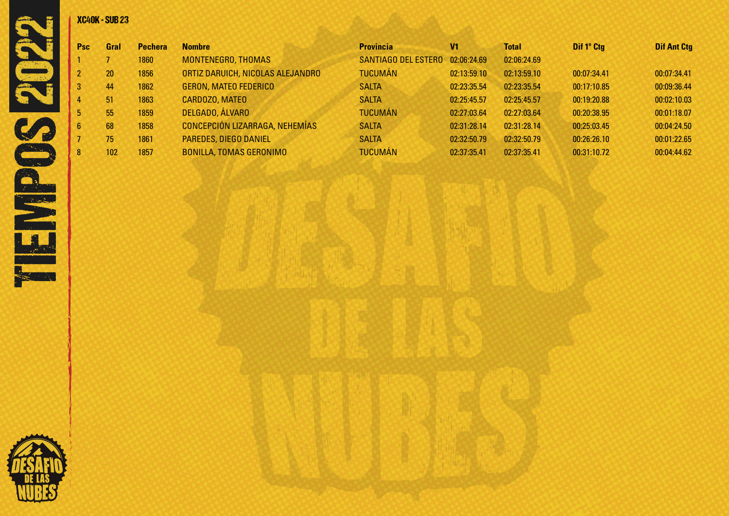## XC40K - SUB 23

| Psc | Gral | Pechera | Nombre | Provincia | V1 | Total | Dif 1° Ctg | Dif Ant Ctg |
|---|---|---|---|---|---|---|---|---|
| 1 | 7 | 1860 | MONTENEGRO, THOMAS | SANTIAGO DEL ESTERO | 02:06:24.69 | 02:06:24.69 | | |
| 2 | 20 | 1856 | ORTIZ DARUICH, NICOLAS ALEJANDRO | TUCUMÁN | 02:13:59.10 | 02:13:59.10 | 00:07:34.41 | 00:07:34.41 |
| 3 | 44 | 1862 | GERON, MATEO FEDERICO | SALTA | 02:23:35.54 | 02:23:35.54 | 00:17:10.85 | 00:09:36.44 |
| 4 | 51 | 1863 | CARDOZO, MATEO | SALTA | 02:25:45.57 | 02:25:45.57 | 00:19:20.88 | 00:02:10.03 |
| 5 | 55 | 1859 | DELGADO, ÁLVARO | TUCUMÁN | 02:27:03.64 | 02:27:03.64 | 00:20:38.95 | 00:01:18.07 |
| 6 | 68 | 1858 | CONCEPCIÓN LIZARRAGA, NEHEMÍAS | SALTA | 02:31:28.14 | 02:31:28.14 | 00:25:03.45 | 00:04:24.50 |
| 7 | 75 | 1861 | PAREDES, DIEGO DANIEL | SALTA | 02:32:50.79 | 02:32:50.79 | 00:26:26.10 | 00:01:22.65 |
| 8 | 102 | 1857 | BONILLA, TOMAS GERONIMO | TUCUMÁN | 02:37:35.41 | 02:37:35.41 | 00:31:10.72 | 00:04:44.62 |